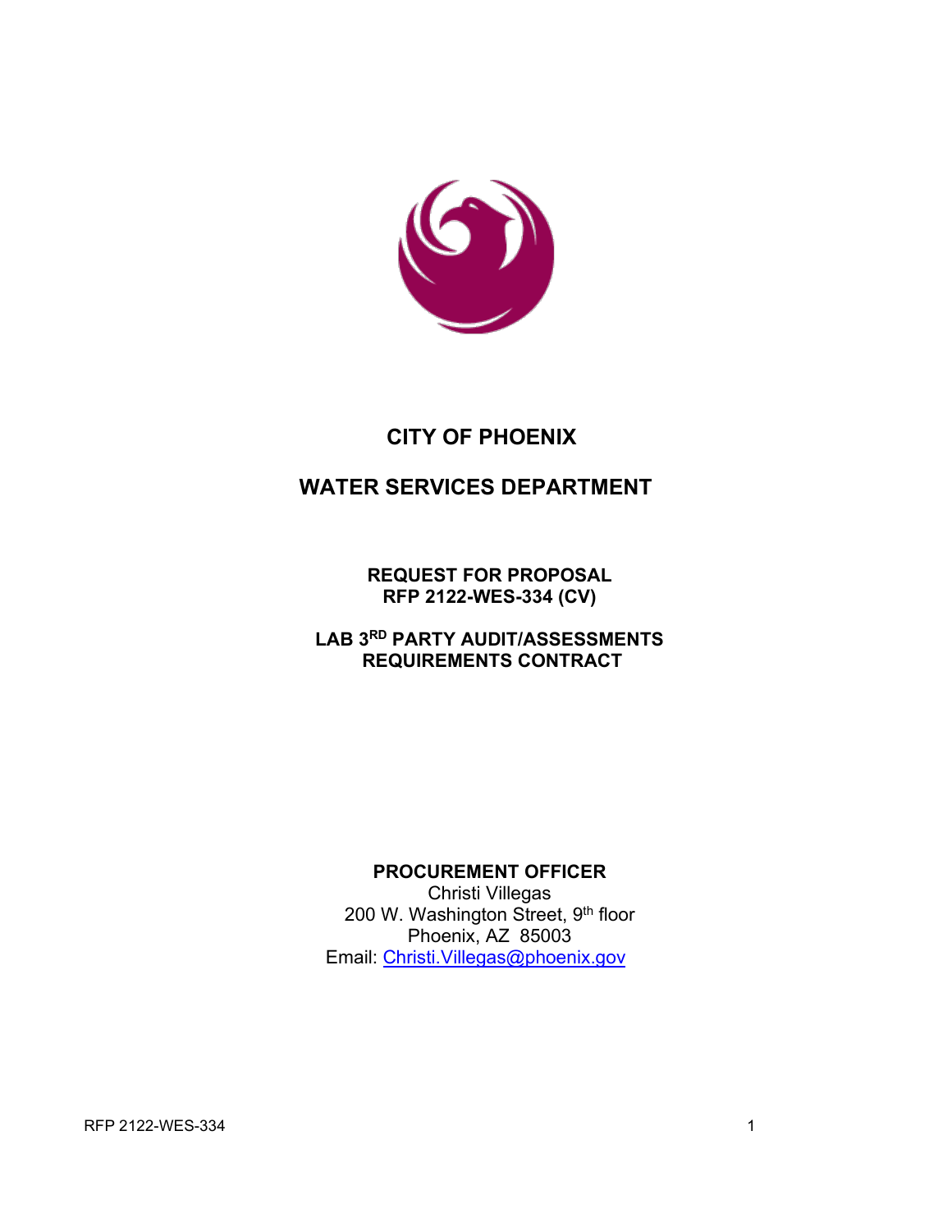# CITY OF PHOENIX

## WATER SERVICES DEPARTMENT

**REQUEST FOR PROPOSAL**
**RFP 2122-WES-334 (CV)**

**LAB 3RD PARTY AUDIT/ASSESSMENTS**
**REQUIREMENTS CONTRACT**

**PROCUREMENT OFFICER**
Christi Villegas
200 W. Washington Street, 9th floor
Phoenix, AZ 85003
Email: Christi.Villegas@phoenix.gov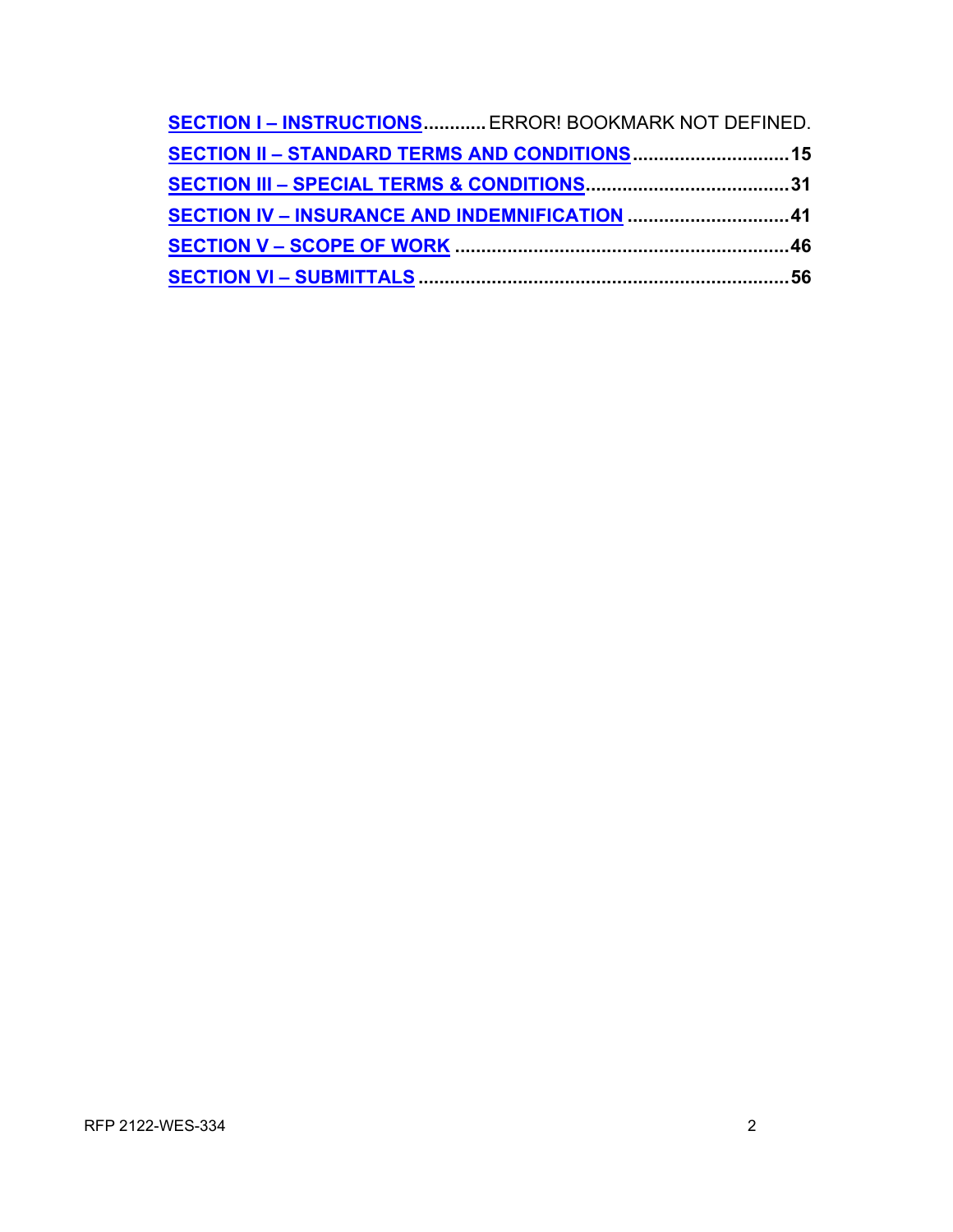**SECTION I – INSTRUCTIONS**............ ERROR! BOOKMARK NOT DEFINED.

**SECTION II – STANDARD TERMS AND CONDITIONS**.............................. 15

**SECTION III – SPECIAL TERMS & CONDITIONS**...................................... 31

**SECTION IV – INSURANCE AND INDEMNIFICATION** ............................... 41

**SECTION V – SCOPE OF WORK** ............................................................... 46

**SECTION VI – SUBMITTALS** ...................................................................... 56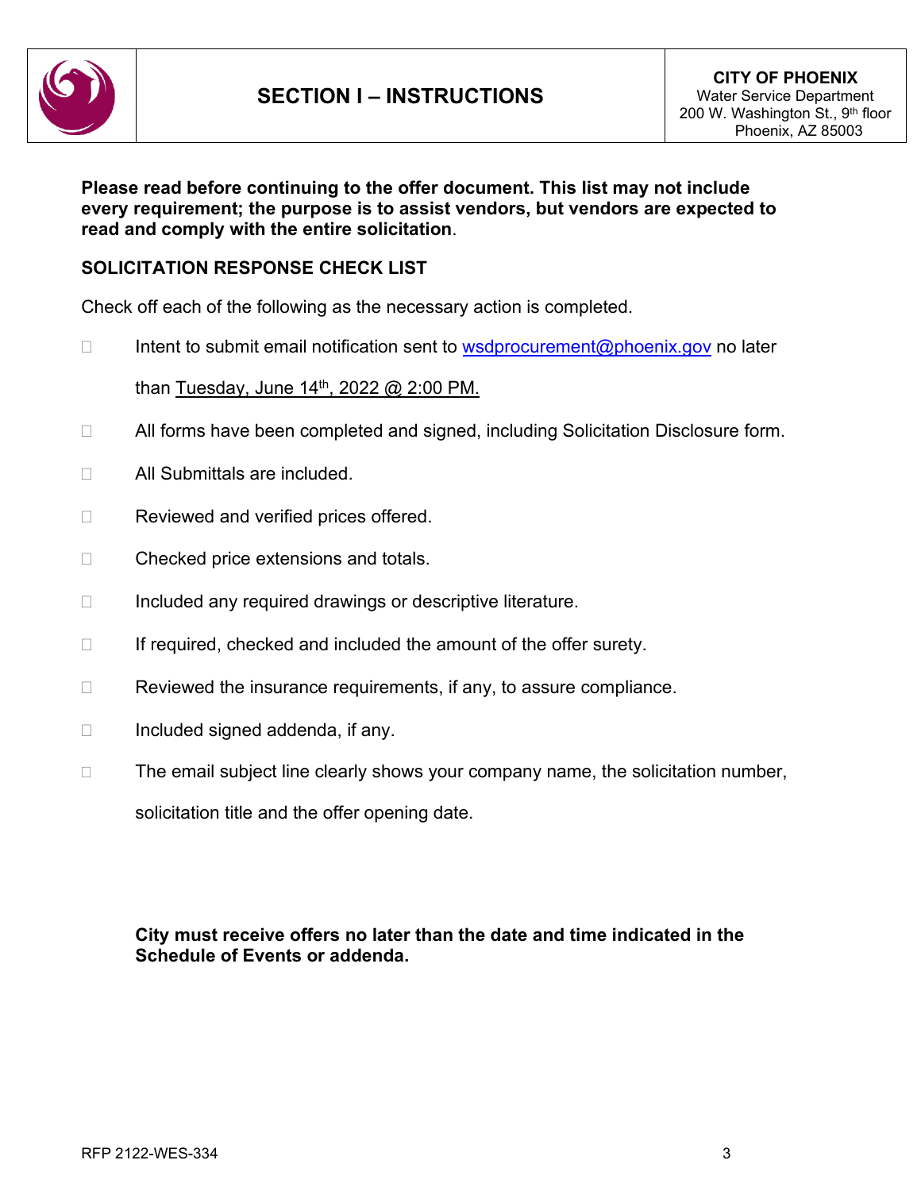# SECTION I – INSTRUCTIONS

**CITY OF PHOENIX**
Water Service Department
200 W. Washington St., 9th floor
Phoenix, AZ 85003

**Please read before continuing to the offer document. This list may not include every requirement; the purpose is to assist vendors, but vendors are expected to read and comply with the entire solicitation.**

## SOLICITATION RESPONSE CHECK LIST

Check off each of the following as the necessary action is completed.

- ☐ Intent to submit email notification sent to wsdprocurement@phoenix.gov no later than Tuesday, June 14th, 2022 @ 2:00 PM.
- ☐ All forms have been completed and signed, including Solicitation Disclosure form.
- ☐ All Submittals are included.
- ☐ Reviewed and verified prices offered.
- ☐ Checked price extensions and totals.
- ☐ Included any required drawings or descriptive literature.
- ☐ If required, checked and included the amount of the offer surety.
- ☐ Reviewed the insurance requirements, if any, to assure compliance.
- ☐ Included signed addenda, if any.
- ☐ The email subject line clearly shows your company name, the solicitation number, solicitation title and the offer opening date.

**City must receive offers no later than the date and time indicated in the Schedule of Events or addenda.**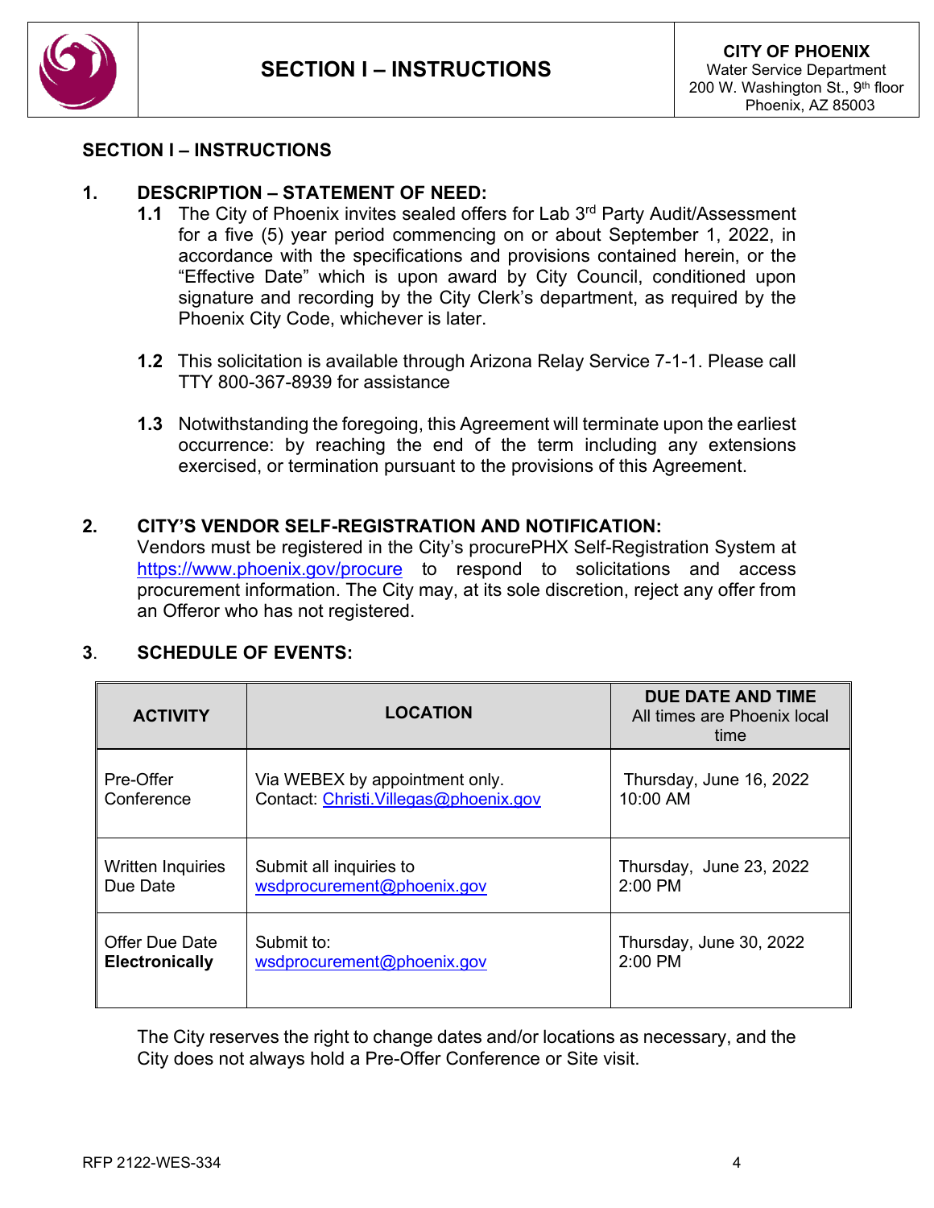# SECTION I – INSTRUCTIONS

CITY OF PHOENIX
Water Service Department
200 W. Washington St., 9th floor
Phoenix, AZ 85003

## SECTION I – INSTRUCTIONS

### 1. DESCRIPTION – STATEMENT OF NEED:

**1.1** The City of Phoenix invites sealed offers for Lab 3rd Party Audit/Assessment for a five (5) year period commencing on or about September 1, 2022, in accordance with the specifications and provisions contained herein, or the "Effective Date" which is upon award by City Council, conditioned upon signature and recording by the City Clerk's department, as required by the Phoenix City Code, whichever is later.

**1.2** This solicitation is available through Arizona Relay Service 7-1-1. Please call TTY 800-367-8939 for assistance

**1.3** Notwithstanding the foregoing, this Agreement will terminate upon the earliest occurrence: by reaching the end of the term including any extensions exercised, or termination pursuant to the provisions of this Agreement.

### 2. CITY'S VENDOR SELF-REGISTRATION AND NOTIFICATION:

Vendors must be registered in the City's procurePHX Self-Registration System at https://www.phoenix.gov/procure to respond to solicitations and access procurement information. The City may, at its sole discretion, reject any offer from an Offeror who has not registered.

### 3. SCHEDULE OF EVENTS:

| ACTIVITY | LOCATION | DUE DATE AND TIME<br>All times are Phoenix local time |
|---|---|---|
| Pre-Offer Conference | Via WEBEX by appointment only.<br>Contact: Christi.Villegas@phoenix.gov | Thursday, June 16, 2022<br>10:00 AM |
| Written Inquiries Due Date | Submit all inquiries to<br>wsdprocurement@phoenix.gov | Thursday, June 23, 2022<br>2:00 PM |
| Offer Due Date **Electronically** | Submit to:<br>wsdprocurement@phoenix.gov | Thursday, June 30, 2022<br>2:00 PM |

The City reserves the right to change dates and/or locations as necessary, and the City does not always hold a Pre-Offer Conference or Site visit.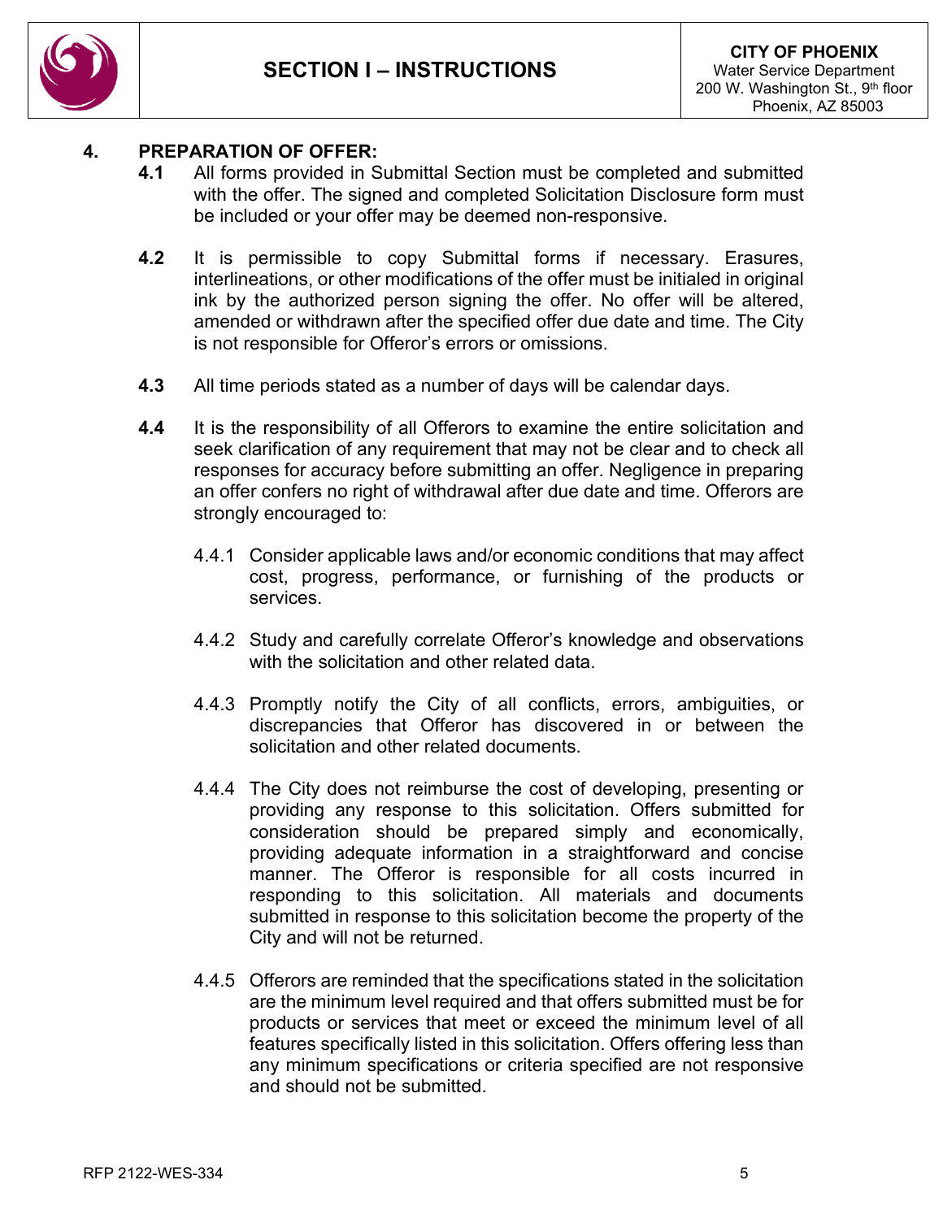## 4. PREPARATION OF OFFER:

**4.1** All forms provided in Submittal Section must be completed and submitted with the offer. The signed and completed Solicitation Disclosure form must be included or your offer may be deemed non-responsive.

**4.2** It is permissible to copy Submittal forms if necessary. Erasures, interlineations, or other modifications of the offer must be initialed in original ink by the authorized person signing the offer. No offer will be altered, amended or withdrawn after the specified offer due date and time. The City is not responsible for Offeror's errors or omissions.

**4.3** All time periods stated as a number of days will be calendar days.

**4.4** It is the responsibility of all Offerors to examine the entire solicitation and seek clarification of any requirement that may not be clear and to check all responses for accuracy before submitting an offer. Negligence in preparing an offer confers no right of withdrawal after due date and time. Offerors are strongly encouraged to:

4.4.1 Consider applicable laws and/or economic conditions that may affect cost, progress, performance, or furnishing of the products or services.

4.4.2 Study and carefully correlate Offeror's knowledge and observations with the solicitation and other related data.

4.4.3 Promptly notify the City of all conflicts, errors, ambiguities, or discrepancies that Offeror has discovered in or between the solicitation and other related documents.

4.4.4 The City does not reimburse the cost of developing, presenting or providing any response to this solicitation. Offers submitted for consideration should be prepared simply and economically, providing adequate information in a straightforward and concise manner. The Offeror is responsible for all costs incurred in responding to this solicitation. All materials and documents submitted in response to this solicitation become the property of the City and will not be returned.

4.4.5 Offerors are reminded that the specifications stated in the solicitation are the minimum level required and that offers submitted must be for products or services that meet or exceed the minimum level of all features specifically listed in this solicitation. Offers offering less than any minimum specifications or criteria specified are not responsive and should not be submitted.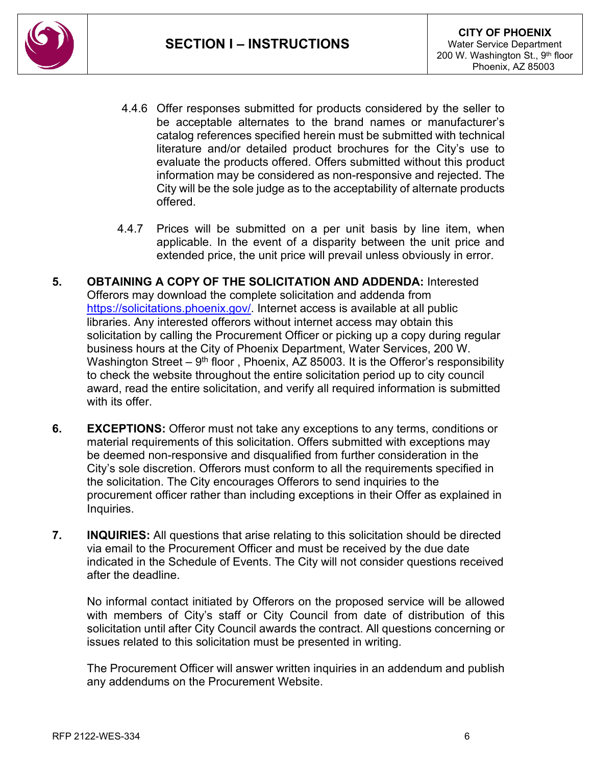4.4.6 Offer responses submitted for products considered by the seller to be acceptable alternates to the brand names or manufacturer's catalog references specified herein must be submitted with technical literature and/or detailed product brochures for the City's use to evaluate the products offered. Offers submitted without this product information may be considered as non-responsive and rejected. The City will be the sole judge as to the acceptability of alternate products offered.

4.4.7 Prices will be submitted on a per unit basis by line item, when applicable. In the event of a disparity between the unit price and extended price, the unit price will prevail unless obviously in error.

5. **OBTAINING A COPY OF THE SOLICITATION AND ADDENDA:** Interested Offerors may download the complete solicitation and addenda from https://solicitations.phoenix.gov/. Internet access is available at all public libraries. Any interested offerors without internet access may obtain this solicitation by calling the Procurement Officer or picking up a copy during regular business hours at the City of Phoenix Department, Water Services, 200 W. Washington Street – 9th floor , Phoenix, AZ 85003. It is the Offeror's responsibility to check the website throughout the entire solicitation period up to city council award, read the entire solicitation, and verify all required information is submitted with its offer.

6. **EXCEPTIONS:** Offeror must not take any exceptions to any terms, conditions or material requirements of this solicitation. Offers submitted with exceptions may be deemed non-responsive and disqualified from further consideration in the City's sole discretion. Offerors must conform to all the requirements specified in the solicitation. The City encourages Offerors to send inquiries to the procurement officer rather than including exceptions in their Offer as explained in Inquiries.

7. **INQUIRIES:** All questions that arise relating to this solicitation should be directed via email to the Procurement Officer and must be received by the due date indicated in the Schedule of Events. The City will not consider questions received after the deadline.

   No informal contact initiated by Offerors on the proposed service will be allowed with members of City's staff or City Council from date of distribution of this solicitation until after City Council awards the contract. All questions concerning or issues related to this solicitation must be presented in writing.

   The Procurement Officer will answer written inquiries in an addendum and publish any addendums on the Procurement Website.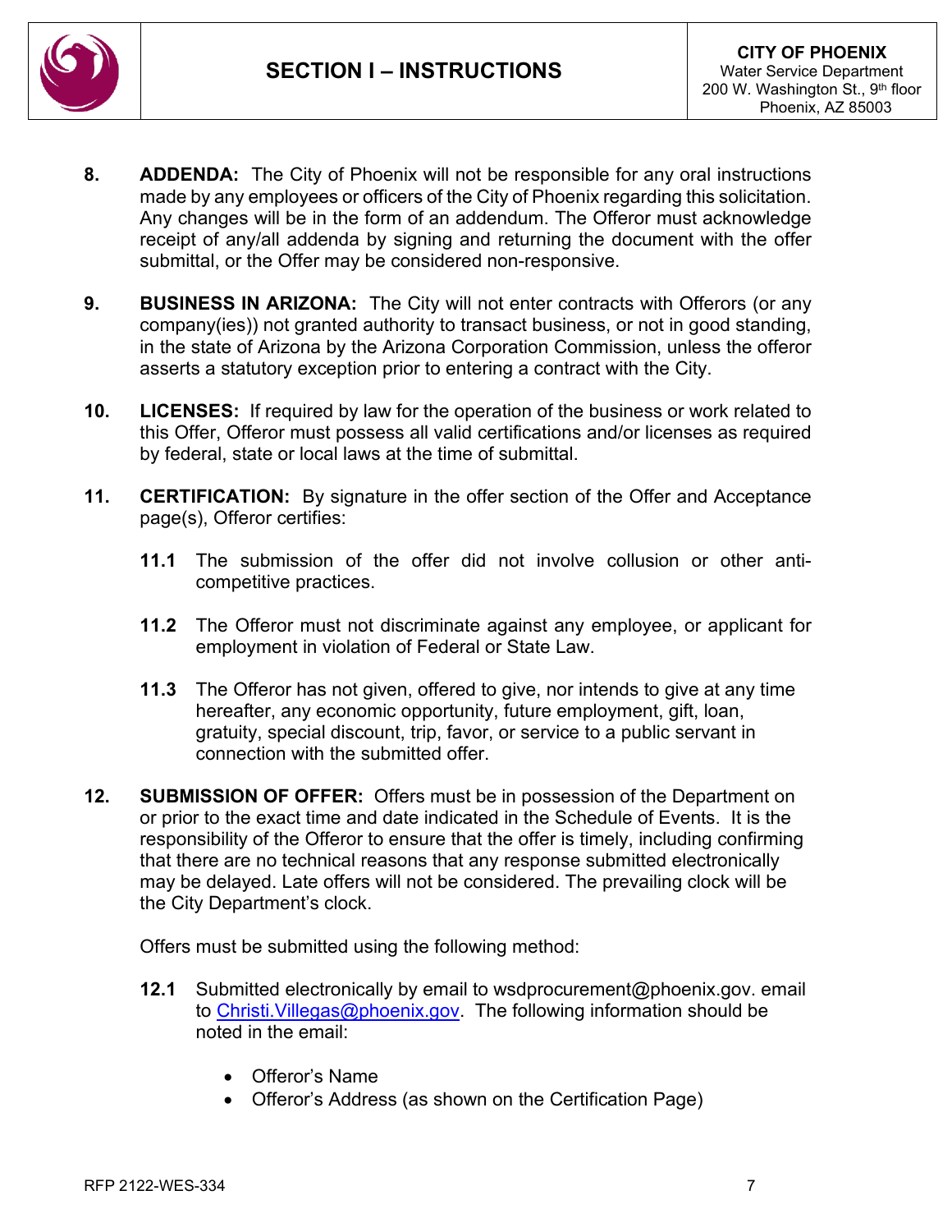8. **ADDENDA:** The City of Phoenix will not be responsible for any oral instructions made by any employees or officers of the City of Phoenix regarding this solicitation. Any changes will be in the form of an addendum. The Offeror must acknowledge receipt of any/all addenda by signing and returning the document with the offer submittal, or the Offer may be considered non-responsive.

9. **BUSINESS IN ARIZONA:** The City will not enter contracts with Offerors (or any company(ies)) not granted authority to transact business, or not in good standing, in the state of Arizona by the Arizona Corporation Commission, unless the offeror asserts a statutory exception prior to entering a contract with the City.

10. **LICENSES:** If required by law for the operation of the business or work related to this Offer, Offeror must possess all valid certifications and/or licenses as required by federal, state or local laws at the time of submittal.

11. **CERTIFICATION:** By signature in the offer section of the Offer and Acceptance page(s), Offeror certifies:

    **11.1** The submission of the offer did not involve collusion or other anti-competitive practices.

    **11.2** The Offeror must not discriminate against any employee, or applicant for employment in violation of Federal or State Law.

    **11.3** The Offeror has not given, offered to give, nor intends to give at any time hereafter, any economic opportunity, future employment, gift, loan, gratuity, special discount, trip, favor, or service to a public servant in connection with the submitted offer.

12. **SUBMISSION OF OFFER:** Offers must be in possession of the Department on or prior to the exact time and date indicated in the Schedule of Events. It is the responsibility of the Offeror to ensure that the offer is timely, including confirming that there are no technical reasons that any response submitted electronically may be delayed. Late offers will not be considered. The prevailing clock will be the City Department's clock.

    Offers must be submitted using the following method:

    **12.1** Submitted electronically by email to wsdprocurement@phoenix.gov. email to Christi.Villegas@phoenix.gov. The following information should be noted in the email:

    - Offeror's Name
    - Offeror's Address (as shown on the Certification Page)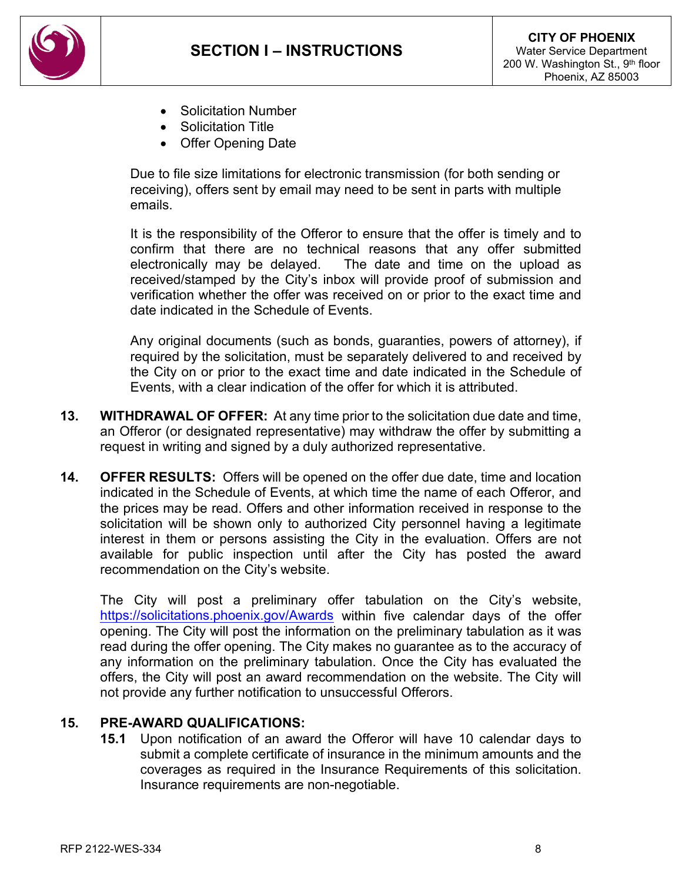- Solicitation Number
- Solicitation Title
- Offer Opening Date

Due to file size limitations for electronic transmission (for both sending or receiving), offers sent by email may need to be sent in parts with multiple emails.

It is the responsibility of the Offeror to ensure that the offer is timely and to confirm that there are no technical reasons that any offer submitted electronically may be delayed. The date and time on the upload as received/stamped by the City's inbox will provide proof of submission and verification whether the offer was received on or prior to the exact time and date indicated in the Schedule of Events.

Any original documents (such as bonds, guaranties, powers of attorney), if required by the solicitation, must be separately delivered to and received by the City on or prior to the exact time and date indicated in the Schedule of Events, with a clear indication of the offer for which it is attributed.

**13. WITHDRAWAL OF OFFER:** At any time prior to the solicitation due date and time, an Offeror (or designated representative) may withdraw the offer by submitting a request in writing and signed by a duly authorized representative.

**14. OFFER RESULTS:** Offers will be opened on the offer due date, time and location indicated in the Schedule of Events, at which time the name of each Offeror, and the prices may be read. Offers and other information received in response to the solicitation will be shown only to authorized City personnel having a legitimate interest in them or persons assisting the City in the evaluation. Offers are not available for public inspection until after the City has posted the award recommendation on the City's website.

The City will post a preliminary offer tabulation on the City's website, https://solicitations.phoenix.gov/Awards within five calendar days of the offer opening. The City will post the information on the preliminary tabulation as it was read during the offer opening. The City makes no guarantee as to the accuracy of any information on the preliminary tabulation. Once the City has evaluated the offers, the City will post an award recommendation on the website. The City will not provide any further notification to unsuccessful Offerors.

**15. PRE-AWARD QUALIFICATIONS:**

**15.1** Upon notification of an award the Offeror will have 10 calendar days to submit a complete certificate of insurance in the minimum amounts and the coverages as required in the Insurance Requirements of this solicitation. Insurance requirements are non-negotiable.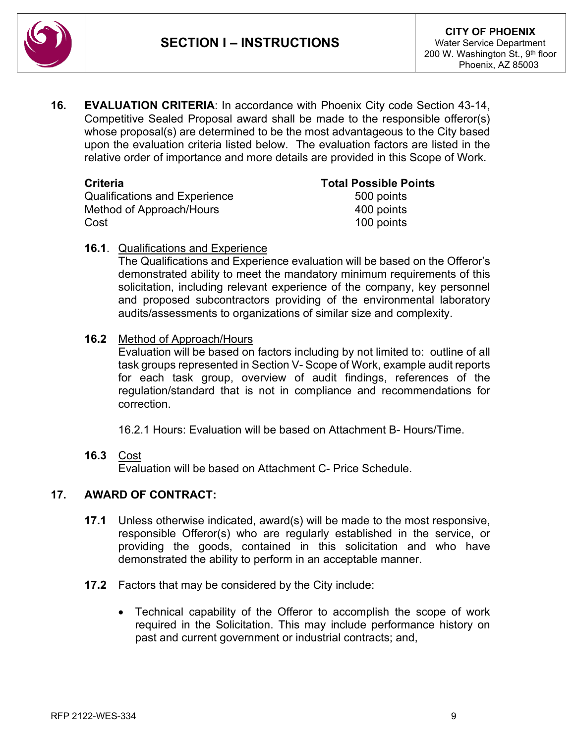**16. EVALUATION CRITERIA**: In accordance with Phoenix City code Section 43-14, Competitive Sealed Proposal award shall be made to the responsible offeror(s) whose proposal(s) are determined to be the most advantageous to the City based upon the evaluation criteria listed below. The evaluation factors are listed in the relative order of importance and more details are provided in this Scope of Work.

| Criteria | Total Possible Points |
|---|---|
| Qualifications and Experience | 500 points |
| Method of Approach/Hours | 400 points |
| Cost | 100 points |

**16.1**. Qualifications and Experience

The Qualifications and Experience evaluation will be based on the Offeror's demonstrated ability to meet the mandatory minimum requirements of this solicitation, including relevant experience of the company, key personnel and proposed subcontractors providing of the environmental laboratory audits/assessments to organizations of similar size and complexity.

**16.2** Method of Approach/Hours

Evaluation will be based on factors including by not limited to: outline of all task groups represented in Section V- Scope of Work, example audit reports for each task group, overview of audit findings, references of the regulation/standard that is not in compliance and recommendations for correction.

16.2.1 Hours: Evaluation will be based on Attachment B- Hours/Time.

**16.3** Cost

Evaluation will be based on Attachment C- Price Schedule.

**17. AWARD OF CONTRACT:**

**17.1** Unless otherwise indicated, award(s) will be made to the most responsive, responsible Offeror(s) who are regularly established in the service, or providing the goods, contained in this solicitation and who have demonstrated the ability to perform in an acceptable manner.

**17.2** Factors that may be considered by the City include:

- Technical capability of the Offeror to accomplish the scope of work required in the Solicitation. This may include performance history on past and current government or industrial contracts; and,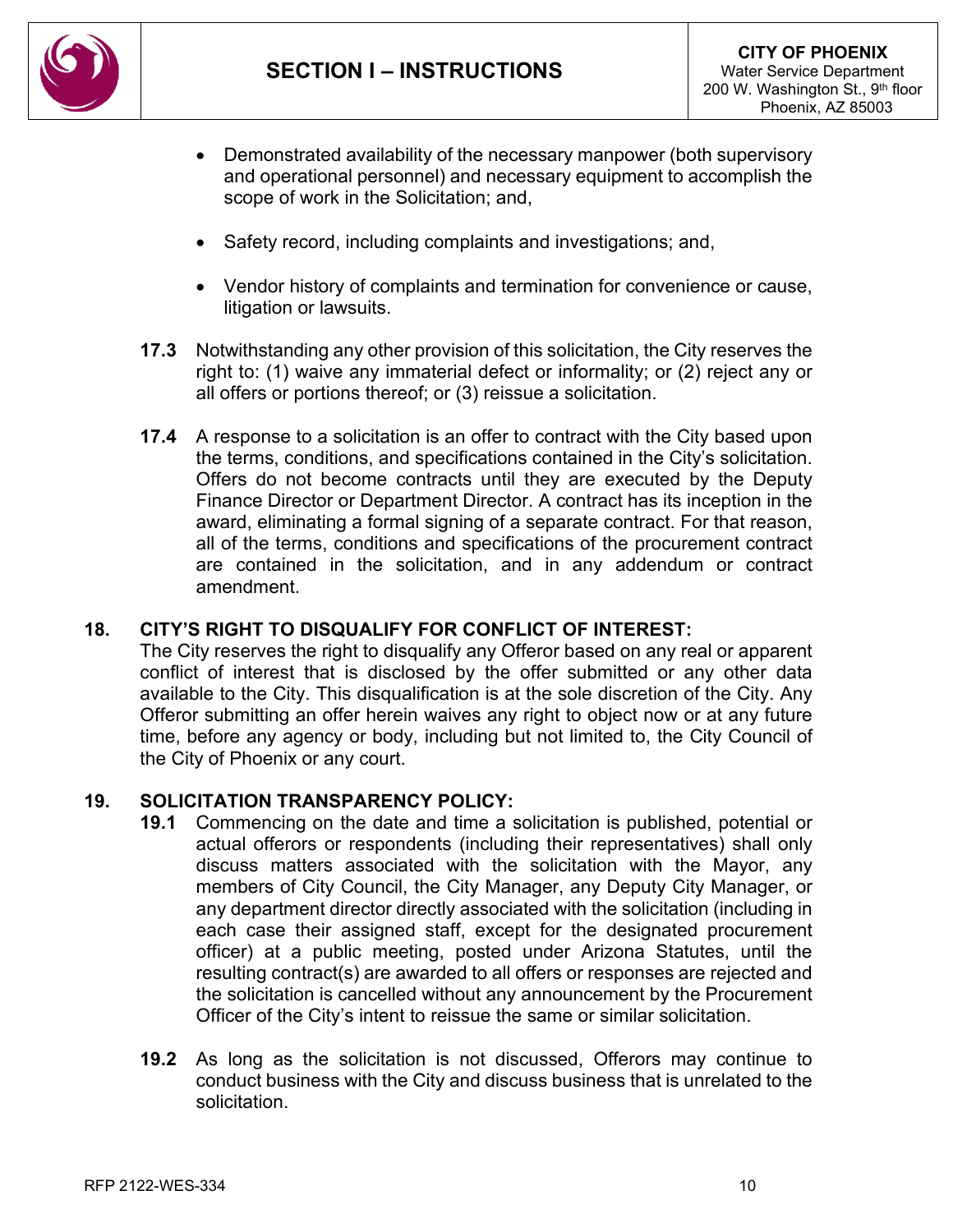- Demonstrated availability of the necessary manpower (both supervisory and operational personnel) and necessary equipment to accomplish the scope of work in the Solicitation; and,

- Safety record, including complaints and investigations; and,

- Vendor history of complaints and termination for convenience or cause, litigation or lawsuits.

**17.3** Notwithstanding any other provision of this solicitation, the City reserves the right to: (1) waive any immaterial defect or informality; or (2) reject any or all offers or portions thereof; or (3) reissue a solicitation.

**17.4** A response to a solicitation is an offer to contract with the City based upon the terms, conditions, and specifications contained in the City's solicitation. Offers do not become contracts until they are executed by the Deputy Finance Director or Department Director. A contract has its inception in the award, eliminating a formal signing of a separate contract. For that reason, all of the terms, conditions and specifications of the procurement contract are contained in the solicitation, and in any addendum or contract amendment.

**18. CITY'S RIGHT TO DISQUALIFY FOR CONFLICT OF INTEREST:**

The City reserves the right to disqualify any Offeror based on any real or apparent conflict of interest that is disclosed by the offer submitted or any other data available to the City. This disqualification is at the sole discretion of the City. Any Offeror submitting an offer herein waives any right to object now or at any future time, before any agency or body, including but not limited to, the City Council of the City of Phoenix or any court.

**19. SOLICITATION TRANSPARENCY POLICY:**

**19.1** Commencing on the date and time a solicitation is published, potential or actual offerors or respondents (including their representatives) shall only discuss matters associated with the solicitation with the Mayor, any members of City Council, the City Manager, any Deputy City Manager, or any department director directly associated with the solicitation (including in each case their assigned staff, except for the designated procurement officer) at a public meeting, posted under Arizona Statutes, until the resulting contract(s) are awarded to all offers or responses are rejected and the solicitation is cancelled without any announcement by the Procurement Officer of the City's intent to reissue the same or similar solicitation.

**19.2** As long as the solicitation is not discussed, Offerors may continue to conduct business with the City and discuss business that is unrelated to the solicitation.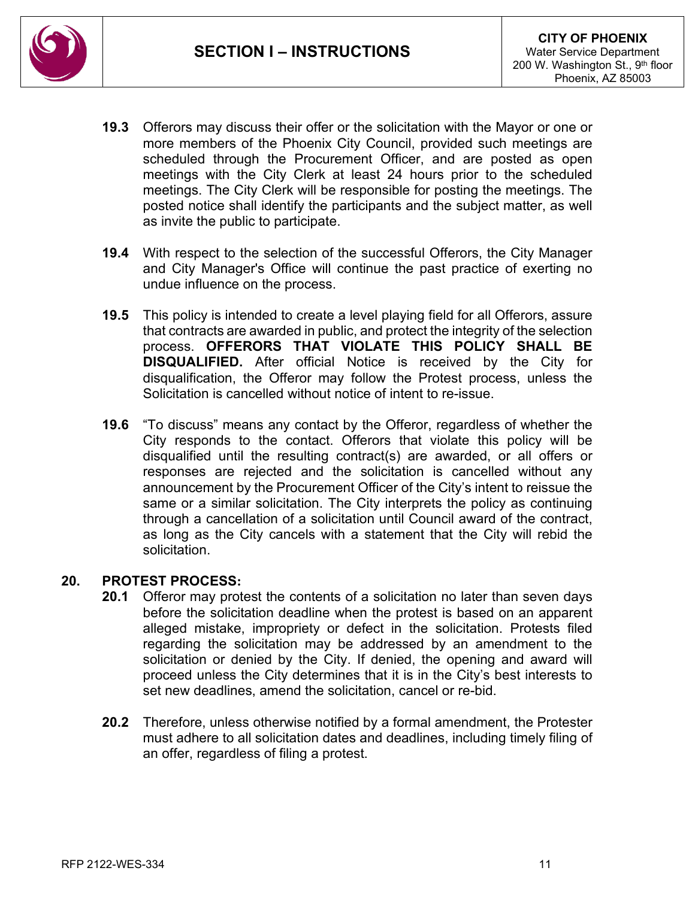**19.3** Offerors may discuss their offer or the solicitation with the Mayor or one or more members of the Phoenix City Council, provided such meetings are scheduled through the Procurement Officer, and are posted as open meetings with the City Clerk at least 24 hours prior to the scheduled meetings. The City Clerk will be responsible for posting the meetings. The posted notice shall identify the participants and the subject matter, as well as invite the public to participate.

**19.4** With respect to the selection of the successful Offerors, the City Manager and City Manager's Office will continue the past practice of exerting no undue influence on the process.

**19.5** This policy is intended to create a level playing field for all Offerors, assure that contracts are awarded in public, and protect the integrity of the selection process. **OFFERORS THAT VIOLATE THIS POLICY SHALL BE DISQUALIFIED.** After official Notice is received by the City for disqualification, the Offeror may follow the Protest process, unless the Solicitation is cancelled without notice of intent to re-issue.

**19.6** "To discuss" means any contact by the Offeror, regardless of whether the City responds to the contact. Offerors that violate this policy will be disqualified until the resulting contract(s) are awarded, or all offers or responses are rejected and the solicitation is cancelled without any announcement by the Procurement Officer of the City's intent to reissue the same or a similar solicitation. The City interprets the policy as continuing through a cancellation of a solicitation until Council award of the contract, as long as the City cancels with a statement that the City will rebid the solicitation.

## 20. PROTEST PROCESS:

**20.1** Offeror may protest the contents of a solicitation no later than seven days before the solicitation deadline when the protest is based on an apparent alleged mistake, impropriety or defect in the solicitation. Protests filed regarding the solicitation may be addressed by an amendment to the solicitation or denied by the City. If denied, the opening and award will proceed unless the City determines that it is in the City's best interests to set new deadlines, amend the solicitation, cancel or re-bid.

**20.2** Therefore, unless otherwise notified by a formal amendment, the Protester must adhere to all solicitation dates and deadlines, including timely filing of an offer, regardless of filing a protest.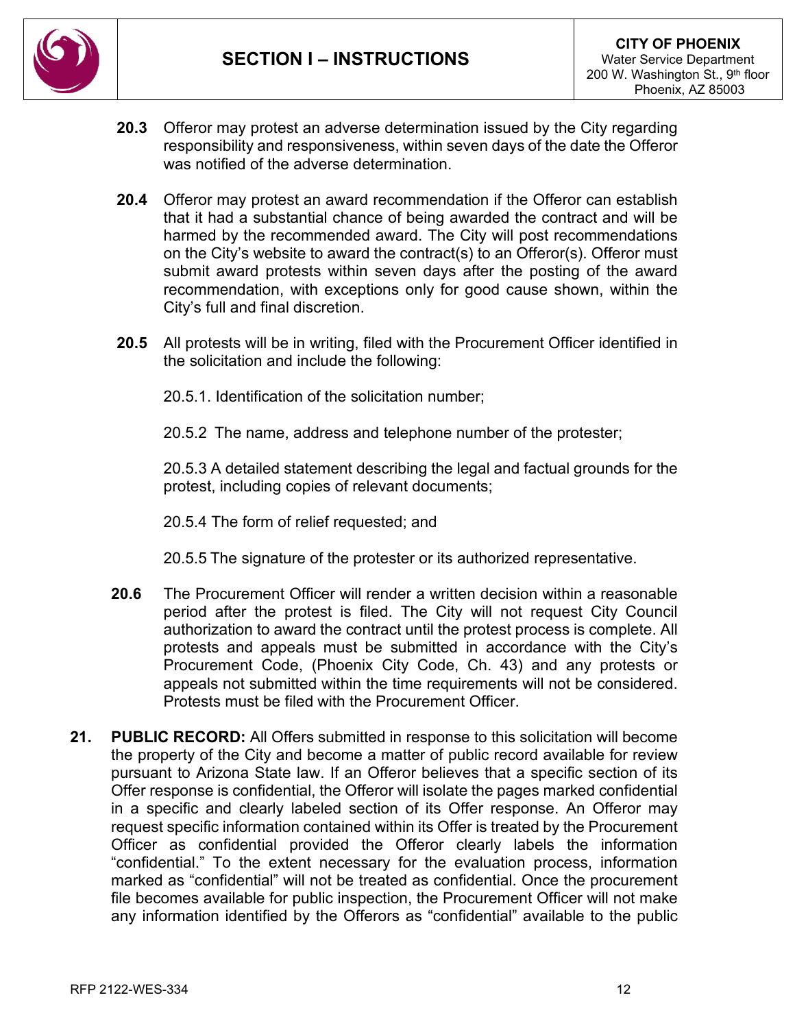**20.3** Offeror may protest an adverse determination issued by the City regarding responsibility and responsiveness, within seven days of the date the Offeror was notified of the adverse determination.

**20.4** Offeror may protest an award recommendation if the Offeror can establish that it had a substantial chance of being awarded the contract and will be harmed by the recommended award. The City will post recommendations on the City's website to award the contract(s) to an Offeror(s). Offeror must submit award protests within seven days after the posting of the award recommendation, with exceptions only for good cause shown, within the City's full and final discretion.

**20.5** All protests will be in writing, filed with the Procurement Officer identified in the solicitation and include the following:

20.5.1. Identification of the solicitation number;

20.5.2 The name, address and telephone number of the protester;

20.5.3 A detailed statement describing the legal and factual grounds for the protest, including copies of relevant documents;

20.5.4 The form of relief requested; and

20.5.5 The signature of the protester or its authorized representative.

**20.6** The Procurement Officer will render a written decision within a reasonable period after the protest is filed. The City will not request City Council authorization to award the contract until the protest process is complete. All protests and appeals must be submitted in accordance with the City's Procurement Code, (Phoenix City Code, Ch. 43) and any protests or appeals not submitted within the time requirements will not be considered. Protests must be filed with the Procurement Officer.

**21. PUBLIC RECORD:** All Offers submitted in response to this solicitation will become the property of the City and become a matter of public record available for review pursuant to Arizona State law. If an Offeror believes that a specific section of its Offer response is confidential, the Offeror will isolate the pages marked confidential in a specific and clearly labeled section of its Offer response. An Offeror may request specific information contained within its Offer is treated by the Procurement Officer as confidential provided the Offeror clearly labels the information "confidential." To the extent necessary for the evaluation process, information marked as "confidential" will not be treated as confidential. Once the procurement file becomes available for public inspection, the Procurement Officer will not make any information identified by the Offerors as "confidential" available to the public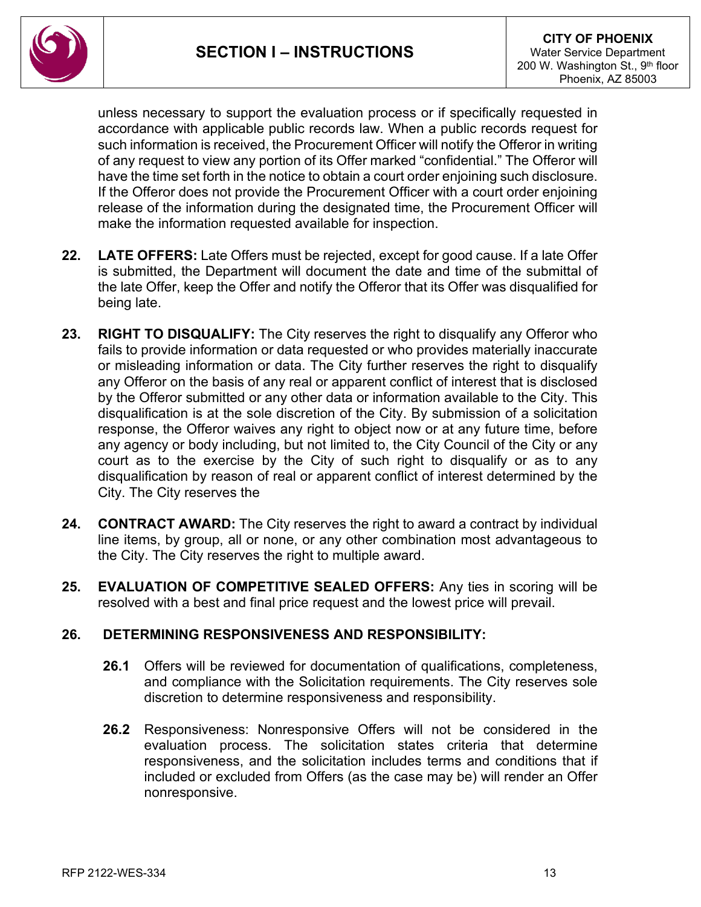unless necessary to support the evaluation process or if specifically requested in accordance with applicable public records law. When a public records request for such information is received, the Procurement Officer will notify the Offeror in writing of any request to view any portion of its Offer marked "confidential." The Offeror will have the time set forth in the notice to obtain a court order enjoining such disclosure. If the Offeror does not provide the Procurement Officer with a court order enjoining release of the information during the designated time, the Procurement Officer will make the information requested available for inspection.

**22. LATE OFFERS:** Late Offers must be rejected, except for good cause. If a late Offer is submitted, the Department will document the date and time of the submittal of the late Offer, keep the Offer and notify the Offeror that its Offer was disqualified for being late.

**23. RIGHT TO DISQUALIFY:** The City reserves the right to disqualify any Offeror who fails to provide information or data requested or who provides materially inaccurate or misleading information or data. The City further reserves the right to disqualify any Offeror on the basis of any real or apparent conflict of interest that is disclosed by the Offeror submitted or any other data or information available to the City. This disqualification is at the sole discretion of the City. By submission of a solicitation response, the Offeror waives any right to object now or at any future time, before any agency or body including, but not limited to, the City Council of the City or any court as to the exercise by the City of such right to disqualify or as to any disqualification by reason of real or apparent conflict of interest determined by the City. The City reserves the

**24. CONTRACT AWARD:** The City reserves the right to award a contract by individual line items, by group, all or none, or any other combination most advantageous to the City. The City reserves the right to multiple award.

**25. EVALUATION OF COMPETITIVE SEALED OFFERS:** Any ties in scoring will be resolved with a best and final price request and the lowest price will prevail.

**26. DETERMINING RESPONSIVENESS AND RESPONSIBILITY:**

**26.1** Offers will be reviewed for documentation of qualifications, completeness, and compliance with the Solicitation requirements. The City reserves sole discretion to determine responsiveness and responsibility.

**26.2** Responsiveness: Nonresponsive Offers will not be considered in the evaluation process. The solicitation states criteria that determine responsiveness, and the solicitation includes terms and conditions that if included or excluded from Offers (as the case may be) will render an Offer nonresponsive.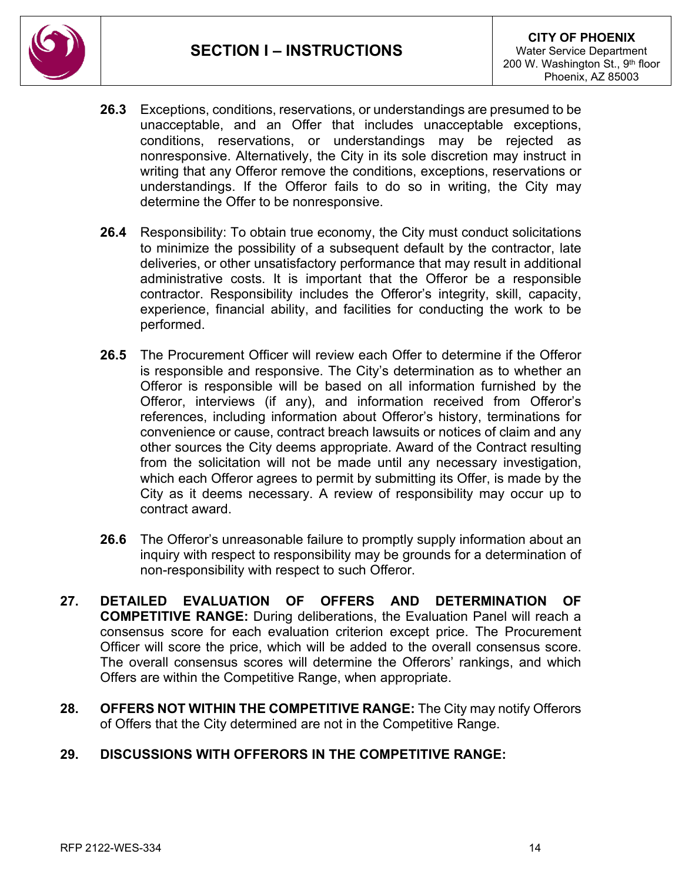**26.3** Exceptions, conditions, reservations, or understandings are presumed to be unacceptable, and an Offer that includes unacceptable exceptions, conditions, reservations, or understandings may be rejected as nonresponsive. Alternatively, the City in its sole discretion may instruct in writing that any Offeror remove the conditions, exceptions, reservations or understandings. If the Offeror fails to do so in writing, the City may determine the Offer to be nonresponsive.

**26.4** Responsibility: To obtain true economy, the City must conduct solicitations to minimize the possibility of a subsequent default by the contractor, late deliveries, or other unsatisfactory performance that may result in additional administrative costs. It is important that the Offeror be a responsible contractor. Responsibility includes the Offeror's integrity, skill, capacity, experience, financial ability, and facilities for conducting the work to be performed.

**26.5** The Procurement Officer will review each Offer to determine if the Offeror is responsible and responsive. The City's determination as to whether an Offeror is responsible will be based on all information furnished by the Offeror, interviews (if any), and information received from Offeror's references, including information about Offeror's history, terminations for convenience or cause, contract breach lawsuits or notices of claim and any other sources the City deems appropriate. Award of the Contract resulting from the solicitation will not be made until any necessary investigation, which each Offeror agrees to permit by submitting its Offer, is made by the City as it deems necessary. A review of responsibility may occur up to contract award.

**26.6** The Offeror's unreasonable failure to promptly supply information about an inquiry with respect to responsibility may be grounds for a determination of non-responsibility with respect to such Offeror.

**27. DETAILED EVALUATION OF OFFERS AND DETERMINATION OF COMPETITIVE RANGE:** During deliberations, the Evaluation Panel will reach a consensus score for each evaluation criterion except price. The Procurement Officer will score the price, which will be added to the overall consensus score. The overall consensus scores will determine the Offerors' rankings, and which Offers are within the Competitive Range, when appropriate.

**28. OFFERS NOT WITHIN THE COMPETITIVE RANGE:** The City may notify Offerors of Offers that the City determined are not in the Competitive Range.

**29. DISCUSSIONS WITH OFFERORS IN THE COMPETITIVE RANGE:**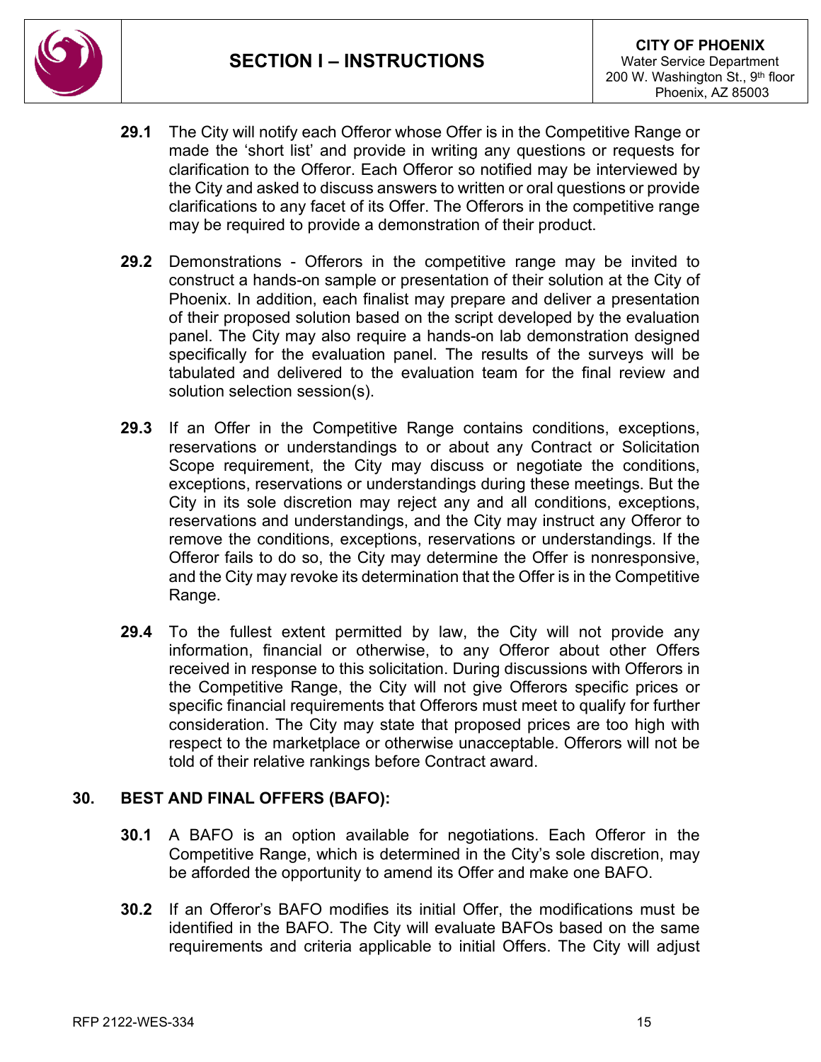**29.1** The City will notify each Offeror whose Offer is in the Competitive Range or made the 'short list' and provide in writing any questions or requests for clarification to the Offeror. Each Offeror so notified may be interviewed by the City and asked to discuss answers to written or oral questions or provide clarifications to any facet of its Offer. The Offerors in the competitive range may be required to provide a demonstration of their product.

**29.2** Demonstrations - Offerors in the competitive range may be invited to construct a hands-on sample or presentation of their solution at the City of Phoenix. In addition, each finalist may prepare and deliver a presentation of their proposed solution based on the script developed by the evaluation panel. The City may also require a hands-on lab demonstration designed specifically for the evaluation panel. The results of the surveys will be tabulated and delivered to the evaluation team for the final review and solution selection session(s).

**29.3** If an Offer in the Competitive Range contains conditions, exceptions, reservations or understandings to or about any Contract or Solicitation Scope requirement, the City may discuss or negotiate the conditions, exceptions, reservations or understandings during these meetings. But the City in its sole discretion may reject any and all conditions, exceptions, reservations and understandings, and the City may instruct any Offeror to remove the conditions, exceptions, reservations or understandings. If the Offeror fails to do so, the City may determine the Offer is nonresponsive, and the City may revoke its determination that the Offer is in the Competitive Range.

**29.4** To the fullest extent permitted by law, the City will not provide any information, financial or otherwise, to any Offeror about other Offers received in response to this solicitation. During discussions with Offerors in the Competitive Range, the City will not give Offerors specific prices or specific financial requirements that Offerors must meet to qualify for further consideration. The City may state that proposed prices are too high with respect to the marketplace or otherwise unacceptable. Offerors will not be told of their relative rankings before Contract award.

## 30. BEST AND FINAL OFFERS (BAFO):

**30.1** A BAFO is an option available for negotiations. Each Offeror in the Competitive Range, which is determined in the City's sole discretion, may be afforded the opportunity to amend its Offer and make one BAFO.

**30.2** If an Offeror's BAFO modifies its initial Offer, the modifications must be identified in the BAFO. The City will evaluate BAFOs based on the same requirements and criteria applicable to initial Offers. The City will adjust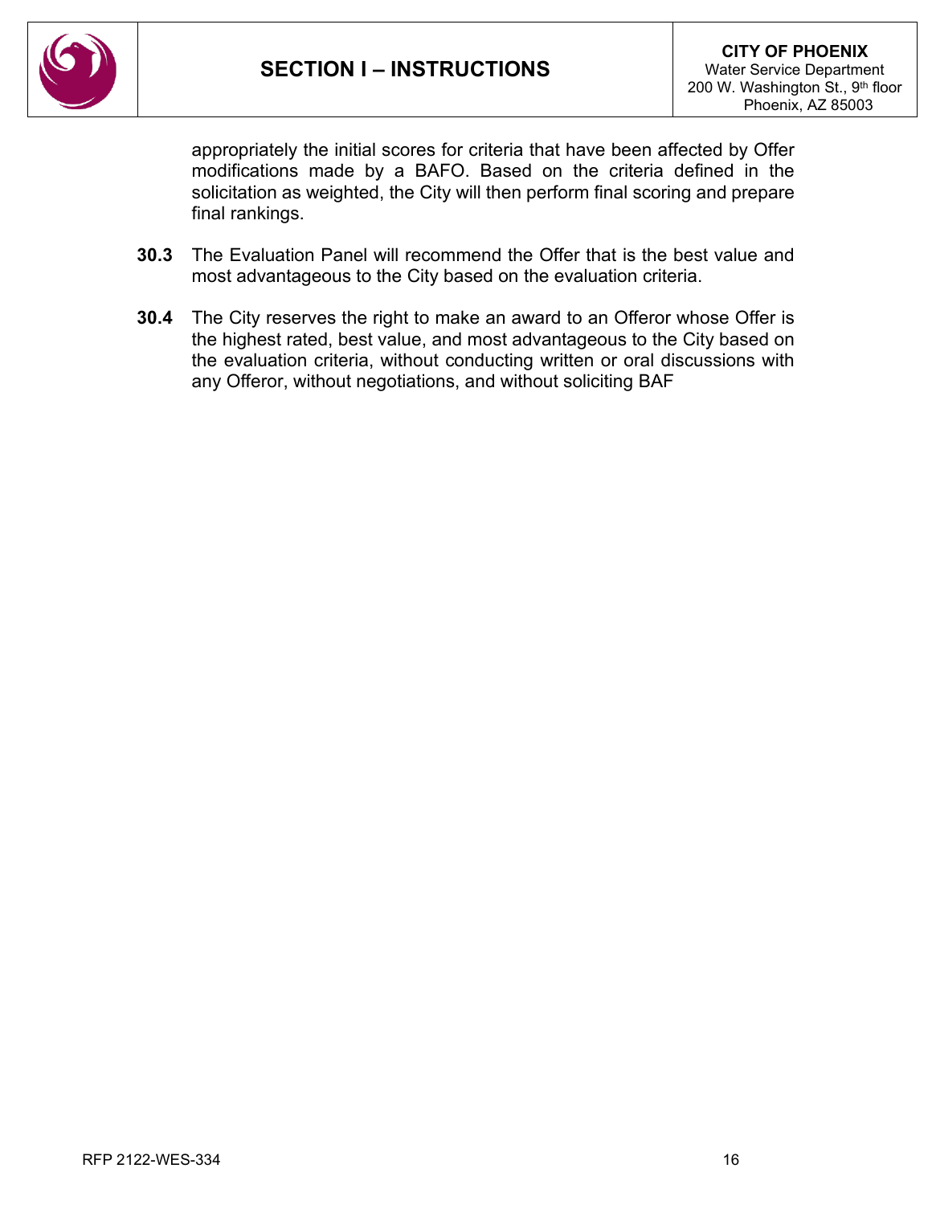appropriately the initial scores for criteria that have been affected by Offer modifications made by a BAFO. Based on the criteria defined in the solicitation as weighted, the City will then perform final scoring and prepare final rankings.

**30.3** The Evaluation Panel will recommend the Offer that is the best value and most advantageous to the City based on the evaluation criteria.

**30.4** The City reserves the right to make an award to an Offeror whose Offer is the highest rated, best value, and most advantageous to the City based on the evaluation criteria, without conducting written or oral discussions with any Offeror, without negotiations, and without soliciting BAF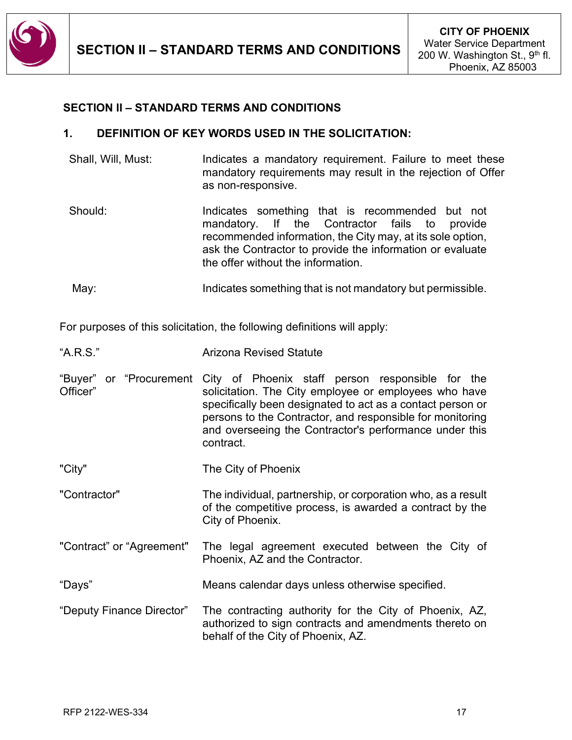## SECTION II – STANDARD TERMS AND CONDITIONS

### 1. DEFINITION OF KEY WORDS USED IN THE SOLICITATION:

| | |
|---|---|
| Shall, Will, Must: | Indicates a mandatory requirement. Failure to meet these mandatory requirements may result in the rejection of Offer as non-responsive. |
| Should: | Indicates something that is recommended but not mandatory. If the Contractor fails to provide recommended information, the City may, at its sole option, ask the Contractor to provide the information or evaluate the offer without the information. |
| May: | Indicates something that is not mandatory but permissible. |

For purposes of this solicitation, the following definitions will apply:

| | |
|---|---|
| "A.R.S." | Arizona Revised Statute |
| "Buyer" or "Procurement Officer" | City of Phoenix staff person responsible for the solicitation. The City employee or employees who have specifically been designated to act as a contact person or persons to the Contractor, and responsible for monitoring and overseeing the Contractor's performance under this contract. |
| "City" | The City of Phoenix |
| "Contractor" | The individual, partnership, or corporation who, as a result of the competitive process, is awarded a contract by the City of Phoenix. |
| "Contract" or "Agreement" | The legal agreement executed between the City of Phoenix, AZ and the Contractor. |
| "Days" | Means calendar days unless otherwise specified. |
| "Deputy Finance Director" | The contracting authority for the City of Phoenix, AZ, authorized to sign contracts and amendments thereto on behalf of the City of Phoenix, AZ. |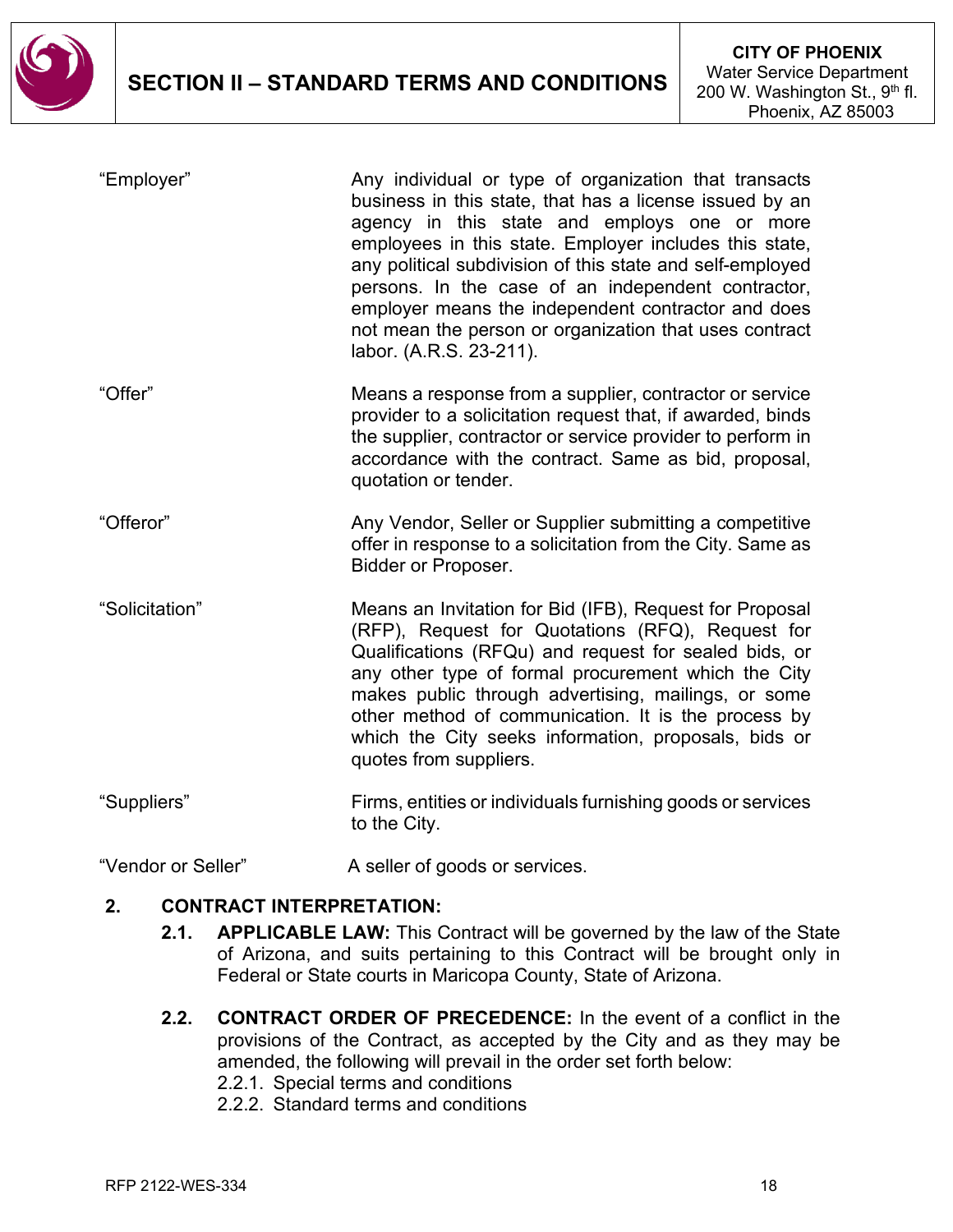| | |
|---|---|
| "Employer" | Any individual or type of organization that transacts business in this state, that has a license issued by an agency in this state and employs one or more employees in this state. Employer includes this state, any political subdivision of this state and self-employed persons. In the case of an independent contractor, employer means the independent contractor and does not mean the person or organization that uses contract labor. (A.R.S. 23-211). |
| "Offer" | Means a response from a supplier, contractor or service provider to a solicitation request that, if awarded, binds the supplier, contractor or service provider to perform in accordance with the contract. Same as bid, proposal, quotation or tender. |
| "Offeror" | Any Vendor, Seller or Supplier submitting a competitive offer in response to a solicitation from the City. Same as Bidder or Proposer. |
| "Solicitation" | Means an Invitation for Bid (IFB), Request for Proposal (RFP), Request for Quotations (RFQ), Request for Qualifications (RFQu) and request for sealed bids, or any other type of formal procurement which the City makes public through advertising, mailings, or some other method of communication. It is the process by which the City seeks information, proposals, bids or quotes from suppliers. |
| "Suppliers" | Firms, entities or individuals furnishing goods or services to the City. |
| "Vendor or Seller" | A seller of goods or services. |

**2. CONTRACT INTERPRETATION:**

**2.1. APPLICABLE LAW:** This Contract will be governed by the law of the State of Arizona, and suits pertaining to this Contract will be brought only in Federal or State courts in Maricopa County, State of Arizona.

**2.2. CONTRACT ORDER OF PRECEDENCE:** In the event of a conflict in the provisions of the Contract, as accepted by the City and as they may be amended, the following will prevail in the order set forth below:

2.2.1. Special terms and conditions

2.2.2. Standard terms and conditions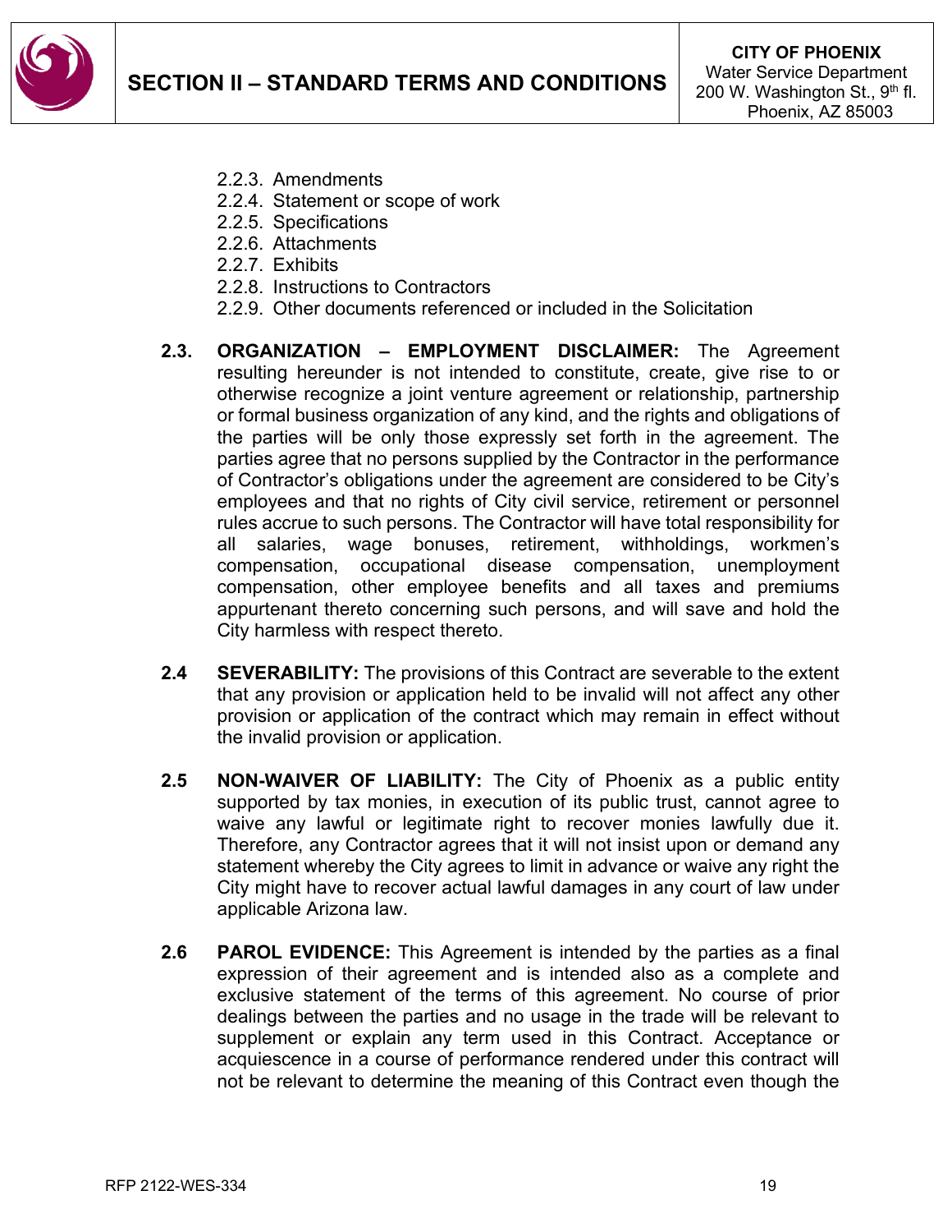2.2.3. Amendments
2.2.4. Statement or scope of work
2.2.5. Specifications
2.2.6. Attachments
2.2.7. Exhibits
2.2.8. Instructions to Contractors
2.2.9. Other documents referenced or included in the Solicitation

**2.3. ORGANIZATION – EMPLOYMENT DISCLAIMER:** The Agreement resulting hereunder is not intended to constitute, create, give rise to or otherwise recognize a joint venture agreement or relationship, partnership or formal business organization of any kind, and the rights and obligations of the parties will be only those expressly set forth in the agreement. The parties agree that no persons supplied by the Contractor in the performance of Contractor's obligations under the agreement are considered to be City's employees and that no rights of City civil service, retirement or personnel rules accrue to such persons. The Contractor will have total responsibility for all salaries, wage bonuses, retirement, withholdings, workmen's compensation, occupational disease compensation, unemployment compensation, other employee benefits and all taxes and premiums appurtenant thereto concerning such persons, and will save and hold the City harmless with respect thereto.

**2.4 SEVERABILITY:** The provisions of this Contract are severable to the extent that any provision or application held to be invalid will not affect any other provision or application of the contract which may remain in effect without the invalid provision or application.

**2.5 NON-WAIVER OF LIABILITY:** The City of Phoenix as a public entity supported by tax monies, in execution of its public trust, cannot agree to waive any lawful or legitimate right to recover monies lawfully due it. Therefore, any Contractor agrees that it will not insist upon or demand any statement whereby the City agrees to limit in advance or waive any right the City might have to recover actual lawful damages in any court of law under applicable Arizona law.

**2.6 PAROL EVIDENCE:** This Agreement is intended by the parties as a final expression of their agreement and is intended also as a complete and exclusive statement of the terms of this agreement. No course of prior dealings between the parties and no usage in the trade will be relevant to supplement or explain any term used in this Contract. Acceptance or acquiescence in a course of performance rendered under this contract will not be relevant to determine the meaning of this Contract even though the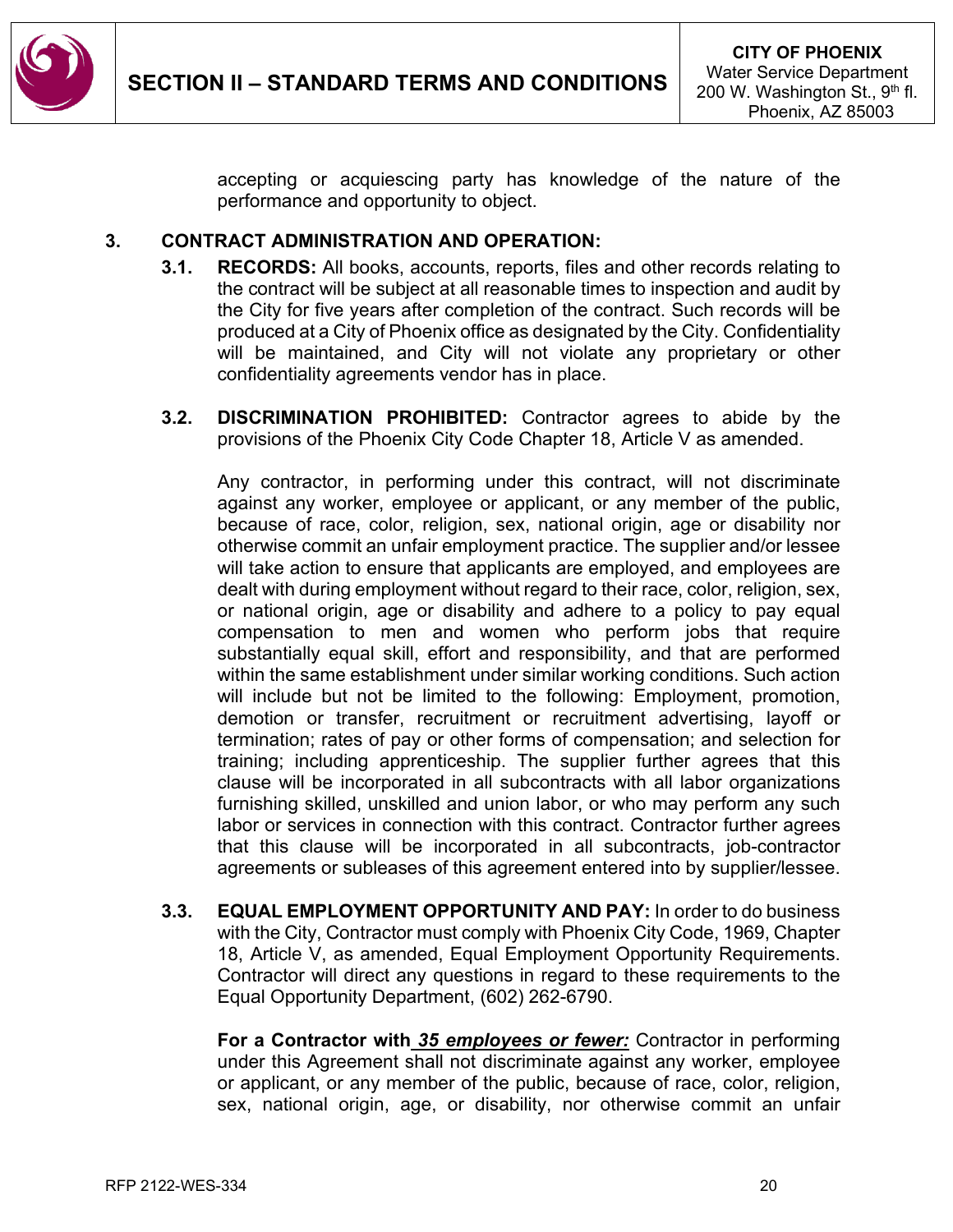accepting or acquiescing party has knowledge of the nature of the performance and opportunity to object.

## 3. CONTRACT ADMINISTRATION AND OPERATION:

**3.1. RECORDS:** All books, accounts, reports, files and other records relating to the contract will be subject at all reasonable times to inspection and audit by the City for five years after completion of the contract. Such records will be produced at a City of Phoenix office as designated by the City. Confidentiality will be maintained, and City will not violate any proprietary or other confidentiality agreements vendor has in place.

**3.2. DISCRIMINATION PROHIBITED:** Contractor agrees to abide by the provisions of the Phoenix City Code Chapter 18, Article V as amended.

Any contractor, in performing under this contract, will not discriminate against any worker, employee or applicant, or any member of the public, because of race, color, religion, sex, national origin, age or disability nor otherwise commit an unfair employment practice. The supplier and/or lessee will take action to ensure that applicants are employed, and employees are dealt with during employment without regard to their race, color, religion, sex, or national origin, age or disability and adhere to a policy to pay equal compensation to men and women who perform jobs that require substantially equal skill, effort and responsibility, and that are performed within the same establishment under similar working conditions. Such action will include but not be limited to the following: Employment, promotion, demotion or transfer, recruitment or recruitment advertising, layoff or termination; rates of pay or other forms of compensation; and selection for training; including apprenticeship. The supplier further agrees that this clause will be incorporated in all subcontracts with all labor organizations furnishing skilled, unskilled and union labor, or who may perform any such labor or services in connection with this contract. Contractor further agrees that this clause will be incorporated in all subcontracts, job-contractor agreements or subleases of this agreement entered into by supplier/lessee.

**3.3. EQUAL EMPLOYMENT OPPORTUNITY AND PAY:** In order to do business with the City, Contractor must comply with Phoenix City Code, 1969, Chapter 18, Article V, as amended, Equal Employment Opportunity Requirements. Contractor will direct any questions in regard to these requirements to the Equal Opportunity Department, (602) 262-6790.

**For a Contractor with *35 employees or fewer:*** Contractor in performing under this Agreement shall not discriminate against any worker, employee or applicant, or any member of the public, because of race, color, religion, sex, national origin, age, or disability, nor otherwise commit an unfair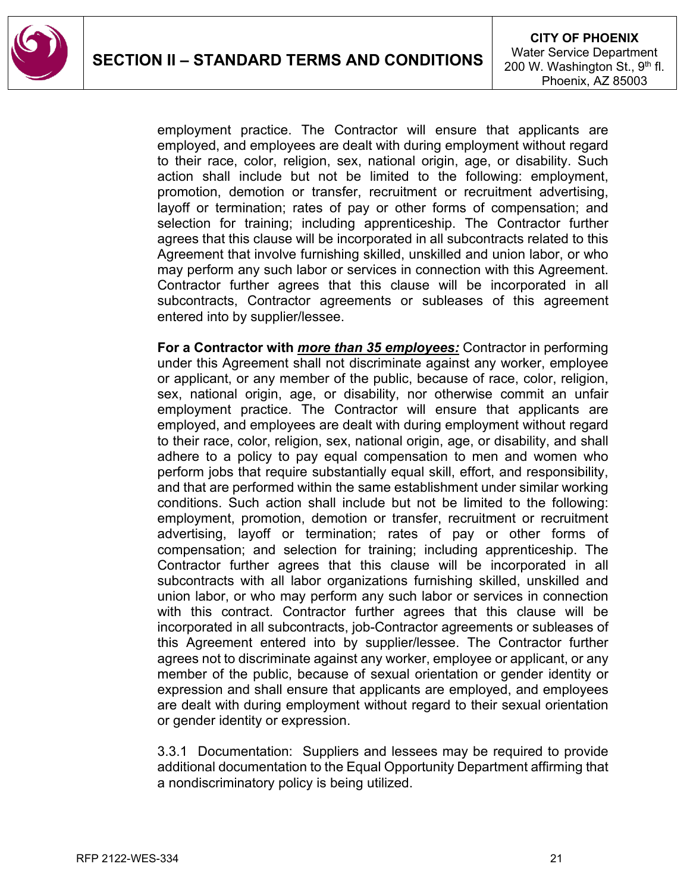employment practice. The Contractor will ensure that applicants are employed, and employees are dealt with during employment without regard to their race, color, religion, sex, national origin, age, or disability. Such action shall include but not be limited to the following: employment, promotion, demotion or transfer, recruitment or recruitment advertising, layoff or termination; rates of pay or other forms of compensation; and selection for training; including apprenticeship. The Contractor further agrees that this clause will be incorporated in all subcontracts related to this Agreement that involve furnishing skilled, unskilled and union labor, or who may perform any such labor or services in connection with this Agreement. Contractor further agrees that this clause will be incorporated in all subcontracts, Contractor agreements or subleases of this agreement entered into by supplier/lessee.

**For a Contractor with _more than 35 employees:_** Contractor in performing under this Agreement shall not discriminate against any worker, employee or applicant, or any member of the public, because of race, color, religion, sex, national origin, age, or disability, nor otherwise commit an unfair employment practice. The Contractor will ensure that applicants are employed, and employees are dealt with during employment without regard to their race, color, religion, sex, national origin, age, or disability, and shall adhere to a policy to pay equal compensation to men and women who perform jobs that require substantially equal skill, effort, and responsibility, and that are performed within the same establishment under similar working conditions. Such action shall include but not be limited to the following: employment, promotion, demotion or transfer, recruitment or recruitment advertising, layoff or termination; rates of pay or other forms of compensation; and selection for training; including apprenticeship. The Contractor further agrees that this clause will be incorporated in all subcontracts with all labor organizations furnishing skilled, unskilled and union labor, or who may perform any such labor or services in connection with this contract. Contractor further agrees that this clause will be incorporated in all subcontracts, job-Contractor agreements or subleases of this Agreement entered into by supplier/lessee. The Contractor further agrees not to discriminate against any worker, employee or applicant, or any member of the public, because of sexual orientation or gender identity or expression and shall ensure that applicants are employed, and employees are dealt with during employment without regard to their sexual orientation or gender identity or expression.

3.3.1 Documentation: Suppliers and lessees may be required to provide additional documentation to the Equal Opportunity Department affirming that a nondiscriminatory policy is being utilized.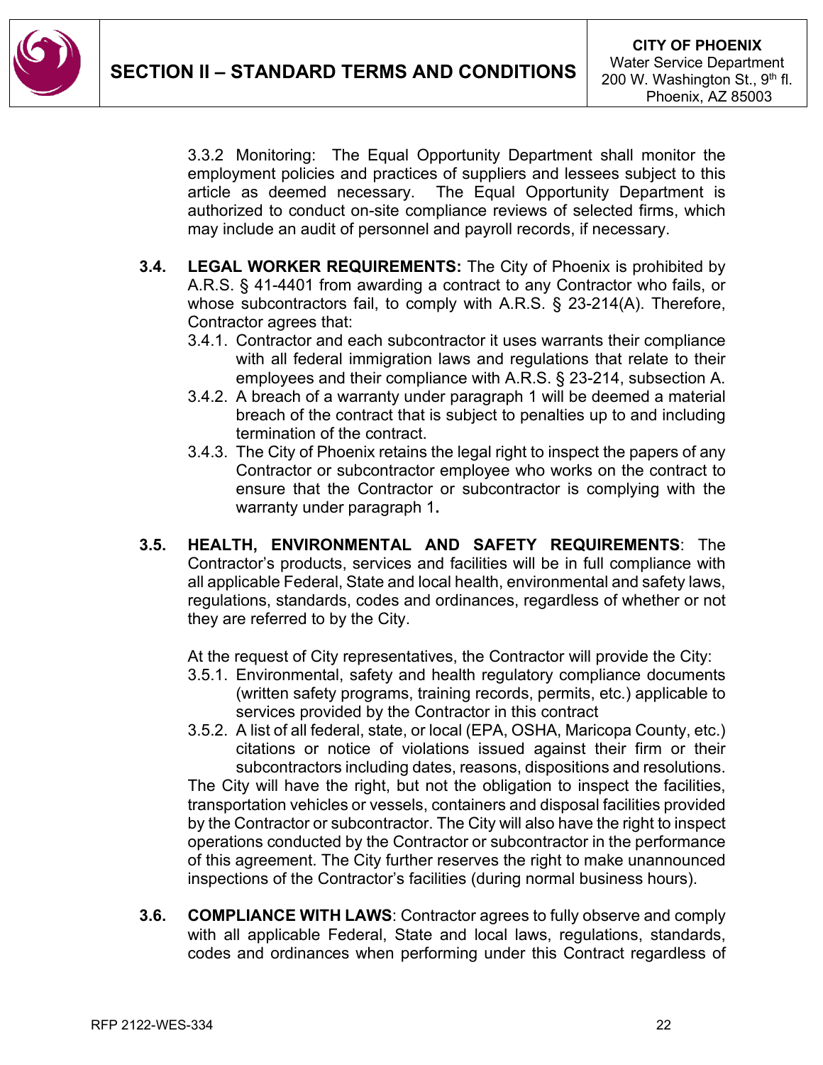3.3.2 Monitoring: The Equal Opportunity Department shall monitor the employment policies and practices of suppliers and lessees subject to this article as deemed necessary. The Equal Opportunity Department is authorized to conduct on-site compliance reviews of selected firms, which may include an audit of personnel and payroll records, if necessary.

**3.4. LEGAL WORKER REQUIREMENTS:** The City of Phoenix is prohibited by A.R.S. § 41-4401 from awarding a contract to any Contractor who fails, or whose subcontractors fail, to comply with A.R.S. § 23-214(A). Therefore, Contractor agrees that:

3.4.1. Contractor and each subcontractor it uses warrants their compliance with all federal immigration laws and regulations that relate to their employees and their compliance with A.R.S. § 23-214, subsection A.

3.4.2. A breach of a warranty under paragraph 1 will be deemed a material breach of the contract that is subject to penalties up to and including termination of the contract.

3.4.3. The City of Phoenix retains the legal right to inspect the papers of any Contractor or subcontractor employee who works on the contract to ensure that the Contractor or subcontractor is complying with the warranty under paragraph 1**.**

**3.5. HEALTH, ENVIRONMENTAL AND SAFETY REQUIREMENTS**: The Contractor's products, services and facilities will be in full compliance with all applicable Federal, State and local health, environmental and safety laws, regulations, standards, codes and ordinances, regardless of whether or not they are referred to by the City.

At the request of City representatives, the Contractor will provide the City:

3.5.1. Environmental, safety and health regulatory compliance documents (written safety programs, training records, permits, etc.) applicable to services provided by the Contractor in this contract

3.5.2. A list of all federal, state, or local (EPA, OSHA, Maricopa County, etc.) citations or notice of violations issued against their firm or their subcontractors including dates, reasons, dispositions and resolutions.

The City will have the right, but not the obligation to inspect the facilities, transportation vehicles or vessels, containers and disposal facilities provided by the Contractor or subcontractor. The City will also have the right to inspect operations conducted by the Contractor or subcontractor in the performance of this agreement. The City further reserves the right to make unannounced inspections of the Contractor's facilities (during normal business hours).

**3.6. COMPLIANCE WITH LAWS**: Contractor agrees to fully observe and comply with all applicable Federal, State and local laws, regulations, standards, codes and ordinances when performing under this Contract regardless of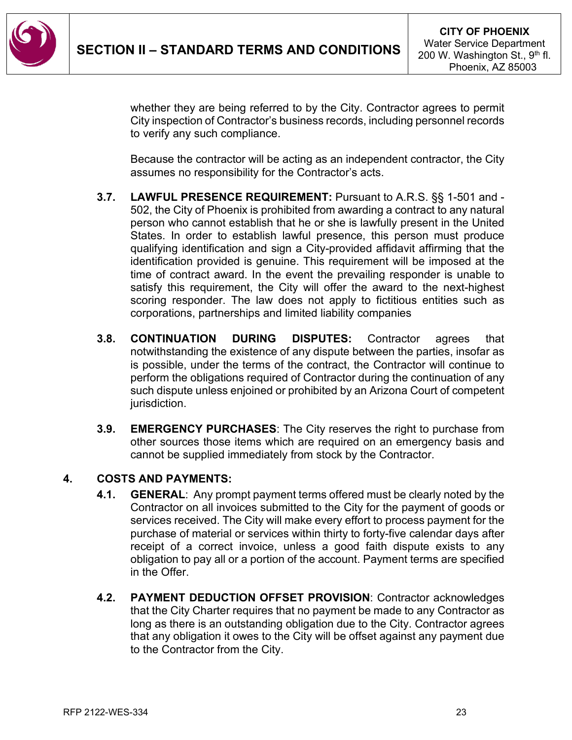whether they are being referred to by the City. Contractor agrees to permit City inspection of Contractor's business records, including personnel records to verify any such compliance.

Because the contractor will be acting as an independent contractor, the City assumes no responsibility for the Contractor's acts.

**3.7. LAWFUL PRESENCE REQUIREMENT:** Pursuant to A.R.S. §§ 1-501 and -502, the City of Phoenix is prohibited from awarding a contract to any natural person who cannot establish that he or she is lawfully present in the United States. In order to establish lawful presence, this person must produce qualifying identification and sign a City-provided affidavit affirming that the identification provided is genuine. This requirement will be imposed at the time of contract award. In the event the prevailing responder is unable to satisfy this requirement, the City will offer the award to the next-highest scoring responder. The law does not apply to fictitious entities such as corporations, partnerships and limited liability companies

**3.8. CONTINUATION DURING DISPUTES:** Contractor agrees that notwithstanding the existence of any dispute between the parties, insofar as is possible, under the terms of the contract, the Contractor will continue to perform the obligations required of Contractor during the continuation of any such dispute unless enjoined or prohibited by an Arizona Court of competent jurisdiction.

**3.9. EMERGENCY PURCHASES**: The City reserves the right to purchase from other sources those items which are required on an emergency basis and cannot be supplied immediately from stock by the Contractor.

## 4. COSTS AND PAYMENTS:

**4.1. GENERAL**: Any prompt payment terms offered must be clearly noted by the Contractor on all invoices submitted to the City for the payment of goods or services received. The City will make every effort to process payment for the purchase of material or services within thirty to forty-five calendar days after receipt of a correct invoice, unless a good faith dispute exists to any obligation to pay all or a portion of the account. Payment terms are specified in the Offer.

**4.2. PAYMENT DEDUCTION OFFSET PROVISION**: Contractor acknowledges that the City Charter requires that no payment be made to any Contractor as long as there is an outstanding obligation due to the City. Contractor agrees that any obligation it owes to the City will be offset against any payment due to the Contractor from the City.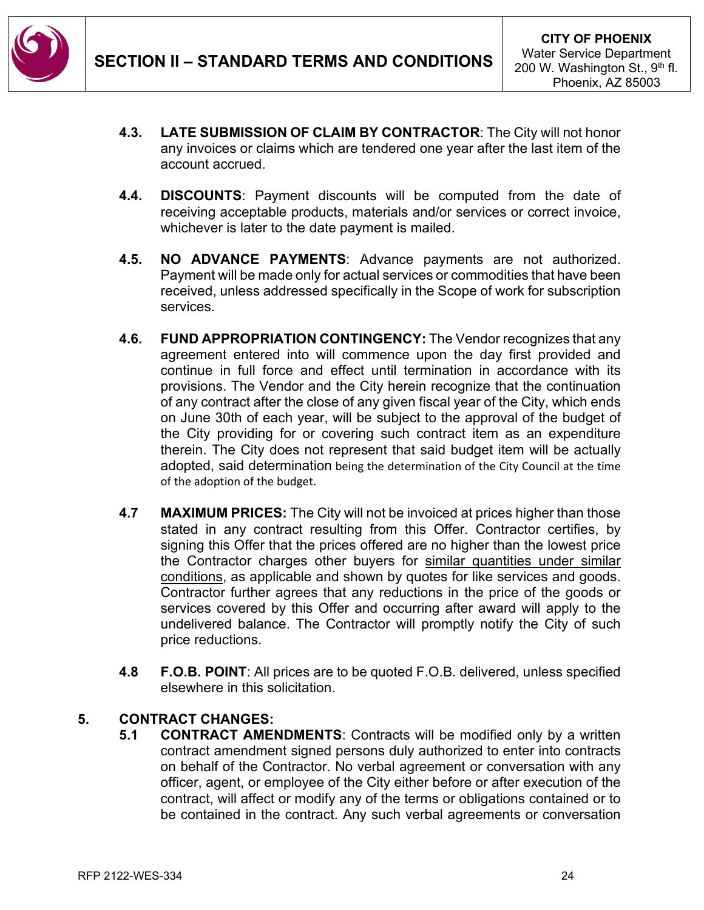**4.3. LATE SUBMISSION OF CLAIM BY CONTRACTOR**: The City will not honor any invoices or claims which are tendered one year after the last item of the account accrued.

**4.4. DISCOUNTS**: Payment discounts will be computed from the date of receiving acceptable products, materials and/or services or correct invoice, whichever is later to the date payment is mailed.

**4.5. NO ADVANCE PAYMENTS**: Advance payments are not authorized. Payment will be made only for actual services or commodities that have been received, unless addressed specifically in the Scope of work for subscription services.

**4.6. FUND APPROPRIATION CONTINGENCY:** The Vendor recognizes that any agreement entered into will commence upon the day first provided and continue in full force and effect until termination in accordance with its provisions. The Vendor and the City herein recognize that the continuation of any contract after the close of any given fiscal year of the City, which ends on June 30th of each year, will be subject to the approval of the budget of the City providing for or covering such contract item as an expenditure therein. The City does not represent that said budget item will be actually adopted, said determination being the determination of the City Council at the time of the adoption of the budget.

**4.7 MAXIMUM PRICES:** The City will not be invoiced at prices higher than those stated in any contract resulting from this Offer. Contractor certifies, by signing this Offer that the prices offered are no higher than the lowest price the Contractor charges other buyers for similar quantities under similar conditions, as applicable and shown by quotes for like services and goods. Contractor further agrees that any reductions in the price of the goods or services covered by this Offer and occurring after award will apply to the undelivered balance. The Contractor will promptly notify the City of such price reductions.

**4.8 F.O.B. POINT**: All prices are to be quoted F.O.B. delivered, unless specified elsewhere in this solicitation.

**5. CONTRACT CHANGES:**

**5.1 CONTRACT AMENDMENTS**: Contracts will be modified only by a written contract amendment signed persons duly authorized to enter into contracts on behalf of the Contractor. No verbal agreement or conversation with any officer, agent, or employee of the City either before or after execution of the contract, will affect or modify any of the terms or obligations contained or to be contained in the contract. Any such verbal agreements or conversation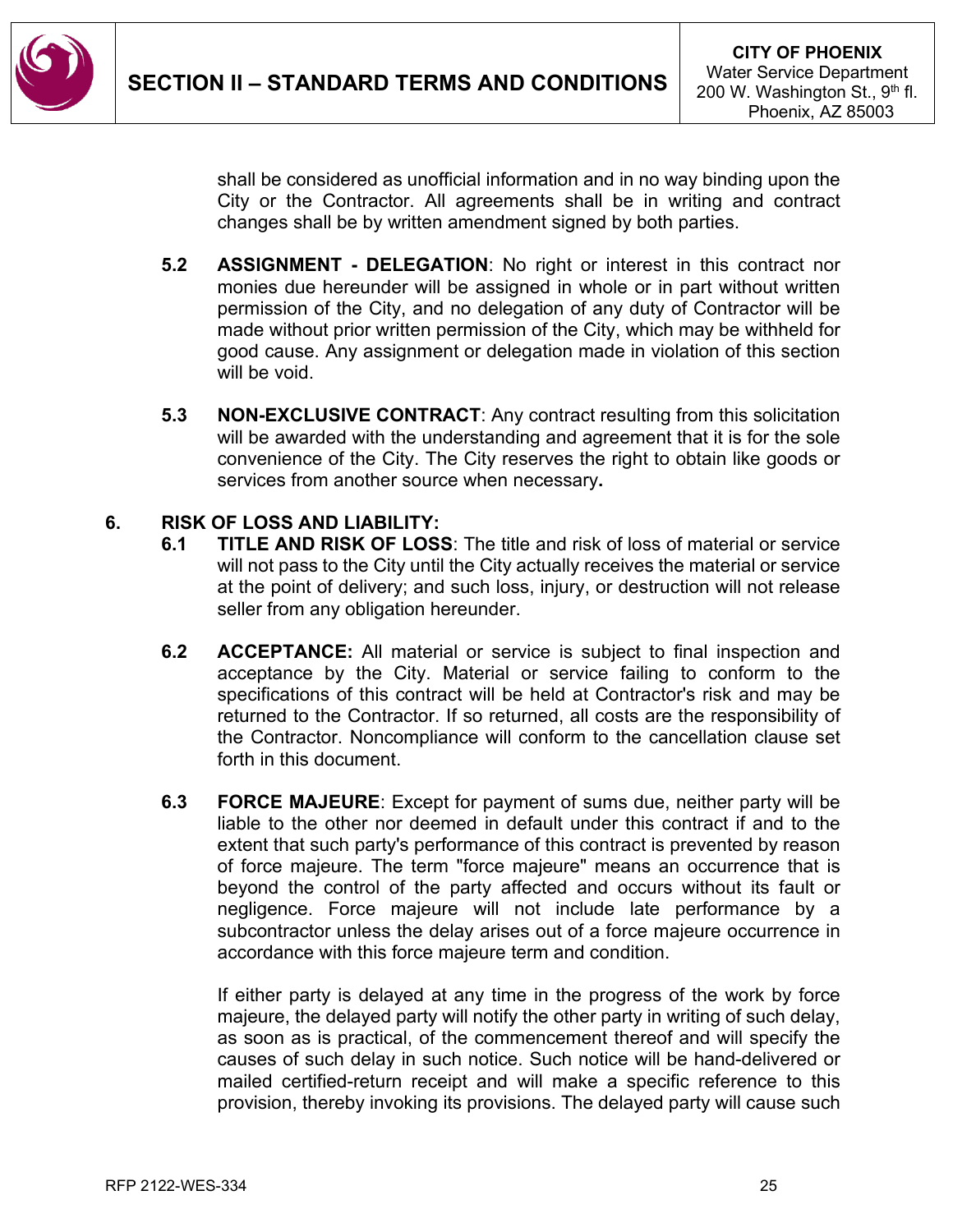shall be considered as unofficial information and in no way binding upon the City or the Contractor. All agreements shall be in writing and contract changes shall be by written amendment signed by both parties.

**5.2 ASSIGNMENT - DELEGATION**: No right or interest in this contract nor monies due hereunder will be assigned in whole or in part without written permission of the City, and no delegation of any duty of Contractor will be made without prior written permission of the City, which may be withheld for good cause. Any assignment or delegation made in violation of this section will be void.

**5.3 NON-EXCLUSIVE CONTRACT**: Any contract resulting from this solicitation will be awarded with the understanding and agreement that it is for the sole convenience of the City. The City reserves the right to obtain like goods or services from another source when necessary**.**

## 6. RISK OF LOSS AND LIABILITY:

**6.1 TITLE AND RISK OF LOSS**: The title and risk of loss of material or service will not pass to the City until the City actually receives the material or service at the point of delivery; and such loss, injury, or destruction will not release seller from any obligation hereunder.

**6.2 ACCEPTANCE:** All material or service is subject to final inspection and acceptance by the City. Material or service failing to conform to the specifications of this contract will be held at Contractor's risk and may be returned to the Contractor. If so returned, all costs are the responsibility of the Contractor. Noncompliance will conform to the cancellation clause set forth in this document.

**6.3 FORCE MAJEURE**: Except for payment of sums due, neither party will be liable to the other nor deemed in default under this contract if and to the extent that such party's performance of this contract is prevented by reason of force majeure. The term "force majeure" means an occurrence that is beyond the control of the party affected and occurs without its fault or negligence. Force majeure will not include late performance by a subcontractor unless the delay arises out of a force majeure occurrence in accordance with this force majeure term and condition.

If either party is delayed at any time in the progress of the work by force majeure, the delayed party will notify the other party in writing of such delay, as soon as is practical, of the commencement thereof and will specify the causes of such delay in such notice. Such notice will be hand-delivered or mailed certified-return receipt and will make a specific reference to this provision, thereby invoking its provisions. The delayed party will cause such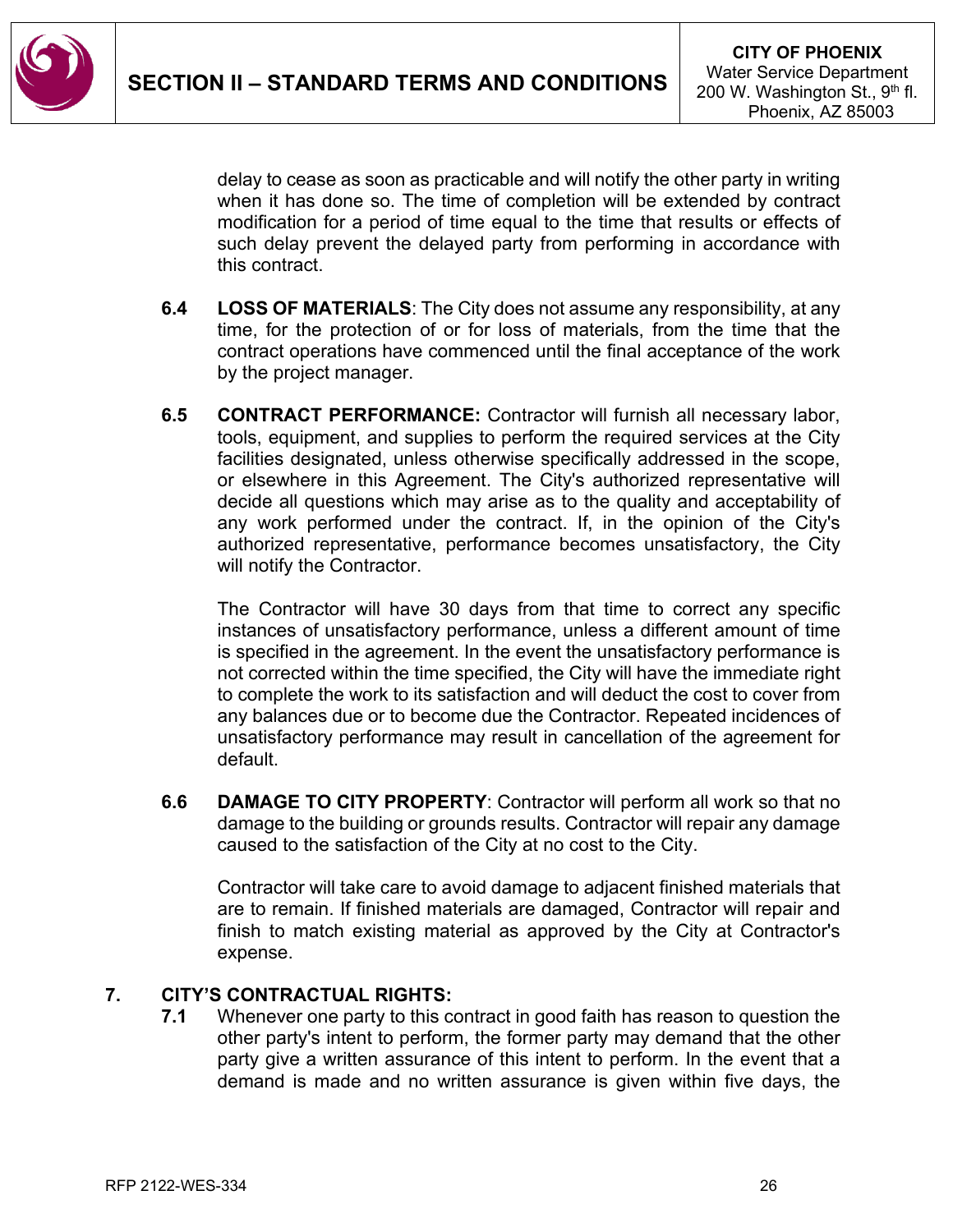delay to cease as soon as practicable and will notify the other party in writing when it has done so. The time of completion will be extended by contract modification for a period of time equal to the time that results or effects of such delay prevent the delayed party from performing in accordance with this contract.

**6.4 LOSS OF MATERIALS**: The City does not assume any responsibility, at any time, for the protection of or for loss of materials, from the time that the contract operations have commenced until the final acceptance of the work by the project manager.

**6.5 CONTRACT PERFORMANCE:** Contractor will furnish all necessary labor, tools, equipment, and supplies to perform the required services at the City facilities designated, unless otherwise specifically addressed in the scope, or elsewhere in this Agreement. The City's authorized representative will decide all questions which may arise as to the quality and acceptability of any work performed under the contract. If, in the opinion of the City's authorized representative, performance becomes unsatisfactory, the City will notify the Contractor.

The Contractor will have 30 days from that time to correct any specific instances of unsatisfactory performance, unless a different amount of time is specified in the agreement. In the event the unsatisfactory performance is not corrected within the time specified, the City will have the immediate right to complete the work to its satisfaction and will deduct the cost to cover from any balances due or to become due the Contractor. Repeated incidences of unsatisfactory performance may result in cancellation of the agreement for default.

**6.6 DAMAGE TO CITY PROPERTY**: Contractor will perform all work so that no damage to the building or grounds results. Contractor will repair any damage caused to the satisfaction of the City at no cost to the City.

Contractor will take care to avoid damage to adjacent finished materials that are to remain. If finished materials are damaged, Contractor will repair and finish to match existing material as approved by the City at Contractor's expense.

## 7. CITY'S CONTRACTUAL RIGHTS:

**7.1** Whenever one party to this contract in good faith has reason to question the other party's intent to perform, the former party may demand that the other party give a written assurance of this intent to perform. In the event that a demand is made and no written assurance is given within five days, the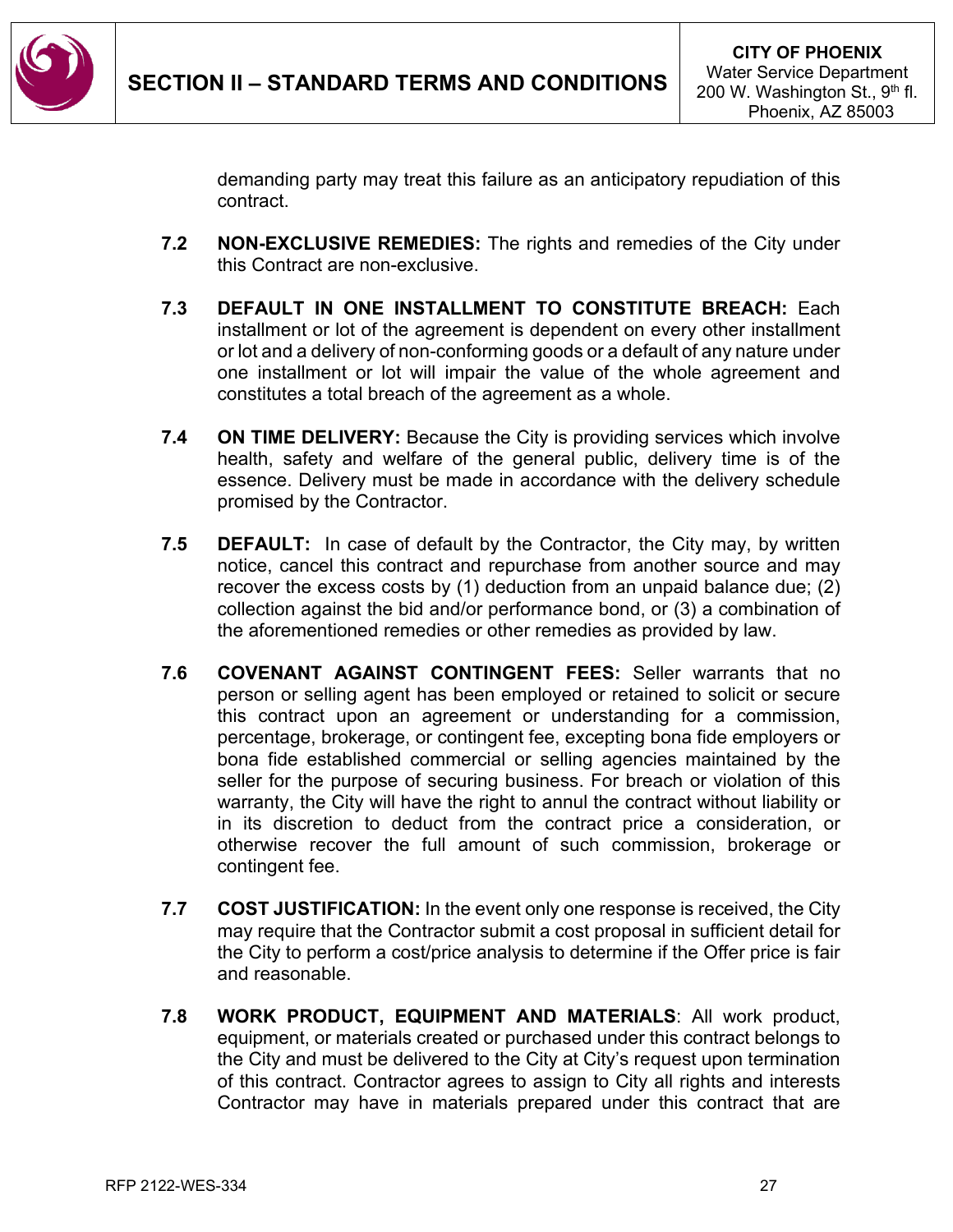demanding party may treat this failure as an anticipatory repudiation of this contract.

**7.2 NON-EXCLUSIVE REMEDIES:** The rights and remedies of the City under this Contract are non-exclusive.

**7.3 DEFAULT IN ONE INSTALLMENT TO CONSTITUTE BREACH:** Each installment or lot of the agreement is dependent on every other installment or lot and a delivery of non-conforming goods or a default of any nature under one installment or lot will impair the value of the whole agreement and constitutes a total breach of the agreement as a whole.

**7.4 ON TIME DELIVERY:** Because the City is providing services which involve health, safety and welfare of the general public, delivery time is of the essence. Delivery must be made in accordance with the delivery schedule promised by the Contractor.

**7.5 DEFAULT:** In case of default by the Contractor, the City may, by written notice, cancel this contract and repurchase from another source and may recover the excess costs by (1) deduction from an unpaid balance due; (2) collection against the bid and/or performance bond, or (3) a combination of the aforementioned remedies or other remedies as provided by law.

**7.6 COVENANT AGAINST CONTINGENT FEES:** Seller warrants that no person or selling agent has been employed or retained to solicit or secure this contract upon an agreement or understanding for a commission, percentage, brokerage, or contingent fee, excepting bona fide employers or bona fide established commercial or selling agencies maintained by the seller for the purpose of securing business. For breach or violation of this warranty, the City will have the right to annul the contract without liability or in its discretion to deduct from the contract price a consideration, or otherwise recover the full amount of such commission, brokerage or contingent fee.

**7.7 COST JUSTIFICATION:** In the event only one response is received, the City may require that the Contractor submit a cost proposal in sufficient detail for the City to perform a cost/price analysis to determine if the Offer price is fair and reasonable.

**7.8 WORK PRODUCT, EQUIPMENT AND MATERIALS**: All work product, equipment, or materials created or purchased under this contract belongs to the City and must be delivered to the City at City's request upon termination of this contract. Contractor agrees to assign to City all rights and interests Contractor may have in materials prepared under this contract that are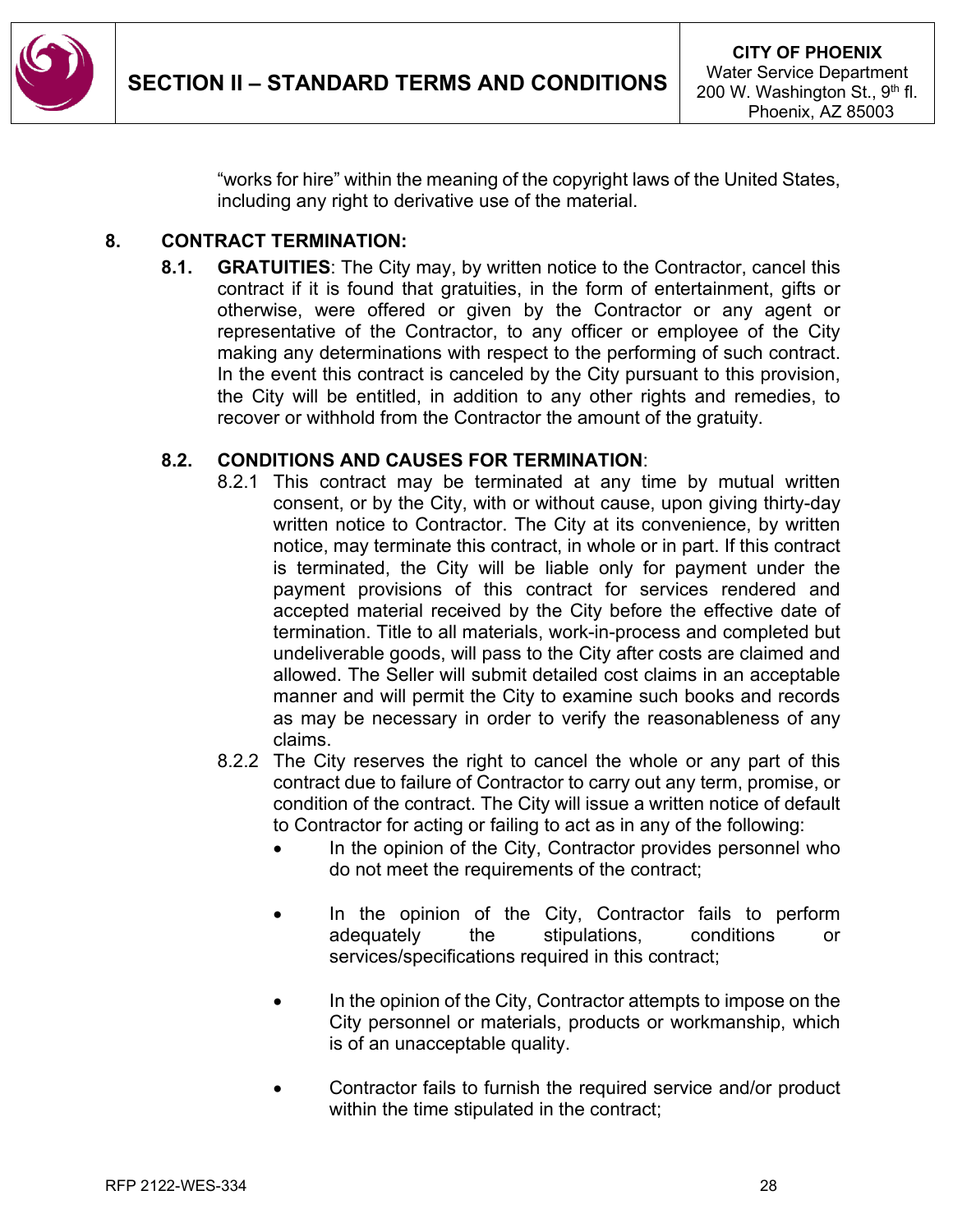"works for hire" within the meaning of the copyright laws of the United States, including any right to derivative use of the material.

## 8. CONTRACT TERMINATION:

**8.1. GRATUITIES**: The City may, by written notice to the Contractor, cancel this contract if it is found that gratuities, in the form of entertainment, gifts or otherwise, were offered or given by the Contractor or any agent or representative of the Contractor, to any officer or employee of the City making any determinations with respect to the performing of such contract. In the event this contract is canceled by the City pursuant to this provision, the City will be entitled, in addition to any other rights and remedies, to recover or withhold from the Contractor the amount of the gratuity.

**8.2. CONDITIONS AND CAUSES FOR TERMINATION**:

8.2.1 This contract may be terminated at any time by mutual written consent, or by the City, with or without cause, upon giving thirty-day written notice to Contractor. The City at its convenience, by written notice, may terminate this contract, in whole or in part. If this contract is terminated, the City will be liable only for payment under the payment provisions of this contract for services rendered and accepted material received by the City before the effective date of termination. Title to all materials, work-in-process and completed but undeliverable goods, will pass to the City after costs are claimed and allowed. The Seller will submit detailed cost claims in an acceptable manner and will permit the City to examine such books and records as may be necessary in order to verify the reasonableness of any claims.

8.2.2 The City reserves the right to cancel the whole or any part of this contract due to failure of Contractor to carry out any term, promise, or condition of the contract. The City will issue a written notice of default to Contractor for acting or failing to act as in any of the following:

- In the opinion of the City, Contractor provides personnel who do not meet the requirements of the contract;
- In the opinion of the City, Contractor fails to perform adequately the stipulations, conditions or services/specifications required in this contract;
- In the opinion of the City, Contractor attempts to impose on the City personnel or materials, products or workmanship, which is of an unacceptable quality.
- Contractor fails to furnish the required service and/or product within the time stipulated in the contract;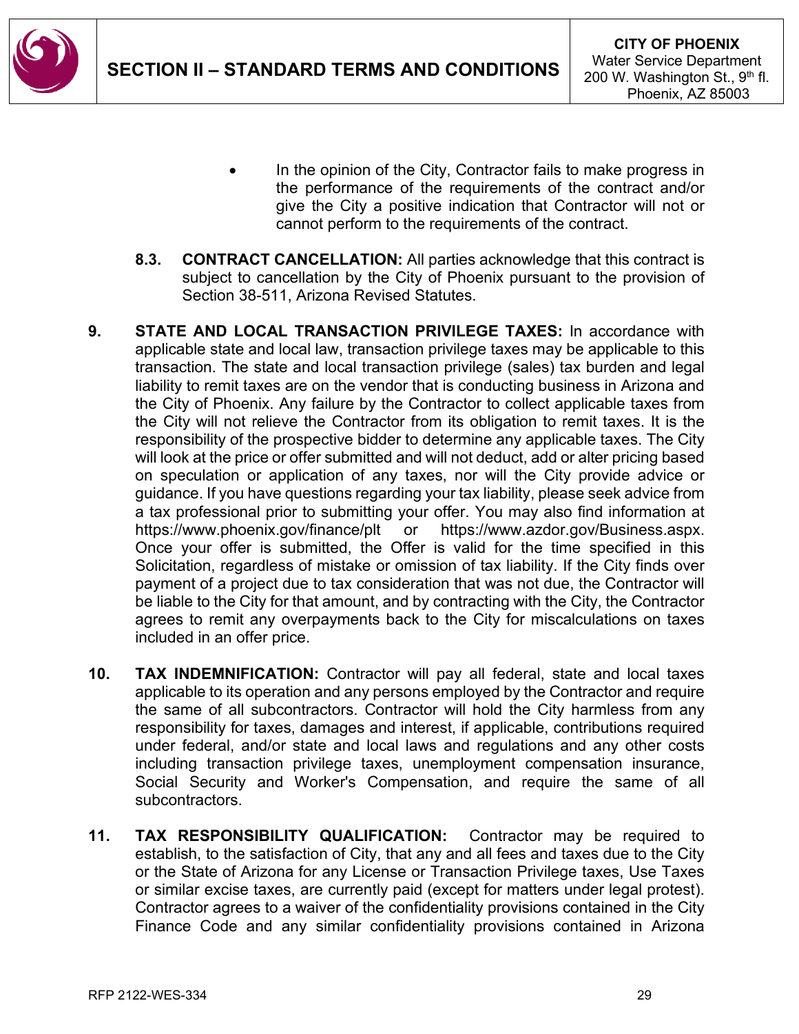- In the opinion of the City, Contractor fails to make progress in the performance of the requirements of the contract and/or give the City a positive indication that Contractor will not or cannot perform to the requirements of the contract.

**8.3. CONTRACT CANCELLATION:** All parties acknowledge that this contract is subject to cancellation by the City of Phoenix pursuant to the provision of Section 38-511, Arizona Revised Statutes.

**9. STATE AND LOCAL TRANSACTION PRIVILEGE TAXES:** In accordance with applicable state and local law, transaction privilege taxes may be applicable to this transaction. The state and local transaction privilege (sales) tax burden and legal liability to remit taxes are on the vendor that is conducting business in Arizona and the City of Phoenix. Any failure by the Contractor to collect applicable taxes from the City will not relieve the Contractor from its obligation to remit taxes. It is the responsibility of the prospective bidder to determine any applicable taxes. The City will look at the price or offer submitted and will not deduct, add or alter pricing based on speculation or application of any taxes, nor will the City provide advice or guidance. If you have questions regarding your tax liability, please seek advice from a tax professional prior to submitting your offer. You may also find information at https://www.phoenix.gov/finance/plt or https://www.azdor.gov/Business.aspx. Once your offer is submitted, the Offer is valid for the time specified in this Solicitation, regardless of mistake or omission of tax liability. If the City finds over payment of a project due to tax consideration that was not due, the Contractor will be liable to the City for that amount, and by contracting with the City, the Contractor agrees to remit any overpayments back to the City for miscalculations on taxes included in an offer price.

**10. TAX INDEMNIFICATION:** Contractor will pay all federal, state and local taxes applicable to its operation and any persons employed by the Contractor and require the same of all subcontractors. Contractor will hold the City harmless from any responsibility for taxes, damages and interest, if applicable, contributions required under federal, and/or state and local laws and regulations and any other costs including transaction privilege taxes, unemployment compensation insurance, Social Security and Worker's Compensation, and require the same of all subcontractors.

**11. TAX RESPONSIBILITY QUALIFICATION:** Contractor may be required to establish, to the satisfaction of City, that any and all fees and taxes due to the City or the State of Arizona for any License or Transaction Privilege taxes, Use Taxes or similar excise taxes, are currently paid (except for matters under legal protest). Contractor agrees to a waiver of the confidentiality provisions contained in the City Finance Code and any similar confidentiality provisions contained in Arizona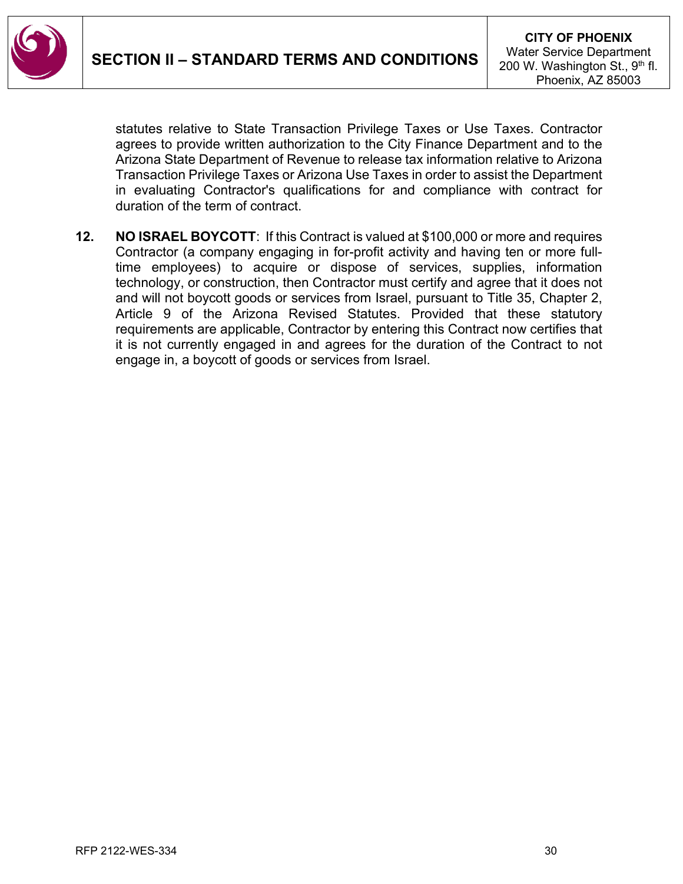statutes relative to State Transaction Privilege Taxes or Use Taxes. Contractor agrees to provide written authorization to the City Finance Department and to the Arizona State Department of Revenue to release tax information relative to Arizona Transaction Privilege Taxes or Arizona Use Taxes in order to assist the Department in evaluating Contractor's qualifications for and compliance with contract for duration of the term of contract.

**12.** **NO ISRAEL BOYCOTT**: If this Contract is valued at $100,000 or more and requires Contractor (a company engaging in for-profit activity and having ten or more full-time employees) to acquire or dispose of services, supplies, information technology, or construction, then Contractor must certify and agree that it does not and will not boycott goods or services from Israel, pursuant to Title 35, Chapter 2, Article 9 of the Arizona Revised Statutes. Provided that these statutory requirements are applicable, Contractor by entering this Contract now certifies that it is not currently engaged in and agrees for the duration of the Contract to not engage in, a boycott of goods or services from Israel.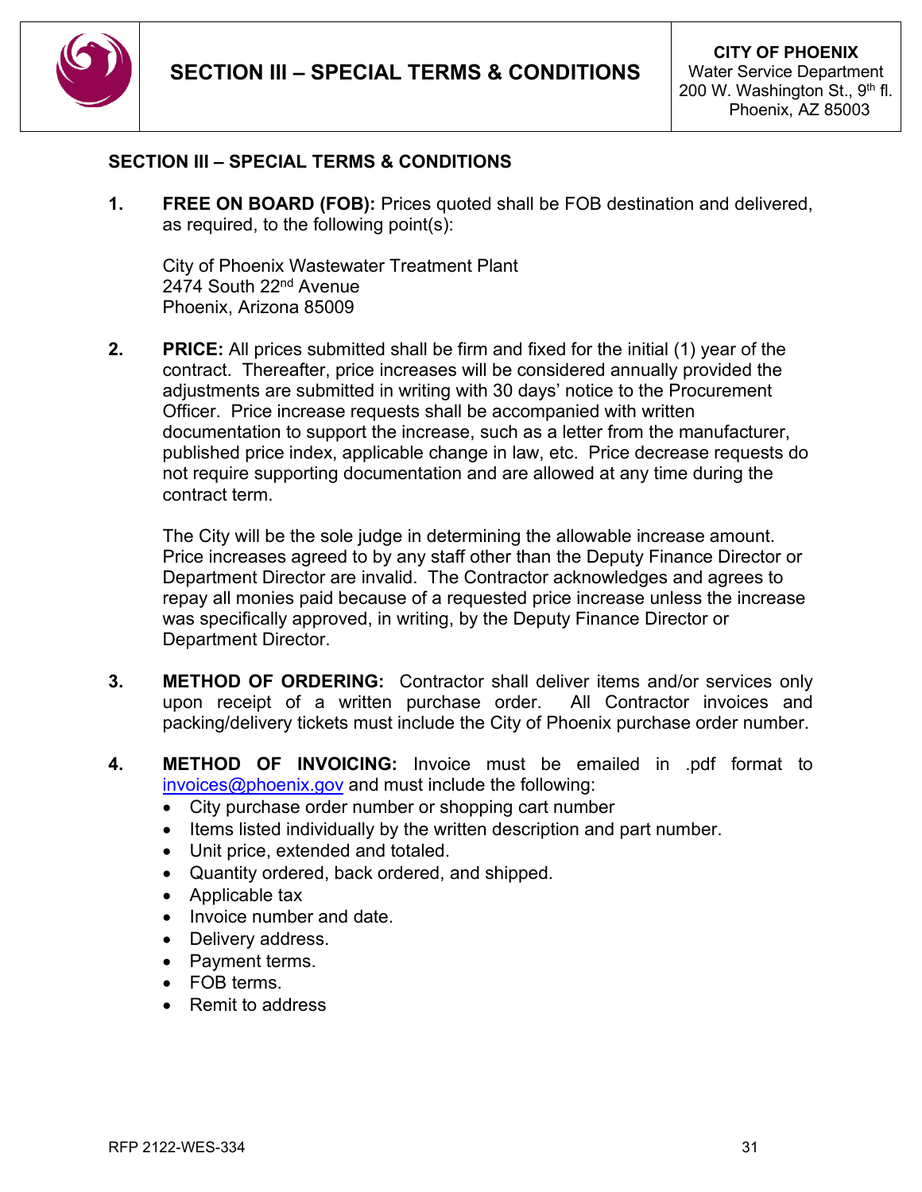## SECTION III – SPECIAL TERMS & CONDITIONS

1. **FREE ON BOARD (FOB):** Prices quoted shall be FOB destination and delivered, as required, to the following point(s):

   City of Phoenix Wastewater Treatment Plant
   2474 South 22nd Avenue
   Phoenix, Arizona 85009

2. **PRICE:** All prices submitted shall be firm and fixed for the initial (1) year of the contract. Thereafter, price increases will be considered annually provided the adjustments are submitted in writing with 30 days' notice to the Procurement Officer. Price increase requests shall be accompanied with written documentation to support the increase, such as a letter from the manufacturer, published price index, applicable change in law, etc. Price decrease requests do not require supporting documentation and are allowed at any time during the contract term.

   The City will be the sole judge in determining the allowable increase amount. Price increases agreed to by any staff other than the Deputy Finance Director or Department Director are invalid. The Contractor acknowledges and agrees to repay all monies paid because of a requested price increase unless the increase was specifically approved, in writing, by the Deputy Finance Director or Department Director.

3. **METHOD OF ORDERING:** Contractor shall deliver items and/or services only upon receipt of a written purchase order. All Contractor invoices and packing/delivery tickets must include the City of Phoenix purchase order number.

4. **METHOD OF INVOICING:** Invoice must be emailed in .pdf format to invoices@phoenix.gov and must include the following:
   - City purchase order number or shopping cart number
   - Items listed individually by the written description and part number.
   - Unit price, extended and totaled.
   - Quantity ordered, back ordered, and shipped.
   - Applicable tax
   - Invoice number and date.
   - Delivery address.
   - Payment terms.
   - FOB terms.
   - Remit to address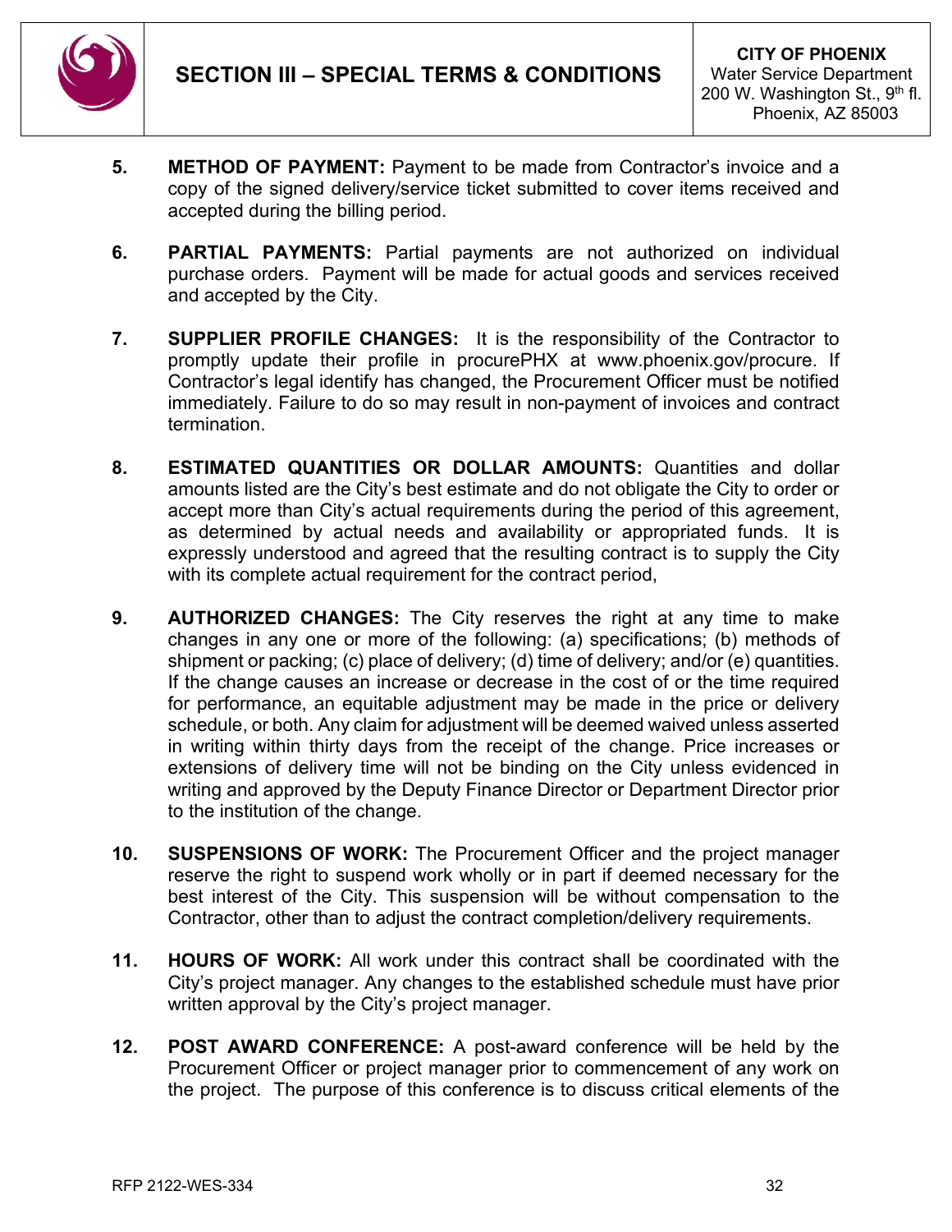5. **METHOD OF PAYMENT:** Payment to be made from Contractor's invoice and a copy of the signed delivery/service ticket submitted to cover items received and accepted during the billing period.

6. **PARTIAL PAYMENTS:** Partial payments are not authorized on individual purchase orders. Payment will be made for actual goods and services received and accepted by the City.

7. **SUPPLIER PROFILE CHANGES:** It is the responsibility of the Contractor to promptly update their profile in procurePHX at www.phoenix.gov/procure. If Contractor's legal identify has changed, the Procurement Officer must be notified immediately. Failure to do so may result in non-payment of invoices and contract termination.

8. **ESTIMATED QUANTITIES OR DOLLAR AMOUNTS:** Quantities and dollar amounts listed are the City's best estimate and do not obligate the City to order or accept more than City's actual requirements during the period of this agreement, as determined by actual needs and availability or appropriated funds. It is expressly understood and agreed that the resulting contract is to supply the City with its complete actual requirement for the contract period,

9. **AUTHORIZED CHANGES:** The City reserves the right at any time to make changes in any one or more of the following: (a) specifications; (b) methods of shipment or packing; (c) place of delivery; (d) time of delivery; and/or (e) quantities. If the change causes an increase or decrease in the cost of or the time required for performance, an equitable adjustment may be made in the price or delivery schedule, or both. Any claim for adjustment will be deemed waived unless asserted in writing within thirty days from the receipt of the change. Price increases or extensions of delivery time will not be binding on the City unless evidenced in writing and approved by the Deputy Finance Director or Department Director prior to the institution of the change.

10. **SUSPENSIONS OF WORK:** The Procurement Officer and the project manager reserve the right to suspend work wholly or in part if deemed necessary for the best interest of the City. This suspension will be without compensation to the Contractor, other than to adjust the contract completion/delivery requirements.

11. **HOURS OF WORK:** All work under this contract shall be coordinated with the City's project manager. Any changes to the established schedule must have prior written approval by the City's project manager.

12. **POST AWARD CONFERENCE:** A post-award conference will be held by the Procurement Officer or project manager prior to commencement of any work on the project. The purpose of this conference is to discuss critical elements of the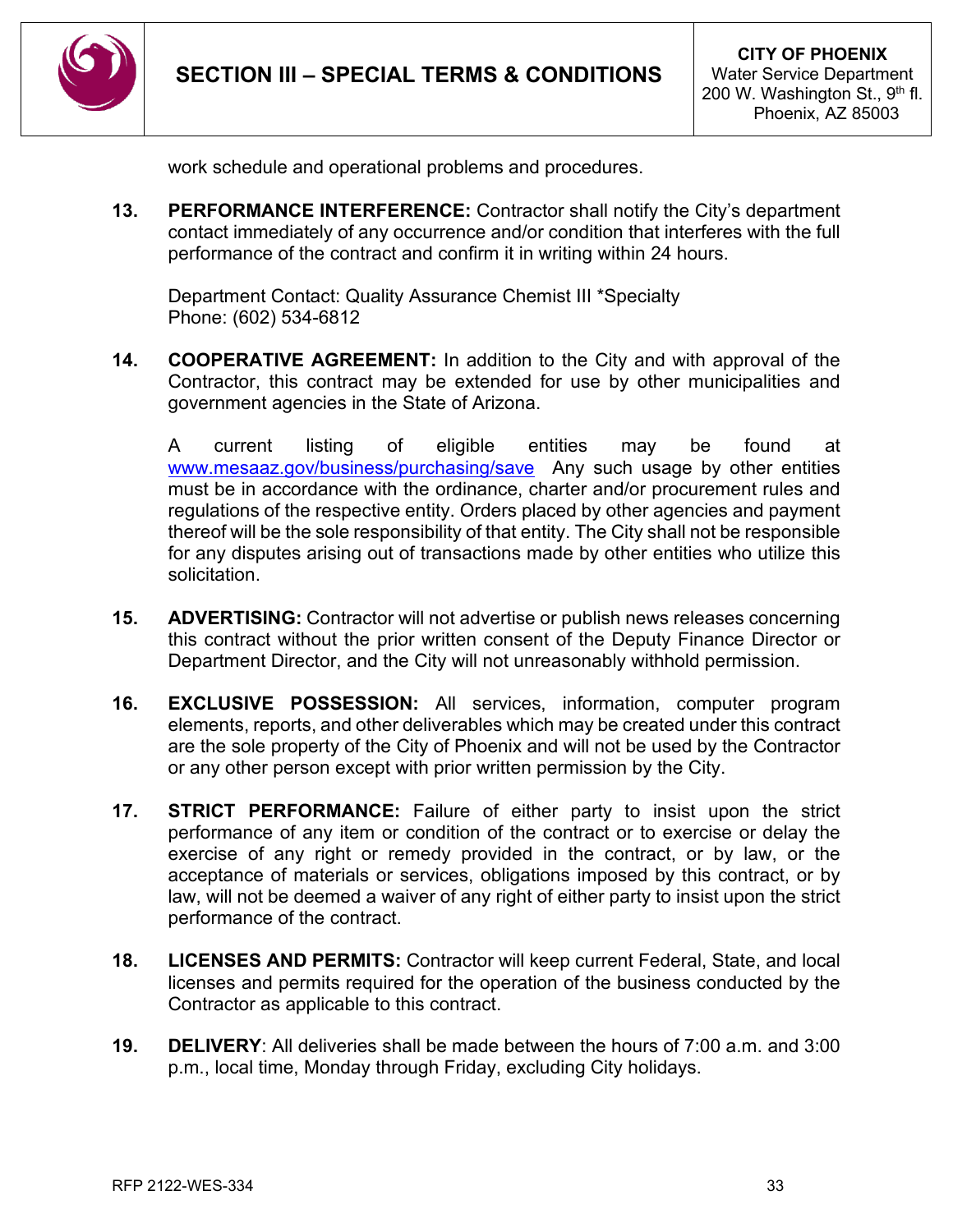work schedule and operational problems and procedures.

13. **PERFORMANCE INTERFERENCE:** Contractor shall notify the City's department contact immediately of any occurrence and/or condition that interferes with the full performance of the contract and confirm it in writing within 24 hours.

    Department Contact: Quality Assurance Chemist III *Specialty
    Phone: (602) 534-6812

14. **COOPERATIVE AGREEMENT:** In addition to the City and with approval of the Contractor, this contract may be extended for use by other municipalities and government agencies in the State of Arizona.

    A current listing of eligible entities may be found at www.mesaaz.gov/business/purchasing/save Any such usage by other entities must be in accordance with the ordinance, charter and/or procurement rules and regulations of the respective entity. Orders placed by other agencies and payment thereof will be the sole responsibility of that entity. The City shall not be responsible for any disputes arising out of transactions made by other entities who utilize this solicitation.

15. **ADVERTISING:** Contractor will not advertise or publish news releases concerning this contract without the prior written consent of the Deputy Finance Director or Department Director, and the City will not unreasonably withhold permission.

16. **EXCLUSIVE POSSESSION:** All services, information, computer program elements, reports, and other deliverables which may be created under this contract are the sole property of the City of Phoenix and will not be used by the Contractor or any other person except with prior written permission by the City.

17. **STRICT PERFORMANCE:** Failure of either party to insist upon the strict performance of any item or condition of the contract or to exercise or delay the exercise of any right or remedy provided in the contract, or by law, or the acceptance of materials or services, obligations imposed by this contract, or by law, will not be deemed a waiver of any right of either party to insist upon the strict performance of the contract.

18. **LICENSES AND PERMITS:** Contractor will keep current Federal, State, and local licenses and permits required for the operation of the business conducted by the Contractor as applicable to this contract.

19. **DELIVERY**: All deliveries shall be made between the hours of 7:00 a.m. and 3:00 p.m., local time, Monday through Friday, excluding City holidays.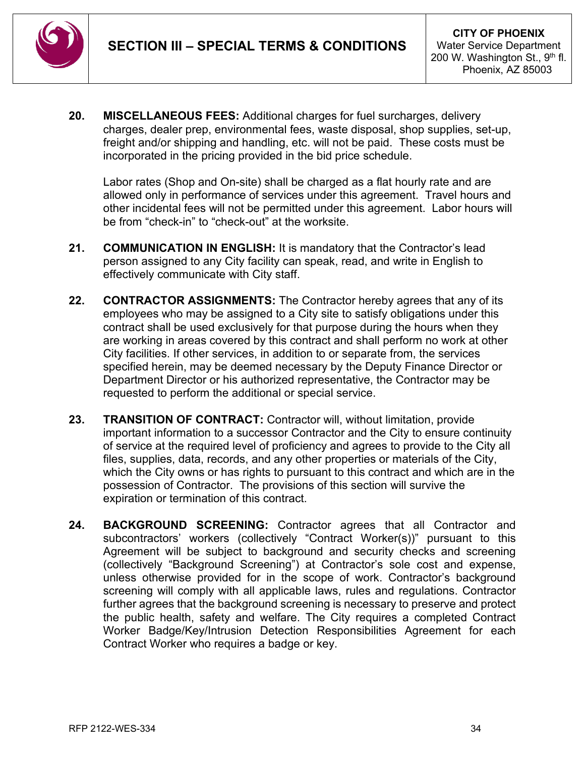**20. MISCELLANEOUS FEES:** Additional charges for fuel surcharges, delivery charges, dealer prep, environmental fees, waste disposal, shop supplies, set-up, freight and/or shipping and handling, etc. will not be paid. These costs must be incorporated in the pricing provided in the bid price schedule.

Labor rates (Shop and On-site) shall be charged as a flat hourly rate and are allowed only in performance of services under this agreement. Travel hours and other incidental fees will not be permitted under this agreement. Labor hours will be from "check-in" to "check-out" at the worksite.

**21. COMMUNICATION IN ENGLISH:** It is mandatory that the Contractor's lead person assigned to any City facility can speak, read, and write in English to effectively communicate with City staff.

**22. CONTRACTOR ASSIGNMENTS:** The Contractor hereby agrees that any of its employees who may be assigned to a City site to satisfy obligations under this contract shall be used exclusively for that purpose during the hours when they are working in areas covered by this contract and shall perform no work at other City facilities. If other services, in addition to or separate from, the services specified herein, may be deemed necessary by the Deputy Finance Director or Department Director or his authorized representative, the Contractor may be requested to perform the additional or special service.

**23. TRANSITION OF CONTRACT:** Contractor will, without limitation, provide important information to a successor Contractor and the City to ensure continuity of service at the required level of proficiency and agrees to provide to the City all files, supplies, data, records, and any other properties or materials of the City, which the City owns or has rights to pursuant to this contract and which are in the possession of Contractor. The provisions of this section will survive the expiration or termination of this contract.

**24. BACKGROUND SCREENING:** Contractor agrees that all Contractor and subcontractors' workers (collectively "Contract Worker(s))" pursuant to this Agreement will be subject to background and security checks and screening (collectively "Background Screening") at Contractor's sole cost and expense, unless otherwise provided for in the scope of work. Contractor's background screening will comply with all applicable laws, rules and regulations. Contractor further agrees that the background screening is necessary to preserve and protect the public health, safety and welfare. The City requires a completed Contract Worker Badge/Key/Intrusion Detection Responsibilities Agreement for each Contract Worker who requires a badge or key.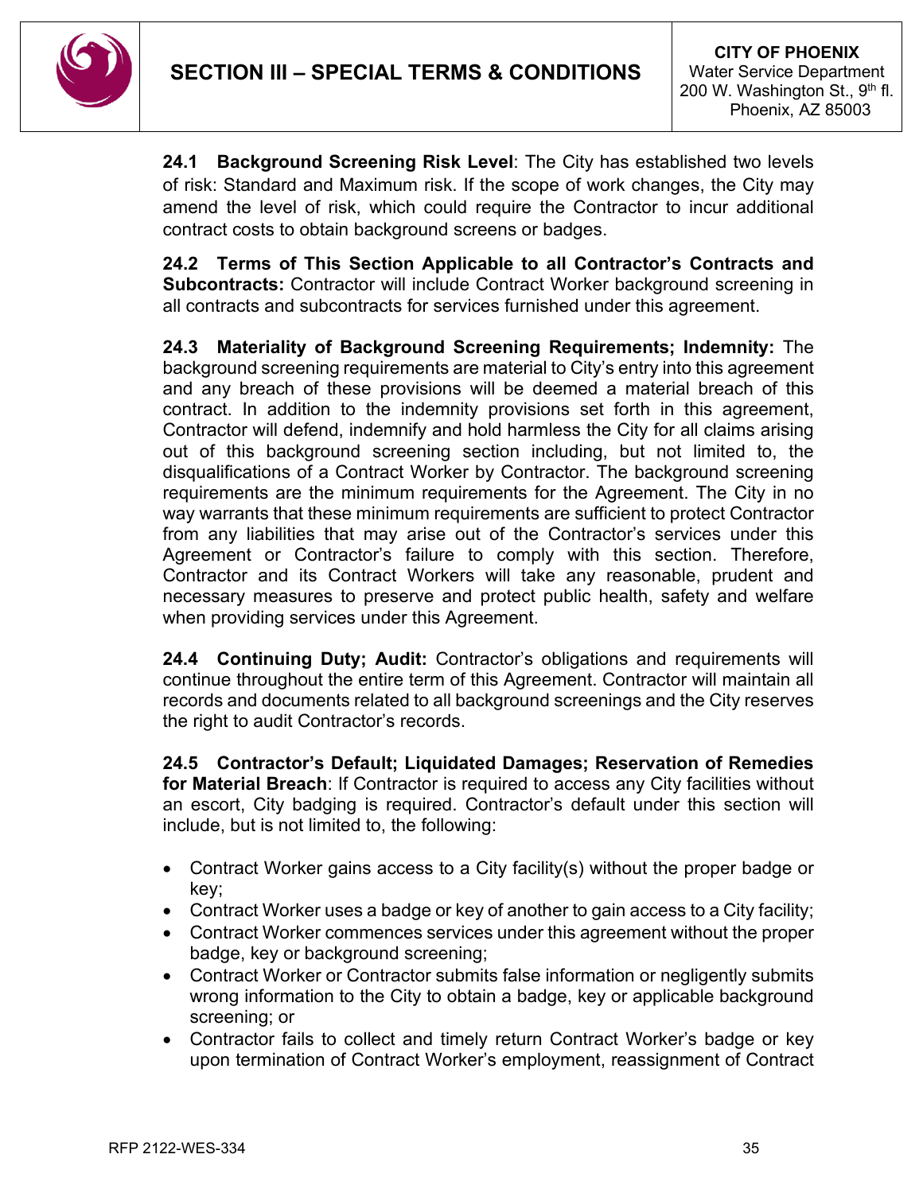**24.1 Background Screening Risk Level**: The City has established two levels of risk: Standard and Maximum risk. If the scope of work changes, the City may amend the level of risk, which could require the Contractor to incur additional contract costs to obtain background screens or badges.

**24.2 Terms of This Section Applicable to all Contractor's Contracts and Subcontracts:** Contractor will include Contract Worker background screening in all contracts and subcontracts for services furnished under this agreement.

**24.3 Materiality of Background Screening Requirements; Indemnity:** The background screening requirements are material to City's entry into this agreement and any breach of these provisions will be deemed a material breach of this contract. In addition to the indemnity provisions set forth in this agreement, Contractor will defend, indemnify and hold harmless the City for all claims arising out of this background screening section including, but not limited to, the disqualifications of a Contract Worker by Contractor. The background screening requirements are the minimum requirements for the Agreement. The City in no way warrants that these minimum requirements are sufficient to protect Contractor from any liabilities that may arise out of the Contractor's services under this Agreement or Contractor's failure to comply with this section. Therefore, Contractor and its Contract Workers will take any reasonable, prudent and necessary measures to preserve and protect public health, safety and welfare when providing services under this Agreement.

**24.4 Continuing Duty; Audit:** Contractor's obligations and requirements will continue throughout the entire term of this Agreement. Contractor will maintain all records and documents related to all background screenings and the City reserves the right to audit Contractor's records.

**24.5 Contractor's Default; Liquidated Damages; Reservation of Remedies for Material Breach**: If Contractor is required to access any City facilities without an escort, City badging is required. Contractor's default under this section will include, but is not limited to, the following:

- Contract Worker gains access to a City facility(s) without the proper badge or key;
- Contract Worker uses a badge or key of another to gain access to a City facility;
- Contract Worker commences services under this agreement without the proper badge, key or background screening;
- Contract Worker or Contractor submits false information or negligently submits wrong information to the City to obtain a badge, key or applicable background screening; or
- Contractor fails to collect and timely return Contract Worker's badge or key upon termination of Contract Worker's employment, reassignment of Contract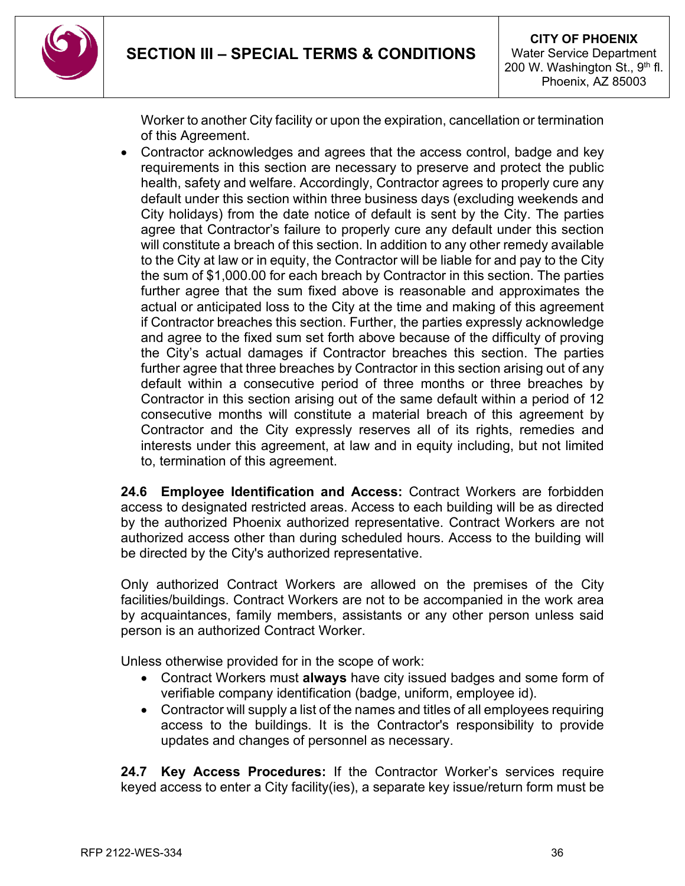Worker to another City facility or upon the expiration, cancellation or termination of this Agreement.

- Contractor acknowledges and agrees that the access control, badge and key requirements in this section are necessary to preserve and protect the public health, safety and welfare. Accordingly, Contractor agrees to properly cure any default under this section within three business days (excluding weekends and City holidays) from the date notice of default is sent by the City. The parties agree that Contractor's failure to properly cure any default under this section will constitute a breach of this section. In addition to any other remedy available to the City at law or in equity, the Contractor will be liable for and pay to the City the sum of $1,000.00 for each breach by Contractor in this section. The parties further agree that the sum fixed above is reasonable and approximates the actual or anticipated loss to the City at the time and making of this agreement if Contractor breaches this section. Further, the parties expressly acknowledge and agree to the fixed sum set forth above because of the difficulty of proving the City's actual damages if Contractor breaches this section. The parties further agree that three breaches by Contractor in this section arising out of any default within a consecutive period of three months or three breaches by Contractor in this section arising out of the same default within a period of 12 consecutive months will constitute a material breach of this agreement by Contractor and the City expressly reserves all of its rights, remedies and interests under this agreement, at law and in equity including, but not limited to, termination of this agreement.

**24.6 Employee Identification and Access:** Contract Workers are forbidden access to designated restricted areas. Access to each building will be as directed by the authorized Phoenix authorized representative. Contract Workers are not authorized access other than during scheduled hours. Access to the building will be directed by the City's authorized representative.

Only authorized Contract Workers are allowed on the premises of the City facilities/buildings. Contract Workers are not to be accompanied in the work area by acquaintances, family members, assistants or any other person unless said person is an authorized Contract Worker.

Unless otherwise provided for in the scope of work:

- Contract Workers must **always** have city issued badges and some form of verifiable company identification (badge, uniform, employee id).
- Contractor will supply a list of the names and titles of all employees requiring access to the buildings. It is the Contractor's responsibility to provide updates and changes of personnel as necessary.

**24.7 Key Access Procedures:** If the Contractor Worker's services require keyed access to enter a City facility(ies), a separate key issue/return form must be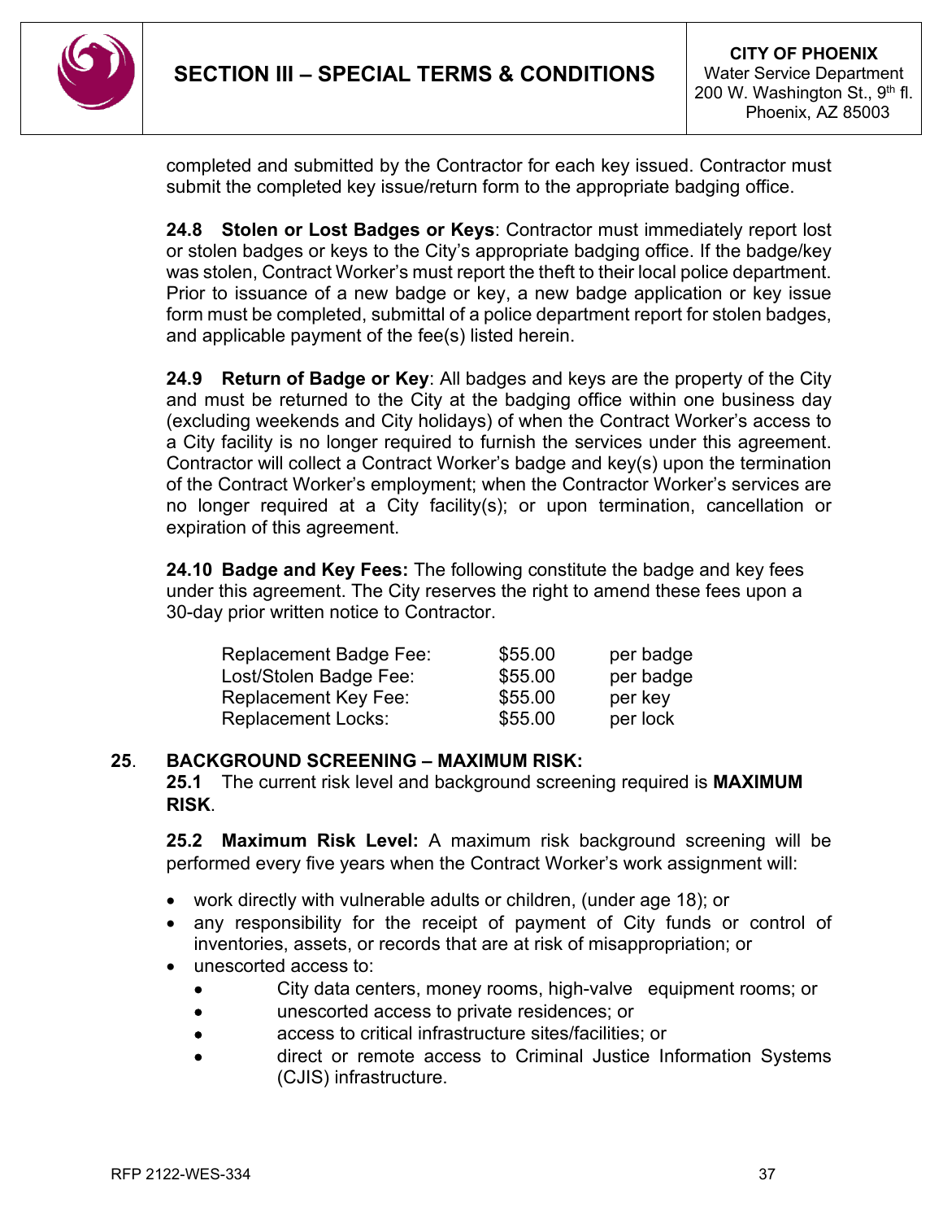completed and submitted by the Contractor for each key issued. Contractor must submit the completed key issue/return form to the appropriate badging office.

**24.8 Stolen or Lost Badges or Keys**: Contractor must immediately report lost or stolen badges or keys to the City's appropriate badging office. If the badge/key was stolen, Contract Worker's must report the theft to their local police department. Prior to issuance of a new badge or key, a new badge application or key issue form must be completed, submittal of a police department report for stolen badges, and applicable payment of the fee(s) listed herein.

**24.9 Return of Badge or Key**: All badges and keys are the property of the City and must be returned to the City at the badging office within one business day (excluding weekends and City holidays) of when the Contract Worker's access to a City facility is no longer required to furnish the services under this agreement. Contractor will collect a Contract Worker's badge and key(s) upon the termination of the Contract Worker's employment; when the Contractor Worker's services are no longer required at a City facility(s); or upon termination, cancellation or expiration of this agreement.

**24.10 Badge and Key Fees:** The following constitute the badge and key fees under this agreement. The City reserves the right to amend these fees upon a 30-day prior written notice to Contractor.

| | | |
|---|---|---|
| Replacement Badge Fee: | $55.00 | per badge |
| Lost/Stolen Badge Fee: | $55.00 | per badge |
| Replacement Key Fee: | $55.00 | per key |
| Replacement Locks: | $55.00 | per lock |

**25. BACKGROUND SCREENING – MAXIMUM RISK:**

**25.1** The current risk level and background screening required is **MAXIMUM RISK**.

**25.2 Maximum Risk Level:** A maximum risk background screening will be performed every five years when the Contract Worker's work assignment will:

- work directly with vulnerable adults or children, (under age 18); or
- any responsibility for the receipt of payment of City funds or control of inventories, assets, or records that are at risk of misappropriation; or
- unescorted access to:
  - City data centers, money rooms, high-valve equipment rooms; or
  - unescorted access to private residences; or
  - access to critical infrastructure sites/facilities; or
  - direct or remote access to Criminal Justice Information Systems (CJIS) infrastructure.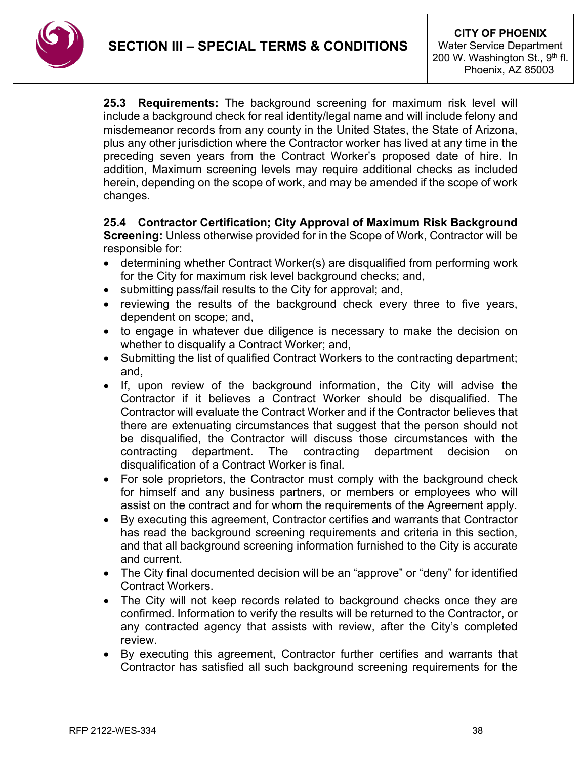**25.3 Requirements:** The background screening for maximum risk level will include a background check for real identity/legal name and will include felony and misdemeanor records from any county in the United States, the State of Arizona, plus any other jurisdiction where the Contractor worker has lived at any time in the preceding seven years from the Contract Worker's proposed date of hire. In addition, Maximum screening levels may require additional checks as included herein, depending on the scope of work, and may be amended if the scope of work changes.

**25.4 Contractor Certification; City Approval of Maximum Risk Background Screening:** Unless otherwise provided for in the Scope of Work, Contractor will be responsible for:

- determining whether Contract Worker(s) are disqualified from performing work for the City for maximum risk level background checks; and,
- submitting pass/fail results to the City for approval; and,
- reviewing the results of the background check every three to five years, dependent on scope; and,
- to engage in whatever due diligence is necessary to make the decision on whether to disqualify a Contract Worker; and,
- Submitting the list of qualified Contract Workers to the contracting department; and,
- If, upon review of the background information, the City will advise the Contractor if it believes a Contract Worker should be disqualified. The Contractor will evaluate the Contract Worker and if the Contractor believes that there are extenuating circumstances that suggest that the person should not be disqualified, the Contractor will discuss those circumstances with the contracting department. The contracting department decision on disqualification of a Contract Worker is final.
- For sole proprietors, the Contractor must comply with the background check for himself and any business partners, or members or employees who will assist on the contract and for whom the requirements of the Agreement apply.
- By executing this agreement, Contractor certifies and warrants that Contractor has read the background screening requirements and criteria in this section, and that all background screening information furnished to the City is accurate and current.
- The City final documented decision will be an "approve" or "deny" for identified Contract Workers.
- The City will not keep records related to background checks once they are confirmed. Information to verify the results will be returned to the Contractor, or any contracted agency that assists with review, after the City's completed review.
- By executing this agreement, Contractor further certifies and warrants that Contractor has satisfied all such background screening requirements for the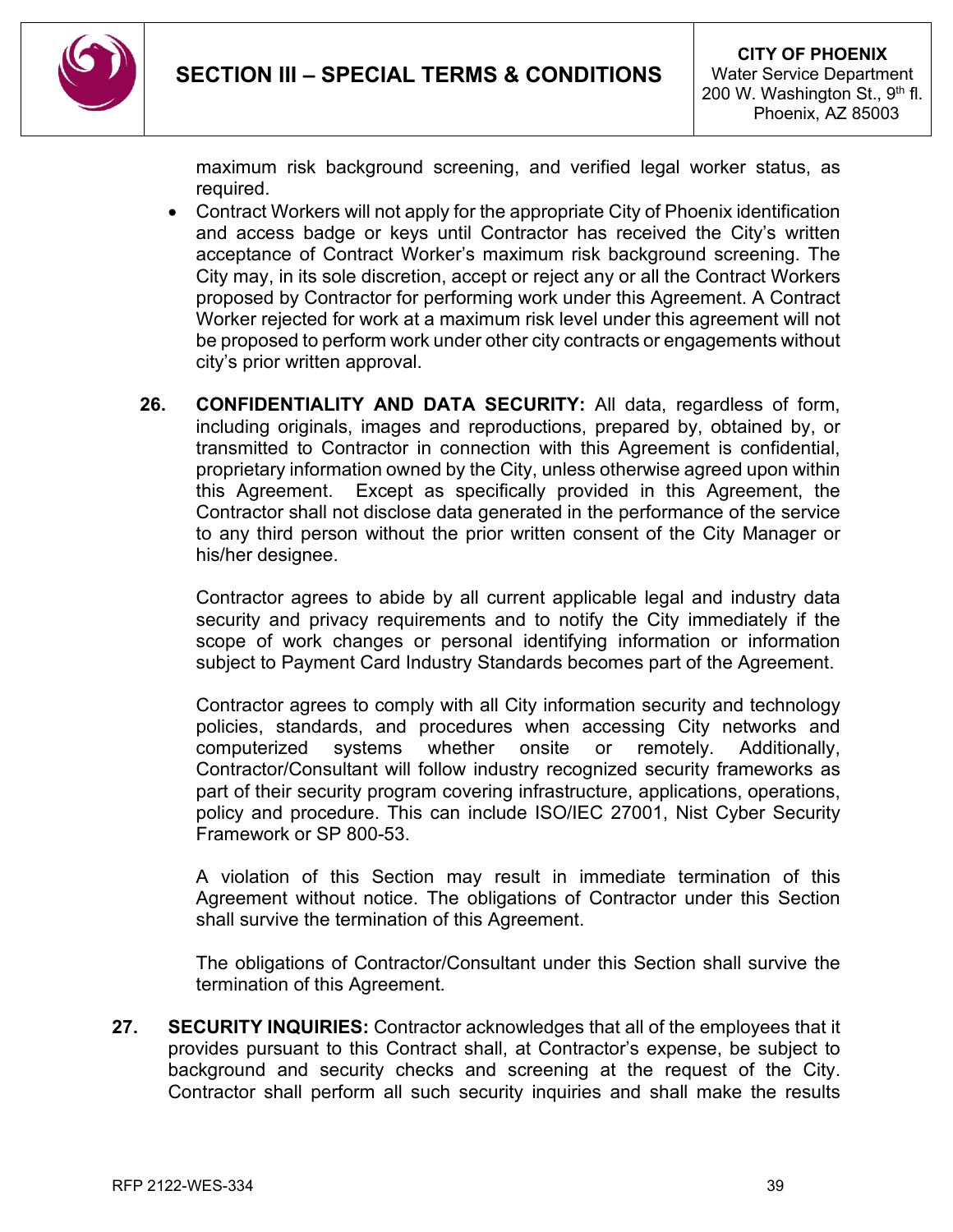maximum risk background screening, and verified legal worker status, as required.

- Contract Workers will not apply for the appropriate City of Phoenix identification and access badge or keys until Contractor has received the City's written acceptance of Contract Worker's maximum risk background screening. The City may, in its sole discretion, accept or reject any or all the Contract Workers proposed by Contractor for performing work under this Agreement. A Contract Worker rejected for work at a maximum risk level under this agreement will not be proposed to perform work under other city contracts or engagements without city's prior written approval.

**26. CONFIDENTIALITY AND DATA SECURITY:** All data, regardless of form, including originals, images and reproductions, prepared by, obtained by, or transmitted to Contractor in connection with this Agreement is confidential, proprietary information owned by the City, unless otherwise agreed upon within this Agreement. Except as specifically provided in this Agreement, the Contractor shall not disclose data generated in the performance of the service to any third person without the prior written consent of the City Manager or his/her designee.

Contractor agrees to abide by all current applicable legal and industry data security and privacy requirements and to notify the City immediately if the scope of work changes or personal identifying information or information subject to Payment Card Industry Standards becomes part of the Agreement.

Contractor agrees to comply with all City information security and technology policies, standards, and procedures when accessing City networks and computerized systems whether onsite or remotely. Additionally, Contractor/Consultant will follow industry recognized security frameworks as part of their security program covering infrastructure, applications, operations, policy and procedure. This can include ISO/IEC 27001, Nist Cyber Security Framework or SP 800-53.

A violation of this Section may result in immediate termination of this Agreement without notice. The obligations of Contractor under this Section shall survive the termination of this Agreement.

The obligations of Contractor/Consultant under this Section shall survive the termination of this Agreement.

**27. SECURITY INQUIRIES:** Contractor acknowledges that all of the employees that it provides pursuant to this Contract shall, at Contractor's expense, be subject to background and security checks and screening at the request of the City. Contractor shall perform all such security inquiries and shall make the results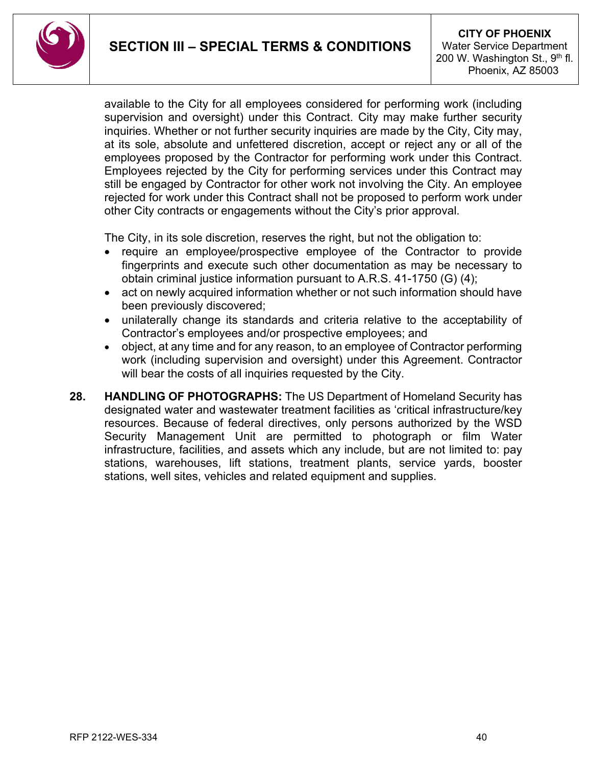available to the City for all employees considered for performing work (including supervision and oversight) under this Contract. City may make further security inquiries. Whether or not further security inquiries are made by the City, City may, at its sole, absolute and unfettered discretion, accept or reject any or all of the employees proposed by the Contractor for performing work under this Contract. Employees rejected by the City for performing services under this Contract may still be engaged by Contractor for other work not involving the City. An employee rejected for work under this Contract shall not be proposed to perform work under other City contracts or engagements without the City's prior approval.

The City, in its sole discretion, reserves the right, but not the obligation to:

- require an employee/prospective employee of the Contractor to provide fingerprints and execute such other documentation as may be necessary to obtain criminal justice information pursuant to A.R.S. 41-1750 (G) (4);
- act on newly acquired information whether or not such information should have been previously discovered;
- unilaterally change its standards and criteria relative to the acceptability of Contractor's employees and/or prospective employees; and
- object, at any time and for any reason, to an employee of Contractor performing work (including supervision and oversight) under this Agreement. Contractor will bear the costs of all inquiries requested by the City.

**28. HANDLING OF PHOTOGRAPHS:** The US Department of Homeland Security has designated water and wastewater treatment facilities as 'critical infrastructure/key resources. Because of federal directives, only persons authorized by the WSD Security Management Unit are permitted to photograph or film Water infrastructure, facilities, and assets which any include, but are not limited to: pay stations, warehouses, lift stations, treatment plants, service yards, booster stations, well sites, vehicles and related equipment and supplies.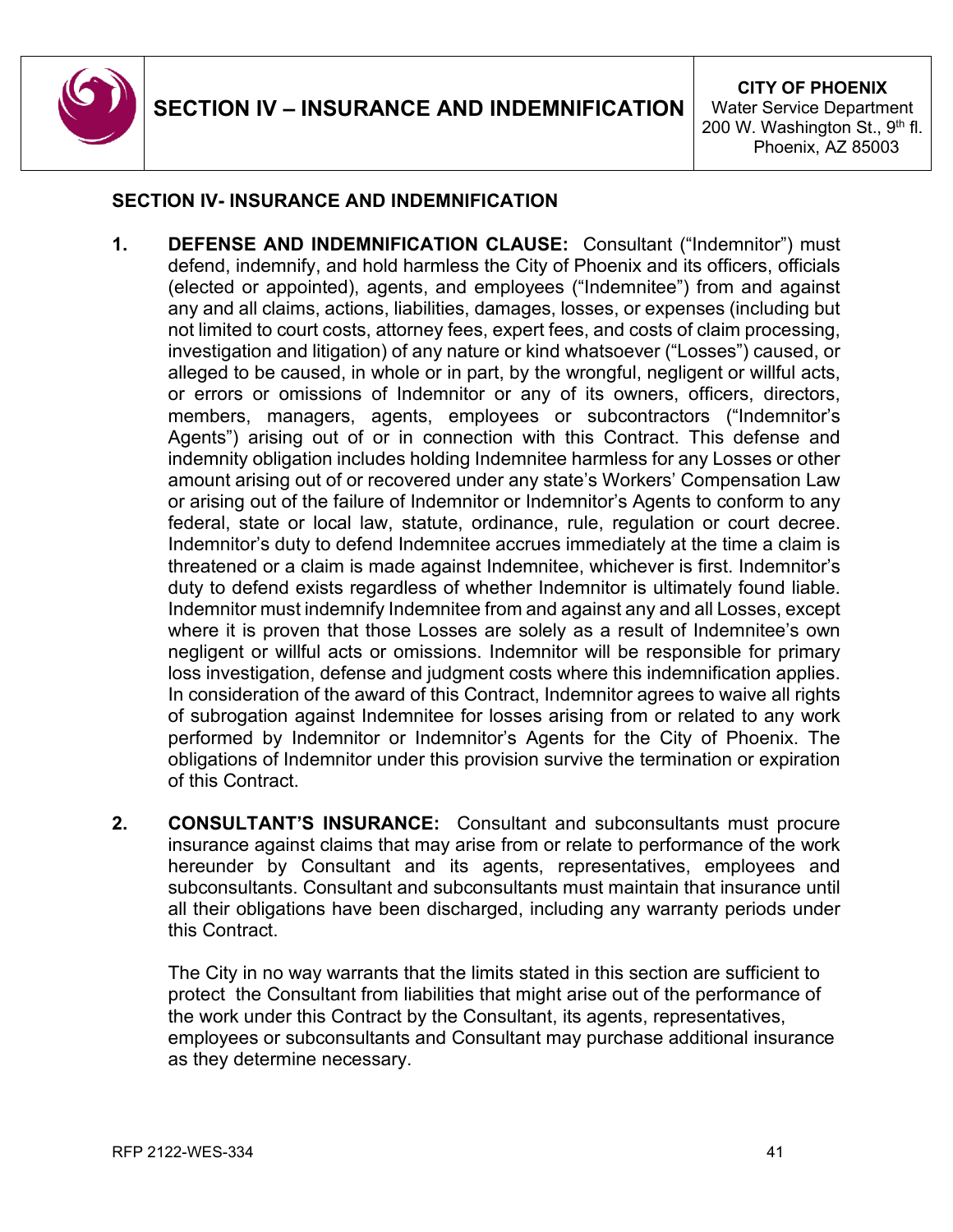## SECTION IV- INSURANCE AND INDEMNIFICATION

1. **DEFENSE AND INDEMNIFICATION CLAUSE:** Consultant ("Indemnitor") must defend, indemnify, and hold harmless the City of Phoenix and its officers, officials (elected or appointed), agents, and employees ("Indemnitee") from and against any and all claims, actions, liabilities, damages, losses, or expenses (including but not limited to court costs, attorney fees, expert fees, and costs of claim processing, investigation and litigation) of any nature or kind whatsoever ("Losses") caused, or alleged to be caused, in whole or in part, by the wrongful, negligent or willful acts, or errors or omissions of Indemnitor or any of its owners, officers, directors, members, managers, agents, employees or subcontractors ("Indemnitor's Agents") arising out of or in connection with this Contract. This defense and indemnity obligation includes holding Indemnitee harmless for any Losses or other amount arising out of or recovered under any state's Workers' Compensation Law or arising out of the failure of Indemnitor or Indemnitor's Agents to conform to any federal, state or local law, statute, ordinance, rule, regulation or court decree. Indemnitor's duty to defend Indemnitee accrues immediately at the time a claim is threatened or a claim is made against Indemnitee, whichever is first. Indemnitor's duty to defend exists regardless of whether Indemnitor is ultimately found liable. Indemnitor must indemnify Indemnitee from and against any and all Losses, except where it is proven that those Losses are solely as a result of Indemnitee's own negligent or willful acts or omissions. Indemnitor will be responsible for primary loss investigation, defense and judgment costs where this indemnification applies. In consideration of the award of this Contract, Indemnitor agrees to waive all rights of subrogation against Indemnitee for losses arising from or related to any work performed by Indemnitor or Indemnitor's Agents for the City of Phoenix. The obligations of Indemnitor under this provision survive the termination or expiration of this Contract.

2. **CONSULTANT'S INSURANCE:** Consultant and subconsultants must procure insurance against claims that may arise from or relate to performance of the work hereunder by Consultant and its agents, representatives, employees and subconsultants. Consultant and subconsultants must maintain that insurance until all their obligations have been discharged, including any warranty periods under this Contract.

   The City in no way warrants that the limits stated in this section are sufficient to protect the Consultant from liabilities that might arise out of the performance of the work under this Contract by the Consultant, its agents, representatives, employees or subconsultants and Consultant may purchase additional insurance as they determine necessary.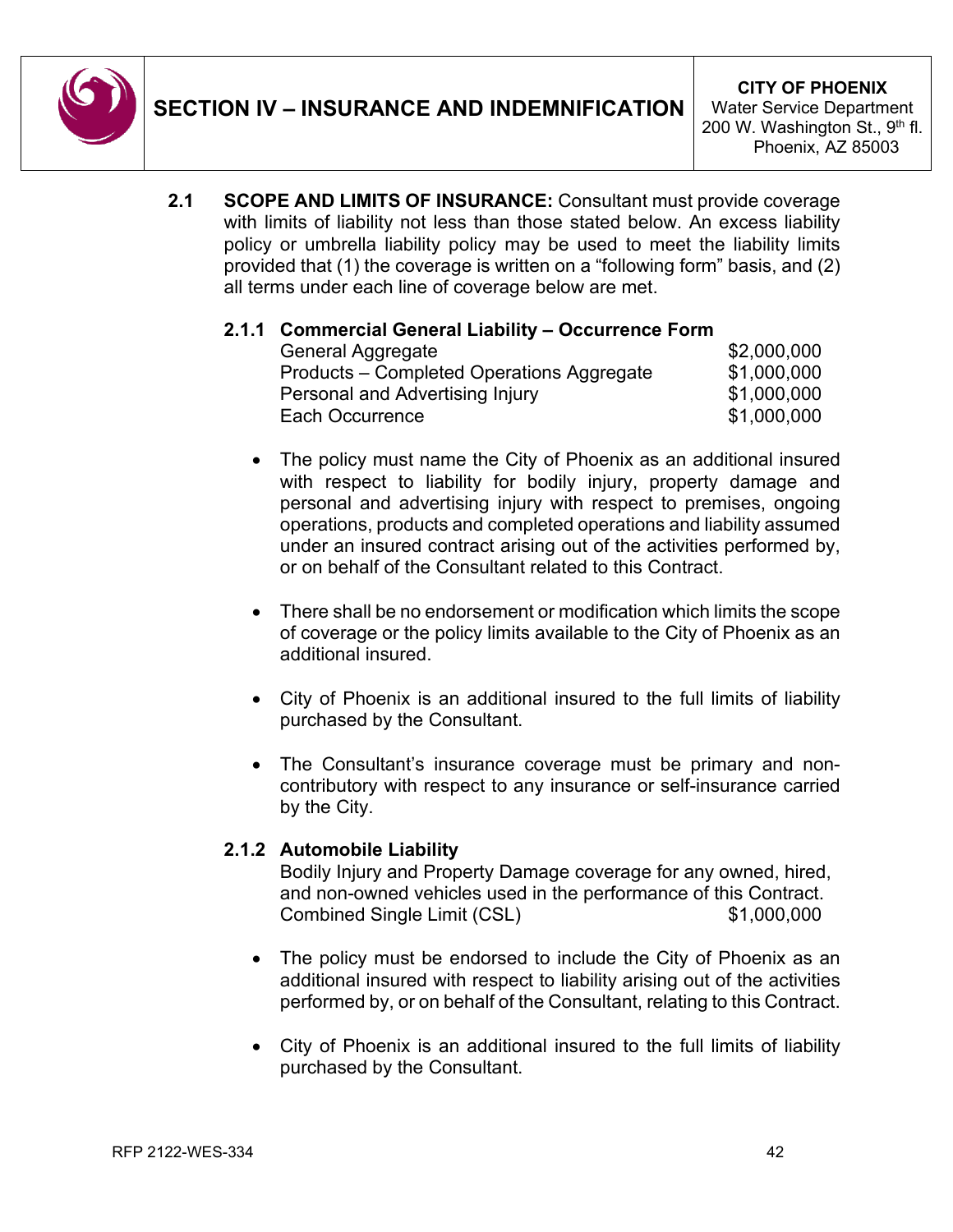# SECTION IV – INSURANCE AND INDEMNIFICATION

**CITY OF PHOENIX**
Water Service Department
200 W. Washington St., 9th fl.
Phoenix, AZ 85003

**2.1 SCOPE AND LIMITS OF INSURANCE:** Consultant must provide coverage with limits of liability not less than those stated below. An excess liability policy or umbrella liability policy may be used to meet the liability limits provided that (1) the coverage is written on a "following form" basis, and (2) all terms under each line of coverage below are met.

**2.1.1 Commercial General Liability – Occurrence Form**

| | |
|---|---|
| General Aggregate | $2,000,000 |
| Products – Completed Operations Aggregate | $1,000,000 |
| Personal and Advertising Injury | $1,000,000 |
| Each Occurrence | $1,000,000 |

- The policy must name the City of Phoenix as an additional insured with respect to liability for bodily injury, property damage and personal and advertising injury with respect to premises, ongoing operations, products and completed operations and liability assumed under an insured contract arising out of the activities performed by, or on behalf of the Consultant related to this Contract.
- There shall be no endorsement or modification which limits the scope of coverage or the policy limits available to the City of Phoenix as an additional insured.
- City of Phoenix is an additional insured to the full limits of liability purchased by the Consultant.
- The Consultant's insurance coverage must be primary and non-contributory with respect to any insurance or self-insurance carried by the City.

**2.1.2 Automobile Liability**

Bodily Injury and Property Damage coverage for any owned, hired, and non-owned vehicles used in the performance of this Contract.

| | |
|---|---|
| Combined Single Limit (CSL) | $1,000,000 |

- The policy must be endorsed to include the City of Phoenix as an additional insured with respect to liability arising out of the activities performed by, or on behalf of the Consultant, relating to this Contract.
- City of Phoenix is an additional insured to the full limits of liability purchased by the Consultant.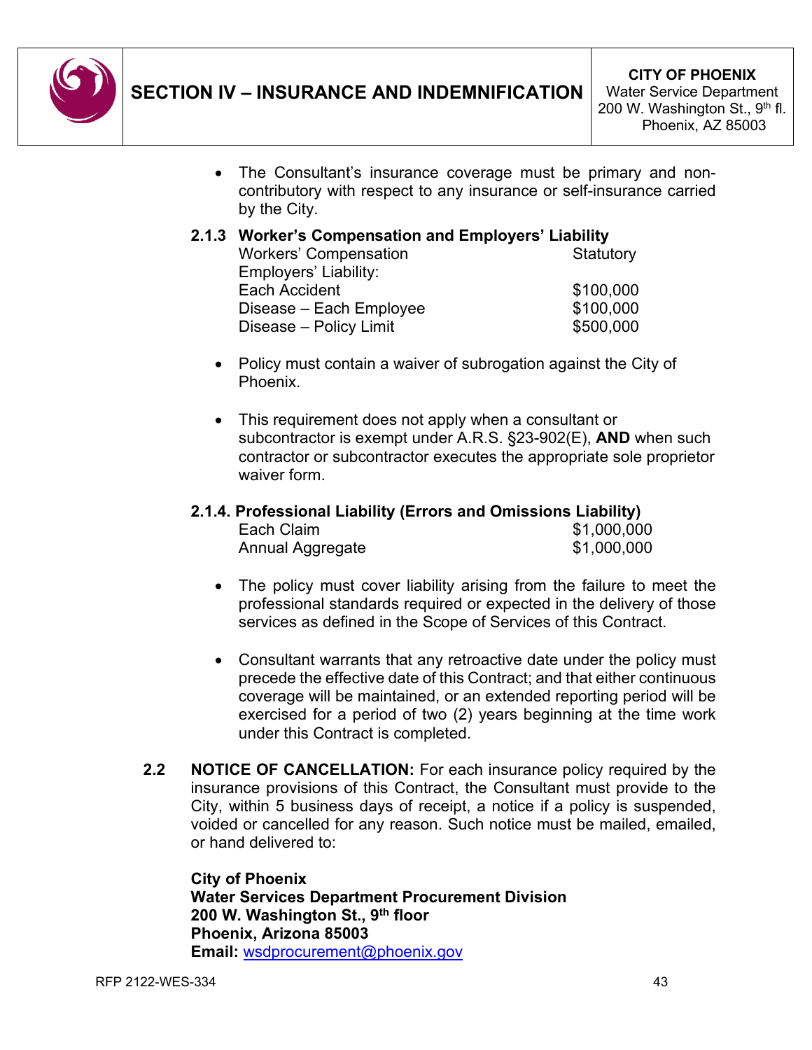- The Consultant's insurance coverage must be primary and non-contributory with respect to any insurance or self-insurance carried by the City.

**2.1.3 Worker's Compensation and Employers' Liability**

| | |
|---|---|
| Workers' Compensation | Statutory |
| Employers' Liability: | |
| Each Accident | $100,000 |
| Disease – Each Employee | $100,000 |
| Disease – Policy Limit | $500,000 |

- Policy must contain a waiver of subrogation against the City of Phoenix.

- This requirement does not apply when a consultant or subcontractor is exempt under A.R.S. §23-902(E), **AND** when such contractor or subcontractor executes the appropriate sole proprietor waiver form.

**2.1.4. Professional Liability (Errors and Omissions Liability)**

| | |
|---|---|
| Each Claim | $1,000,000 |
| Annual Aggregate | $1,000,000 |

- The policy must cover liability arising from the failure to meet the professional standards required or expected in the delivery of those services as defined in the Scope of Services of this Contract.

- Consultant warrants that any retroactive date under the policy must precede the effective date of this Contract; and that either continuous coverage will be maintained, or an extended reporting period will be exercised for a period of two (2) years beginning at the time work under this Contract is completed.

**2.2 NOTICE OF CANCELLATION:** For each insurance policy required by the insurance provisions of this Contract, the Consultant must provide to the City, within 5 business days of receipt, a notice if a policy is suspended, voided or cancelled for any reason. Such notice must be mailed, emailed, or hand delivered to:

**City of Phoenix**
**Water Services Department Procurement Division**
**200 W. Washington St., 9th floor**
**Phoenix, Arizona 85003**
**Email:** wsdprocurement@phoenix.gov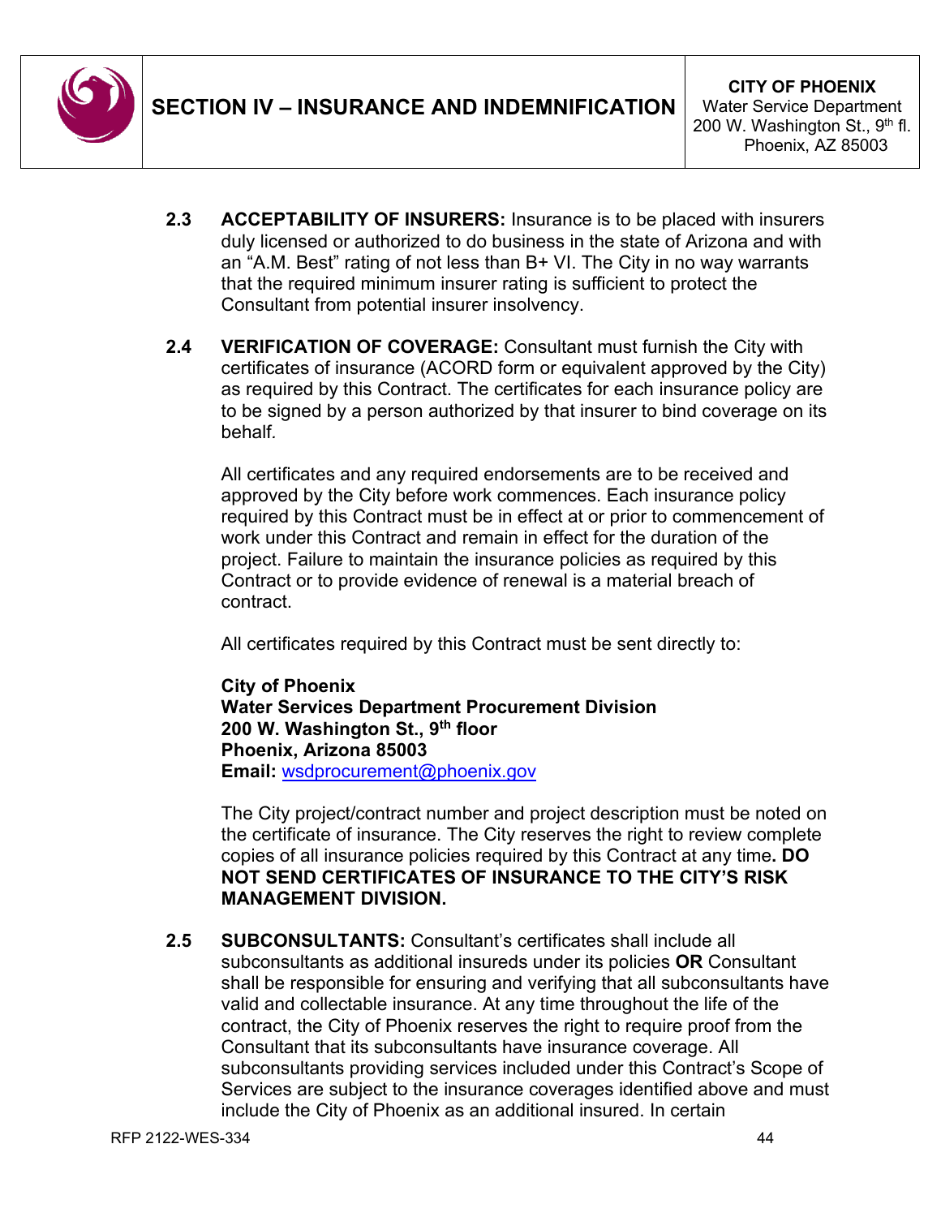**2.3 ACCEPTABILITY OF INSURERS:** Insurance is to be placed with insurers duly licensed or authorized to do business in the state of Arizona and with an “A.M. Best” rating of not less than B+ VI. The City in no way warrants that the required minimum insurer rating is sufficient to protect the Consultant from potential insurer insolvency.

**2.4 VERIFICATION OF COVERAGE:** Consultant must furnish the City with certificates of insurance (ACORD form or equivalent approved by the City) as required by this Contract. The certificates for each insurance policy are to be signed by a person authorized by that insurer to bind coverage on its behalf.

All certificates and any required endorsements are to be received and approved by the City before work commences. Each insurance policy required by this Contract must be in effect at or prior to commencement of work under this Contract and remain in effect for the duration of the project. Failure to maintain the insurance policies as required by this Contract or to provide evidence of renewal is a material breach of contract.

All certificates required by this Contract must be sent directly to:

**City of Phoenix**
**Water Services Department Procurement Division**
**200 W. Washington St., 9th floor**
**Phoenix, Arizona 85003**
**Email:** wsdprocurement@phoenix.gov

The City project/contract number and project description must be noted on the certificate of insurance. The City reserves the right to review complete copies of all insurance policies required by this Contract at any time**. DO NOT SEND CERTIFICATES OF INSURANCE TO THE CITY’S RISK MANAGEMENT DIVISION.**

**2.5 SUBCONSULTANTS:** Consultant’s certificates shall include all subconsultants as additional insureds under its policies **OR** Consultant shall be responsible for ensuring and verifying that all subconsultants have valid and collectable insurance. At any time throughout the life of the contract, the City of Phoenix reserves the right to require proof from the Consultant that its subconsultants have insurance coverage. All subconsultants providing services included under this Contract’s Scope of Services are subject to the insurance coverages identified above and must include the City of Phoenix as an additional insured. In certain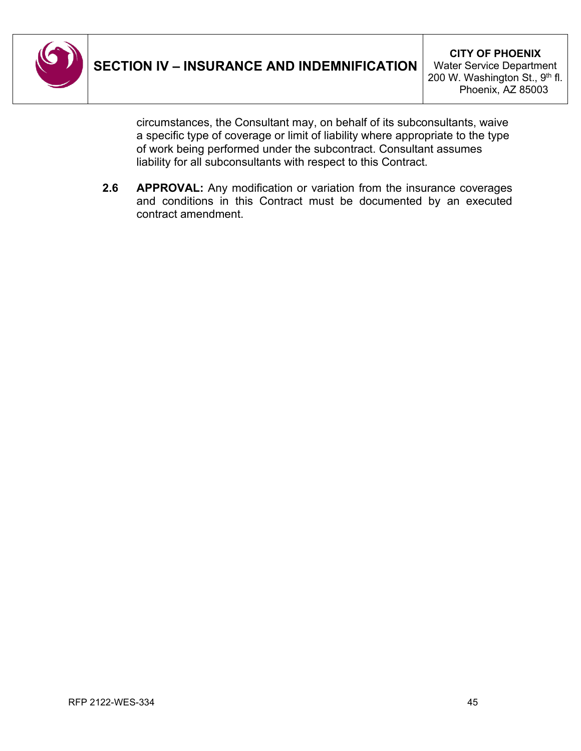circumstances, the Consultant may, on behalf of its subconsultants, waive a specific type of coverage or limit of liability where appropriate to the type of work being performed under the subcontract. Consultant assumes liability for all subconsultants with respect to this Contract.

**2.6 APPROVAL:** Any modification or variation from the insurance coverages and conditions in this Contract must be documented by an executed contract amendment.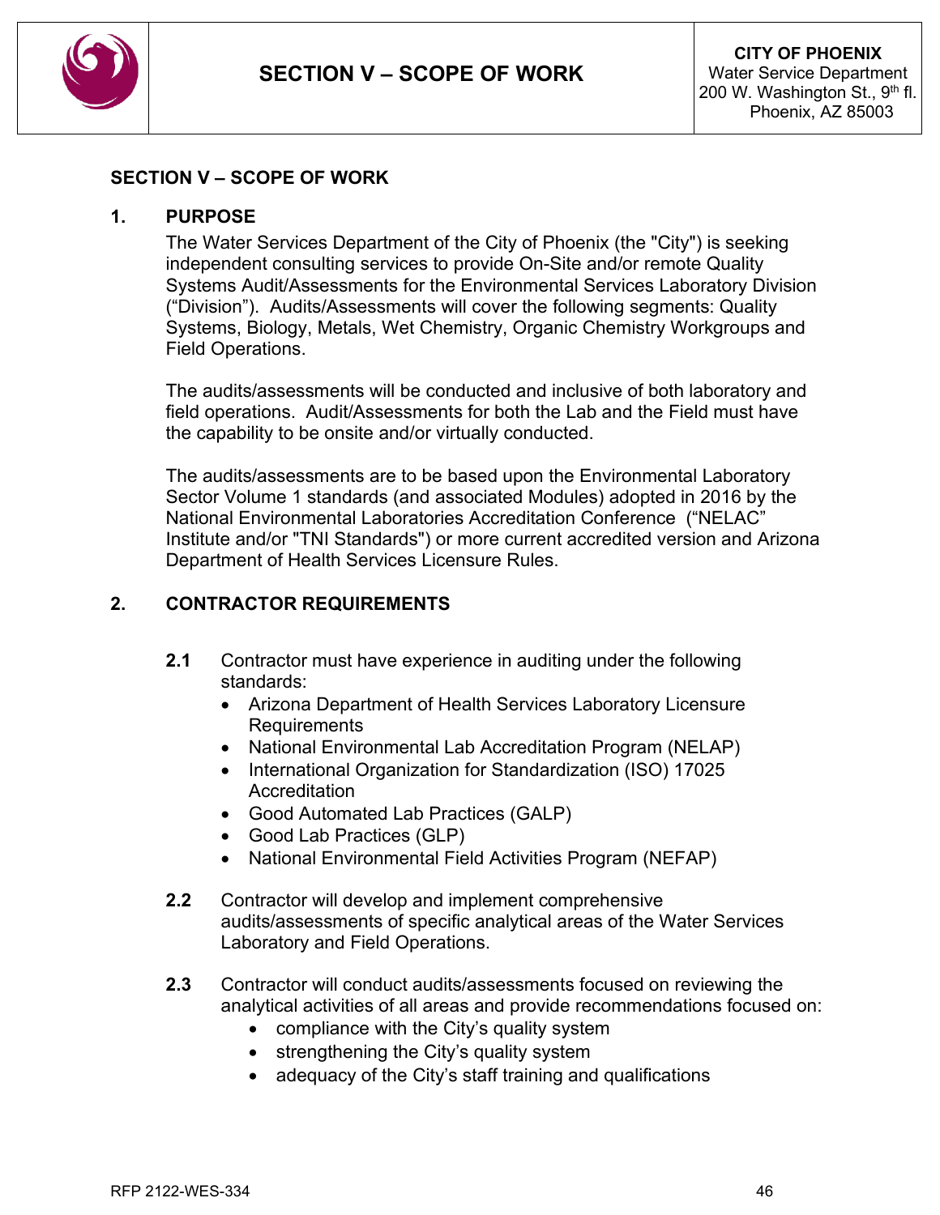# SECTION V – SCOPE OF WORK

## 1. PURPOSE

The Water Services Department of the City of Phoenix (the "City") is seeking independent consulting services to provide On-Site and/or remote Quality Systems Audit/Assessments for the Environmental Services Laboratory Division ("Division"). Audits/Assessments will cover the following segments: Quality Systems, Biology, Metals, Wet Chemistry, Organic Chemistry Workgroups and Field Operations.

The audits/assessments will be conducted and inclusive of both laboratory and field operations. Audit/Assessments for both the Lab and the Field must have the capability to be onsite and/or virtually conducted.

The audits/assessments are to be based upon the Environmental Laboratory Sector Volume 1 standards (and associated Modules) adopted in 2016 by the National Environmental Laboratories Accreditation Conference ("NELAC" Institute and/or "TNI Standards") or more current accredited version and Arizona Department of Health Services Licensure Rules.

## 2. CONTRACTOR REQUIREMENTS

**2.1** Contractor must have experience in auditing under the following standards:

- Arizona Department of Health Services Laboratory Licensure Requirements
- National Environmental Lab Accreditation Program (NELAP)
- International Organization for Standardization (ISO) 17025 Accreditation
- Good Automated Lab Practices (GALP)
- Good Lab Practices (GLP)
- National Environmental Field Activities Program (NEFAP)

**2.2** Contractor will develop and implement comprehensive audits/assessments of specific analytical areas of the Water Services Laboratory and Field Operations.

**2.3** Contractor will conduct audits/assessments focused on reviewing the analytical activities of all areas and provide recommendations focused on:

- compliance with the City's quality system
- strengthening the City's quality system
- adequacy of the City's staff training and qualifications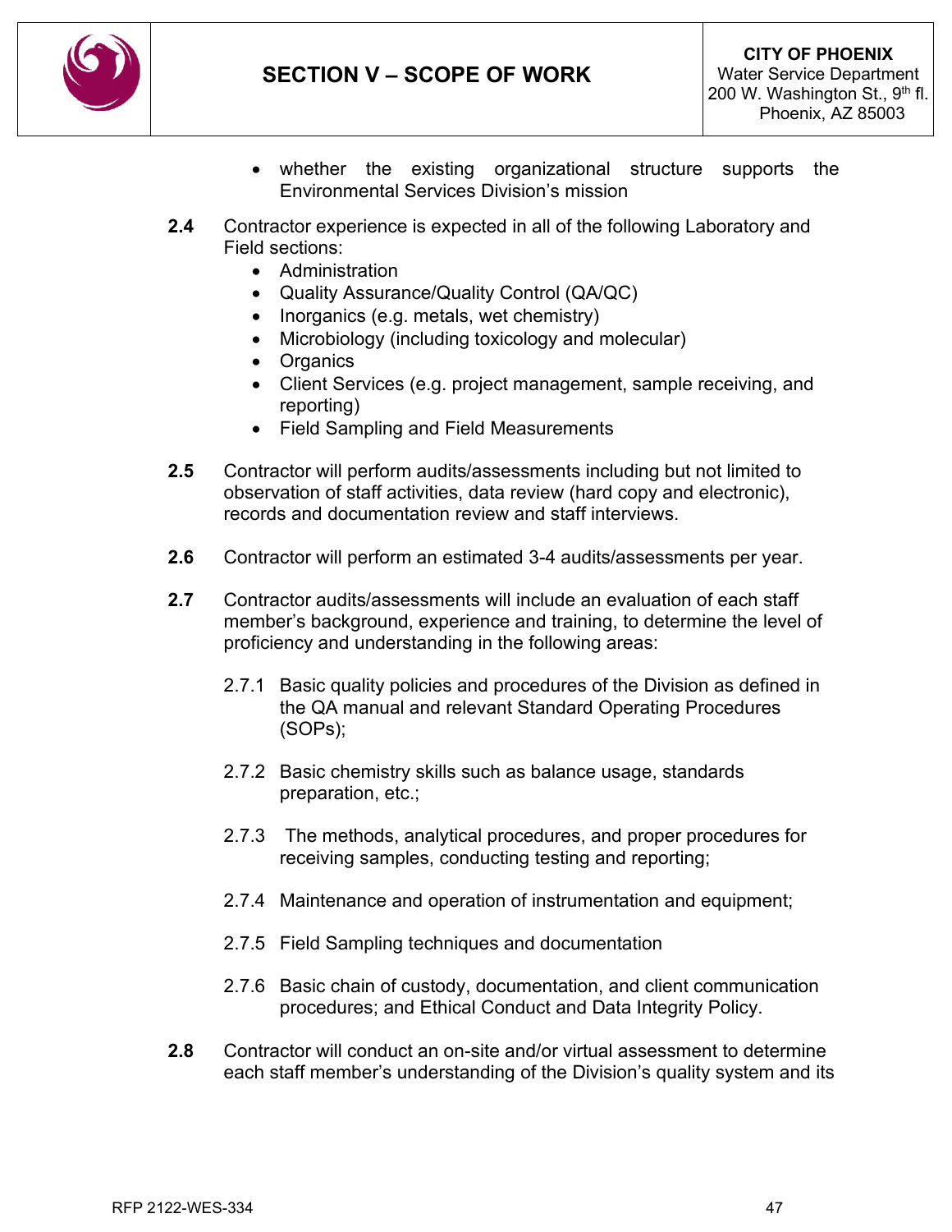- whether the existing organizational structure supports the Environmental Services Division's mission

**2.4** Contractor experience is expected in all of the following Laboratory and Field sections:

- Administration
- Quality Assurance/Quality Control (QA/QC)
- Inorganics (e.g. metals, wet chemistry)
- Microbiology (including toxicology and molecular)
- Organics
- Client Services (e.g. project management, sample receiving, and reporting)
- Field Sampling and Field Measurements

**2.5** Contractor will perform audits/assessments including but not limited to observation of staff activities, data review (hard copy and electronic), records and documentation review and staff interviews.

**2.6** Contractor will perform an estimated 3-4 audits/assessments per year.

**2.7** Contractor audits/assessments will include an evaluation of each staff member's background, experience and training, to determine the level of proficiency and understanding in the following areas:

2.7.1 Basic quality policies and procedures of the Division as defined in the QA manual and relevant Standard Operating Procedures (SOPs);

2.7.2 Basic chemistry skills such as balance usage, standards preparation, etc.;

2.7.3 The methods, analytical procedures, and proper procedures for receiving samples, conducting testing and reporting;

2.7.4 Maintenance and operation of instrumentation and equipment;

2.7.5 Field Sampling techniques and documentation

2.7.6 Basic chain of custody, documentation, and client communication procedures; and Ethical Conduct and Data Integrity Policy.

**2.8** Contractor will conduct an on-site and/or virtual assessment to determine each staff member's understanding of the Division's quality system and its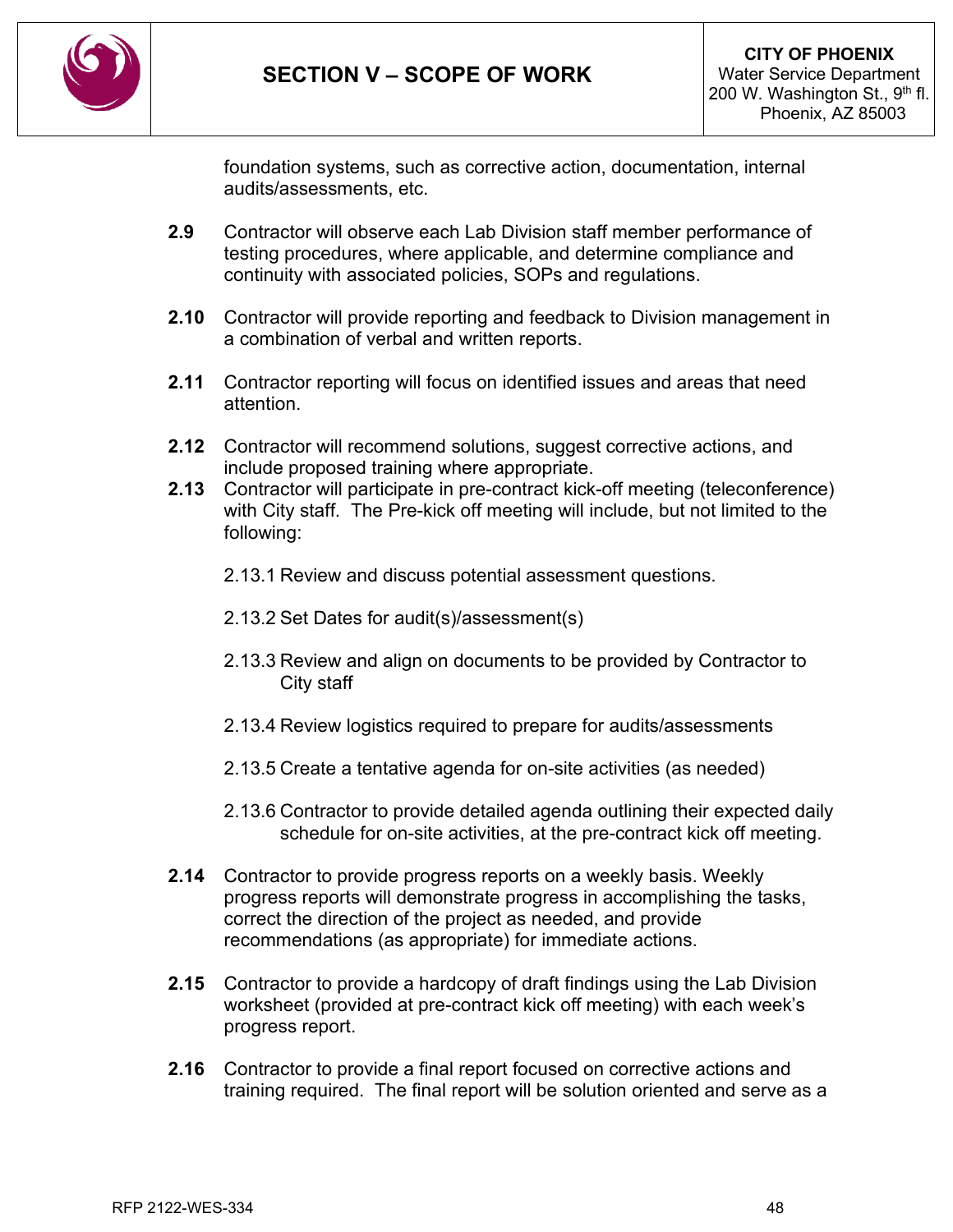foundation systems, such as corrective action, documentation, internal audits/assessments, etc.

**2.9** Contractor will observe each Lab Division staff member performance of testing procedures, where applicable, and determine compliance and continuity with associated policies, SOPs and regulations.

**2.10** Contractor will provide reporting and feedback to Division management in a combination of verbal and written reports.

**2.11** Contractor reporting will focus on identified issues and areas that need attention.

**2.12** Contractor will recommend solutions, suggest corrective actions, and include proposed training where appropriate.

**2.13** Contractor will participate in pre-contract kick-off meeting (teleconference) with City staff. The Pre-kick off meeting will include, but not limited to the following:

2.13.1 Review and discuss potential assessment questions.

2.13.2 Set Dates for audit(s)/assessment(s)

2.13.3 Review and align on documents to be provided by Contractor to City staff

2.13.4 Review logistics required to prepare for audits/assessments

2.13.5 Create a tentative agenda for on-site activities (as needed)

2.13.6 Contractor to provide detailed agenda outlining their expected daily schedule for on-site activities, at the pre-contract kick off meeting.

**2.14** Contractor to provide progress reports on a weekly basis. Weekly progress reports will demonstrate progress in accomplishing the tasks, correct the direction of the project as needed, and provide recommendations (as appropriate) for immediate actions.

**2.15** Contractor to provide a hardcopy of draft findings using the Lab Division worksheet (provided at pre-contract kick off meeting) with each week's progress report.

**2.16** Contractor to provide a final report focused on corrective actions and training required. The final report will be solution oriented and serve as a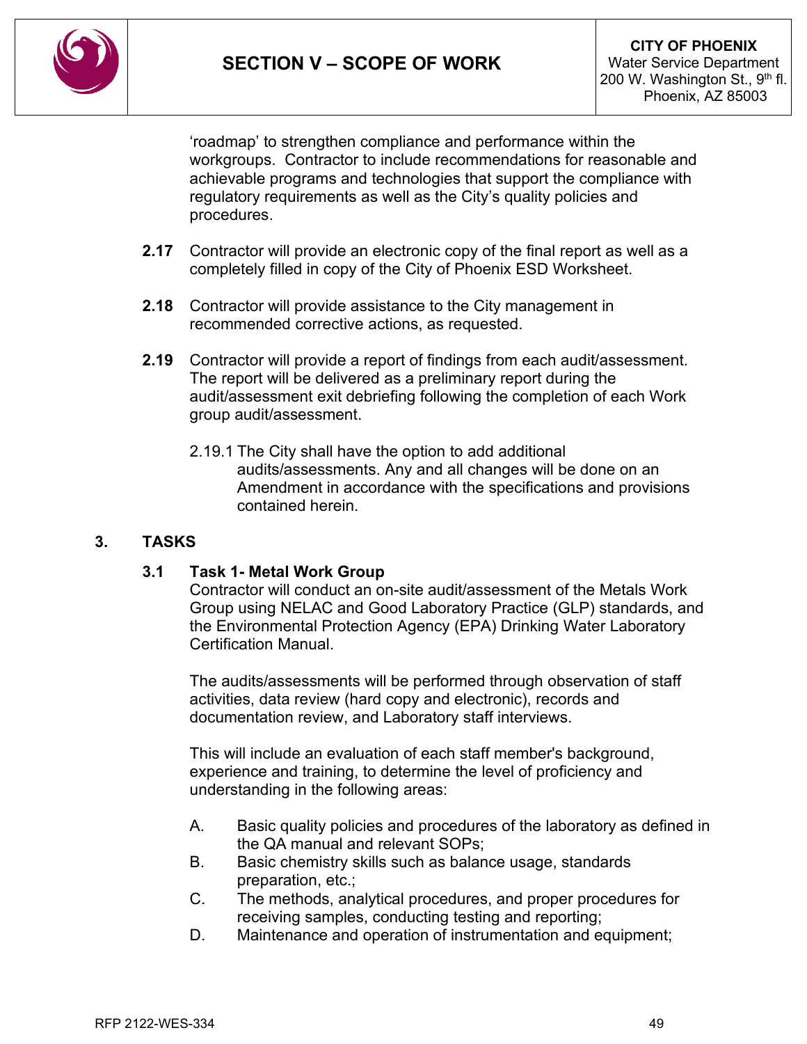‘roadmap’ to strengthen compliance and performance within the workgroups. Contractor to include recommendations for reasonable and achievable programs and technologies that support the compliance with regulatory requirements as well as the City’s quality policies and procedures.

**2.17** Contractor will provide an electronic copy of the final report as well as a completely filled in copy of the City of Phoenix ESD Worksheet.

**2.18** Contractor will provide assistance to the City management in recommended corrective actions, as requested.

**2.19** Contractor will provide a report of findings from each audit/assessment. The report will be delivered as a preliminary report during the audit/assessment exit debriefing following the completion of each Work group audit/assessment.

2.19.1 The City shall have the option to add additional audits/assessments. Any and all changes will be done on an Amendment in accordance with the specifications and provisions contained herein.

## 3. TASKS

### 3.1 Task 1- Metal Work Group

Contractor will conduct an on-site audit/assessment of the Metals Work Group using NELAC and Good Laboratory Practice (GLP) standards, and the Environmental Protection Agency (EPA) Drinking Water Laboratory Certification Manual.

The audits/assessments will be performed through observation of staff activities, data review (hard copy and electronic), records and documentation review, and Laboratory staff interviews.

This will include an evaluation of each staff member's background, experience and training, to determine the level of proficiency and understanding in the following areas:

A. Basic quality policies and procedures of the laboratory as defined in the QA manual and relevant SOPs;
B. Basic chemistry skills such as balance usage, standards preparation, etc.;
C. The methods, analytical procedures, and proper procedures for receiving samples, conducting testing and reporting;
D. Maintenance and operation of instrumentation and equipment;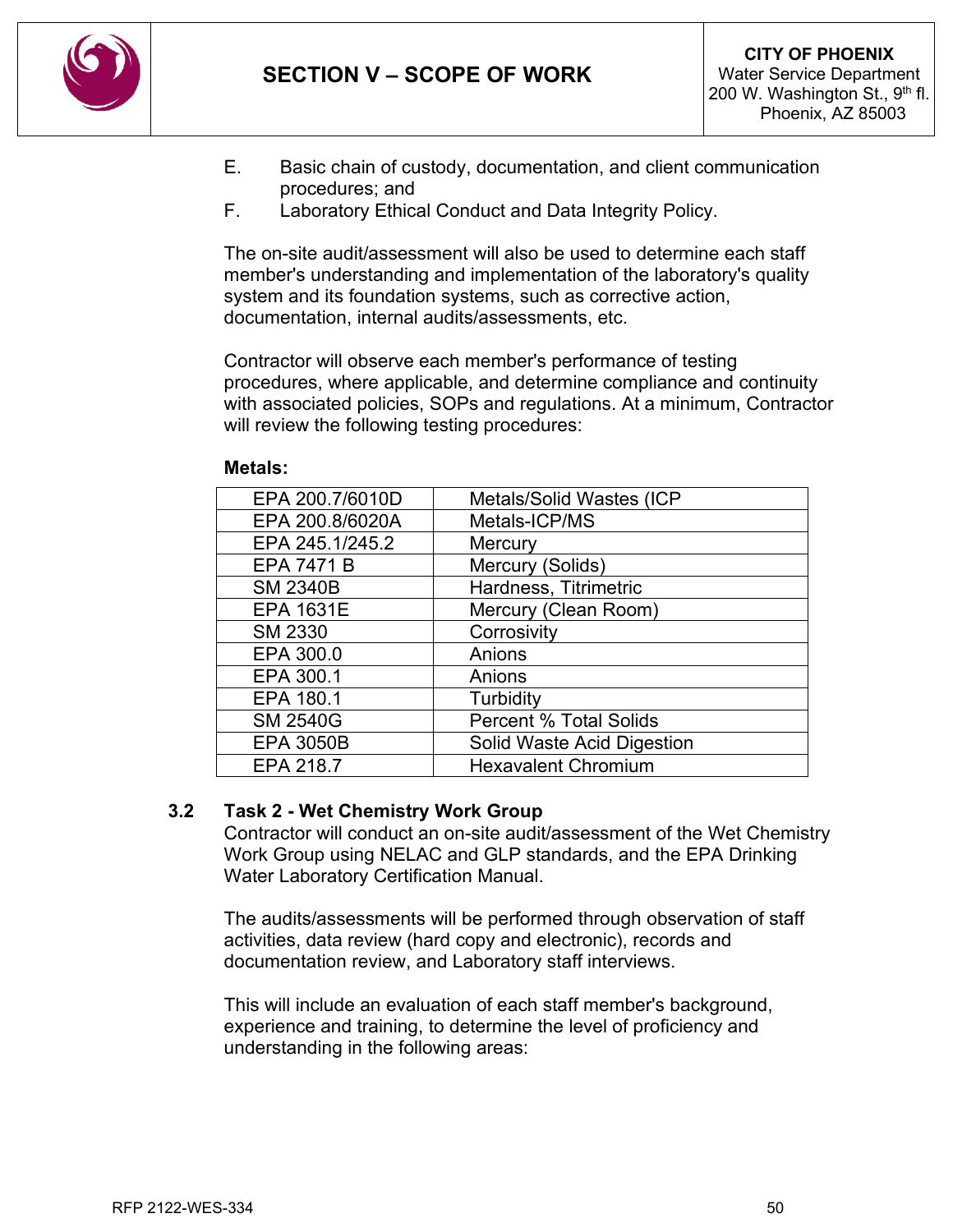E. Basic chain of custody, documentation, and client communication procedures; and

F. Laboratory Ethical Conduct and Data Integrity Policy.

The on-site audit/assessment will also be used to determine each staff member's understanding and implementation of the laboratory's quality system and its foundation systems, such as corrective action, documentation, internal audits/assessments, etc.

Contractor will observe each member's performance of testing procedures, where applicable, and determine compliance and continuity with associated policies, SOPs and regulations. At a minimum, Contractor will review the following testing procedures:

**Metals:**

| | |
|---|---|
| EPA 200.7/6010D | Metals/Solid Wastes (ICP |
| EPA 200.8/6020A | Metals-ICP/MS |
| EPA 245.1/245.2 | Mercury |
| EPA 7471 B | Mercury (Solids) |
| SM 2340B | Hardness, Titrimetric |
| EPA 1631E | Mercury (Clean Room) |
| SM 2330 | Corrosivity |
| EPA 300.0 | Anions |
| EPA 300.1 | Anions |
| EPA 180.1 | Turbidity |
| SM 2540G | Percent % Total Solids |
| EPA 3050B | Solid Waste Acid Digestion |
| EPA 218.7 | Hexavalent Chromium |

### 3.2 Task 2 - Wet Chemistry Work Group

Contractor will conduct an on-site audit/assessment of the Wet Chemistry Work Group using NELAC and GLP standards, and the EPA Drinking Water Laboratory Certification Manual.

The audits/assessments will be performed through observation of staff activities, data review (hard copy and electronic), records and documentation review, and Laboratory staff interviews.

This will include an evaluation of each staff member's background, experience and training, to determine the level of proficiency and understanding in the following areas: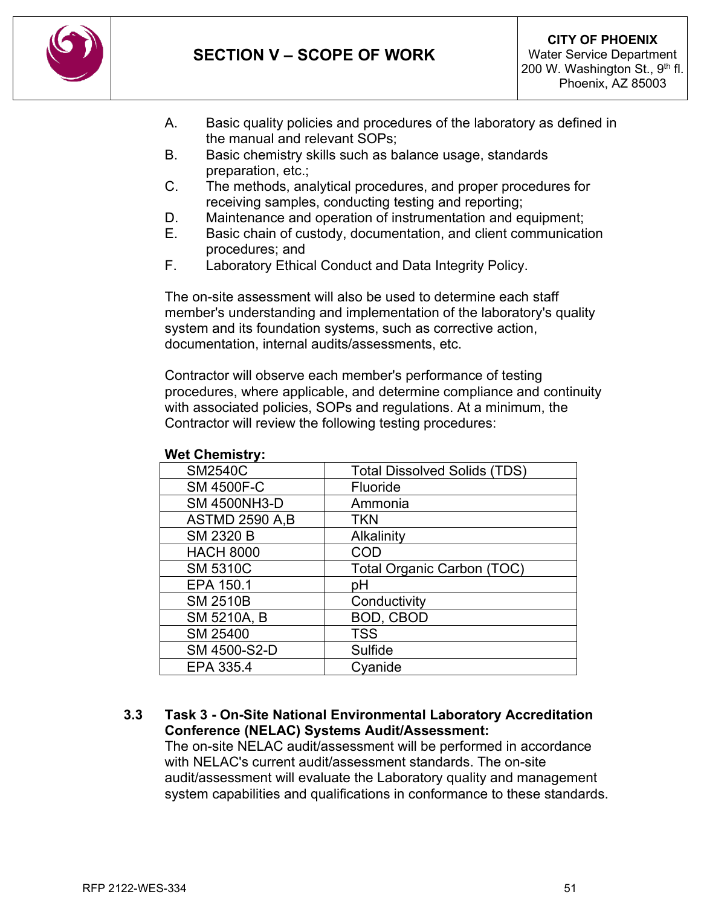A. Basic quality policies and procedures of the laboratory as defined in the manual and relevant SOPs;

B. Basic chemistry skills such as balance usage, standards preparation, etc.;

C. The methods, analytical procedures, and proper procedures for receiving samples, conducting testing and reporting;

D. Maintenance and operation of instrumentation and equipment;

E. Basic chain of custody, documentation, and client communication procedures; and

F. Laboratory Ethical Conduct and Data Integrity Policy.

The on-site assessment will also be used to determine each staff member's understanding and implementation of the laboratory's quality system and its foundation systems, such as corrective action, documentation, internal audits/assessments, etc.

Contractor will observe each member's performance of testing procedures, where applicable, and determine compliance and continuity with associated policies, SOPs and regulations. At a minimum, the Contractor will review the following testing procedures:

**Wet Chemistry:**

| Method | Analyte |
|---|---|
| SM2540C | Total Dissolved Solids (TDS) |
| SM 4500F-C | Fluoride |
| SM 4500NH3-D | Ammonia |
| ASTMD 2590 A,B | TKN |
| SM 2320 B | Alkalinity |
| HACH 8000 | COD |
| SM 5310C | Total Organic Carbon (TOC) |
| EPA 150.1 | pH |
| SM 2510B | Conductivity |
| SM 5210A, B | BOD, CBOD |
| SM 25400 | TSS |
| SM 4500-S2-D | Sulfide |
| EPA 335.4 | Cyanide |

### 3.3 Task 3 - On-Site National Environmental Laboratory Accreditation Conference (NELAC) Systems Audit/Assessment:

The on-site NELAC audit/assessment will be performed in accordance with NELAC's current audit/assessment standards. The on-site audit/assessment will evaluate the Laboratory quality and management system capabilities and qualifications in conformance to these standards.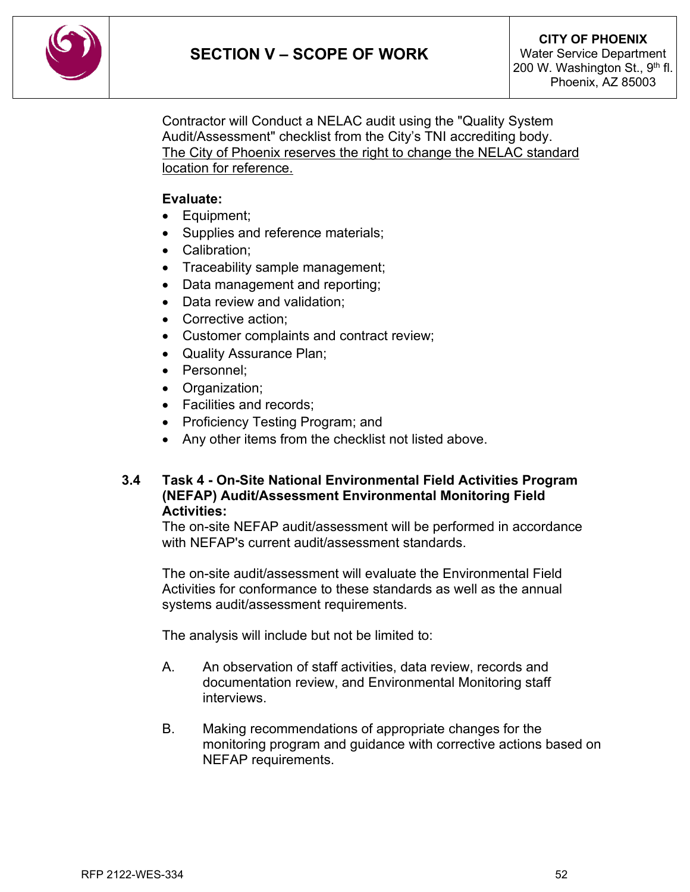Contractor will Conduct a NELAC audit using the "Quality System Audit/Assessment" checklist from the City's TNI accrediting body. <u>The City of Phoenix reserves the right to change the NELAC standard location for reference.</u>

**Evaluate:**

- Equipment;
- Supplies and reference materials;
- Calibration;
- Traceability sample management;
- Data management and reporting;
- Data review and validation;
- Corrective action;
- Customer complaints and contract review;
- Quality Assurance Plan;
- Personnel;
- Organization;
- Facilities and records;
- Proficiency Testing Program; and
- Any other items from the checklist not listed above.

### 3.4 Task 4 - On-Site National Environmental Field Activities Program (NEFAP) Audit/Assessment Environmental Monitoring Field Activities:

The on-site NEFAP audit/assessment will be performed in accordance with NEFAP's current audit/assessment standards.

The on-site audit/assessment will evaluate the Environmental Field Activities for conformance to these standards as well as the annual systems audit/assessment requirements.

The analysis will include but not be limited to:

A. An observation of staff activities, data review, records and documentation review, and Environmental Monitoring staff interviews.

B. Making recommendations of appropriate changes for the monitoring program and guidance with corrective actions based on NEFAP requirements.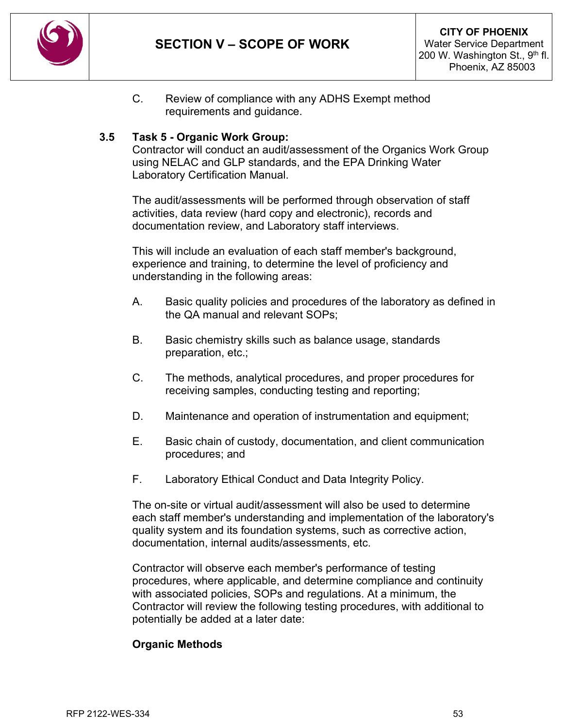C. Review of compliance with any ADHS Exempt method requirements and guidance.

### 3.5 Task 5 - Organic Work Group:

Contractor will conduct an audit/assessment of the Organics Work Group using NELAC and GLP standards, and the EPA Drinking Water Laboratory Certification Manual.

The audit/assessments will be performed through observation of staff activities, data review (hard copy and electronic), records and documentation review, and Laboratory staff interviews.

This will include an evaluation of each staff member's background, experience and training, to determine the level of proficiency and understanding in the following areas:

A. Basic quality policies and procedures of the laboratory as defined in the QA manual and relevant SOPs;

B. Basic chemistry skills such as balance usage, standards preparation, etc.;

C. The methods, analytical procedures, and proper procedures for receiving samples, conducting testing and reporting;

D. Maintenance and operation of instrumentation and equipment;

E. Basic chain of custody, documentation, and client communication procedures; and

F. Laboratory Ethical Conduct and Data Integrity Policy.

The on-site or virtual audit/assessment will also be used to determine each staff member's understanding and implementation of the laboratory's quality system and its foundation systems, such as corrective action, documentation, internal audits/assessments, etc.

Contractor will observe each member's performance of testing procedures, where applicable, and determine compliance and continuity with associated policies, SOPs and regulations. At a minimum, the Contractor will review the following testing procedures, with additional to potentially be added at a later date:

**Organic Methods**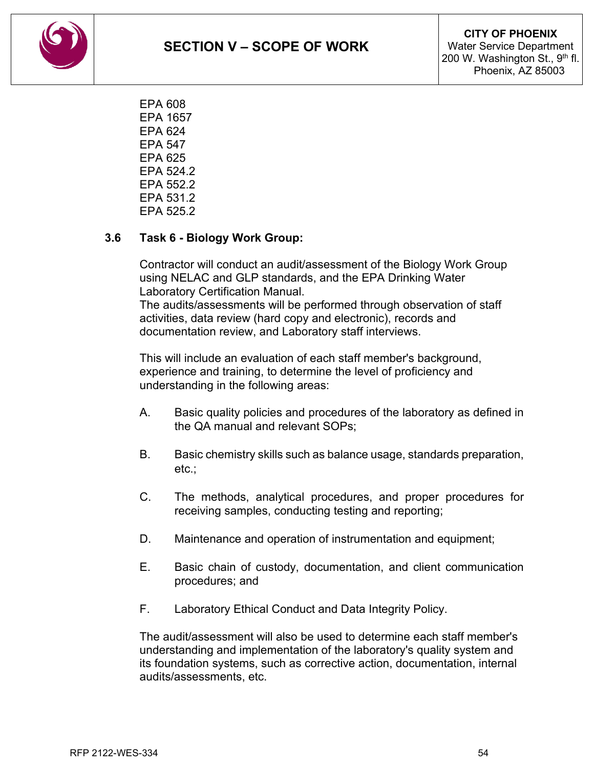EPA 608
EPA 1657
EPA 624
EPA 547
EPA 625
EPA 524.2
EPA 552.2
EPA 531.2
EPA 525.2

### 3.6 Task 6 - Biology Work Group:

Contractor will conduct an audit/assessment of the Biology Work Group using NELAC and GLP standards, and the EPA Drinking Water Laboratory Certification Manual.
The audits/assessments will be performed through observation of staff activities, data review (hard copy and electronic), records and documentation review, and Laboratory staff interviews.

This will include an evaluation of each staff member's background, experience and training, to determine the level of proficiency and understanding in the following areas:

A. Basic quality policies and procedures of the laboratory as defined in the QA manual and relevant SOPs;

B. Basic chemistry skills such as balance usage, standards preparation, etc.;

C. The methods, analytical procedures, and proper procedures for receiving samples, conducting testing and reporting;

D. Maintenance and operation of instrumentation and equipment;

E. Basic chain of custody, documentation, and client communication procedures; and

F. Laboratory Ethical Conduct and Data Integrity Policy.

The audit/assessment will also be used to determine each staff member's understanding and implementation of the laboratory's quality system and its foundation systems, such as corrective action, documentation, internal audits/assessments, etc.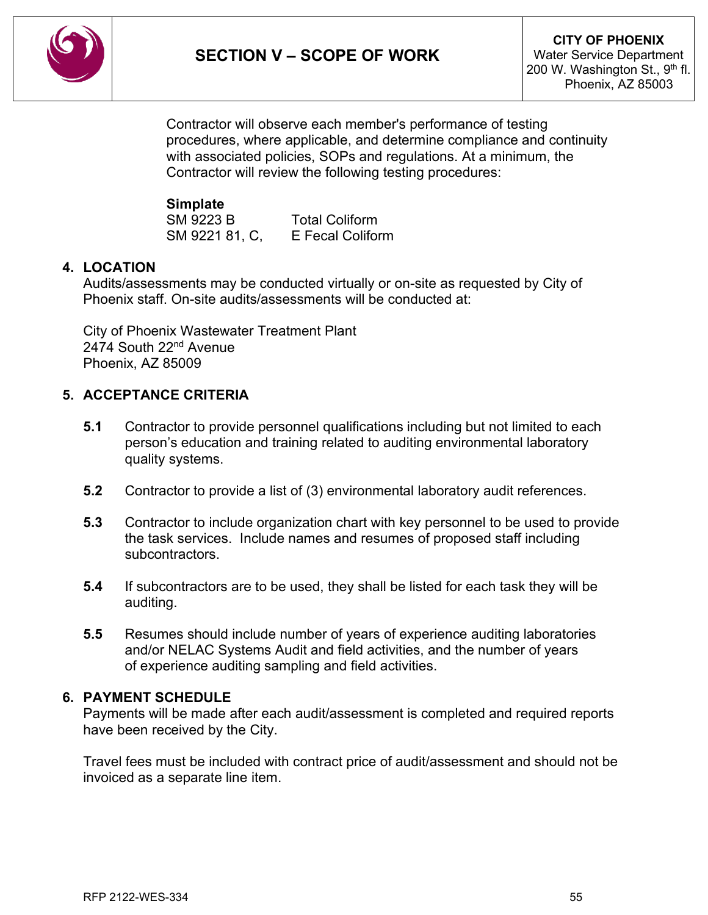Contractor will observe each member's performance of testing procedures, where applicable, and determine compliance and continuity with associated policies, SOPs and regulations. At a minimum, the Contractor will review the following testing procedures:

**Simplate**

| | |
|---|---|
| SM 9223 B | Total Coliform |
| SM 9221 81, C, | E Fecal Coliform |

## 4. LOCATION

Audits/assessments may be conducted virtually or on-site as requested by City of Phoenix staff. On-site audits/assessments will be conducted at:

City of Phoenix Wastewater Treatment Plant
2474 South 22nd Avenue
Phoenix, AZ 85009

## 5. ACCEPTANCE CRITERIA

**5.1** Contractor to provide personnel qualifications including but not limited to each person's education and training related to auditing environmental laboratory quality systems.

**5.2** Contractor to provide a list of (3) environmental laboratory audit references.

**5.3** Contractor to include organization chart with key personnel to be used to provide the task services. Include names and resumes of proposed staff including subcontractors.

**5.4** If subcontractors are to be used, they shall be listed for each task they will be auditing.

**5.5** Resumes should include number of years of experience auditing laboratories and/or NELAC Systems Audit and field activities, and the number of years of experience auditing sampling and field activities.

## 6. PAYMENT SCHEDULE

Payments will be made after each audit/assessment is completed and required reports have been received by the City.

Travel fees must be included with contract price of audit/assessment and should not be invoiced as a separate line item.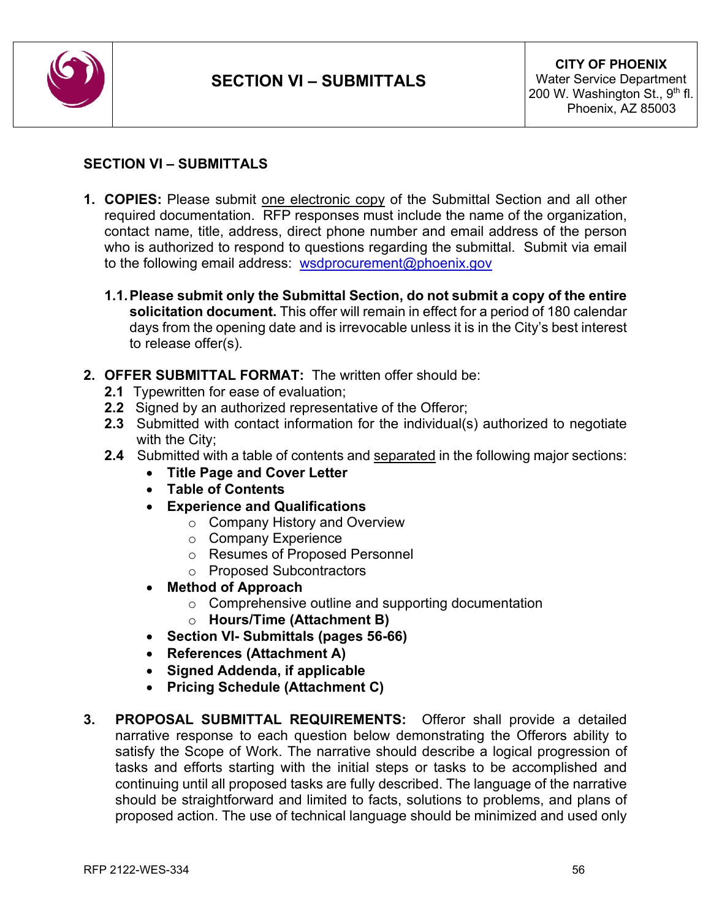# SECTION VI – SUBMITTALS

**CITY OF PHOENIX**
Water Service Department
200 W. Washington St., 9th fl.
Phoenix, AZ 85003

## SECTION VI – SUBMITTALS

1. **COPIES:** Please submit one electronic copy of the Submittal Section and all other required documentation. RFP responses must include the name of the organization, contact name, title, address, direct phone number and email address of the person who is authorized to respond to questions regarding the submittal. Submit via email to the following email address: wsdprocurement@phoenix.gov

   1.1. **Please submit only the Submittal Section, do not submit a copy of the entire solicitation document.** This offer will remain in effect for a period of 180 calendar days from the opening date and is irrevocable unless it is in the City's best interest to release offer(s).

2. **OFFER SUBMITTAL FORMAT:** The written offer should be:
   - **2.1** Typewritten for ease of evaluation;
   - **2.2** Signed by an authorized representative of the Offeror;
   - **2.3** Submitted with contact information for the individual(s) authorized to negotiate with the City;
   - **2.4** Submitted with a table of contents and separated in the following major sections:
     - **Title Page and Cover Letter**
     - **Table of Contents**
     - **Experience and Qualifications**
       - Company History and Overview
       - Company Experience
       - Resumes of Proposed Personnel
       - Proposed Subcontractors
     - **Method of Approach**
       - Comprehensive outline and supporting documentation
       - **Hours/Time (Attachment B)**
     - **Section VI- Submittals (pages 56-66)**
     - **References (Attachment A)**
     - **Signed Addenda, if applicable**
     - **Pricing Schedule (Attachment C)**

3. **PROPOSAL SUBMITTAL REQUIREMENTS:** Offeror shall provide a detailed narrative response to each question below demonstrating the Offerors ability to satisfy the Scope of Work. The narrative should describe a logical progression of tasks and efforts starting with the initial steps or tasks to be accomplished and continuing until all proposed tasks are fully described. The language of the narrative should be straightforward and limited to facts, solutions to problems, and plans of proposed action. The use of technical language should be minimized and used only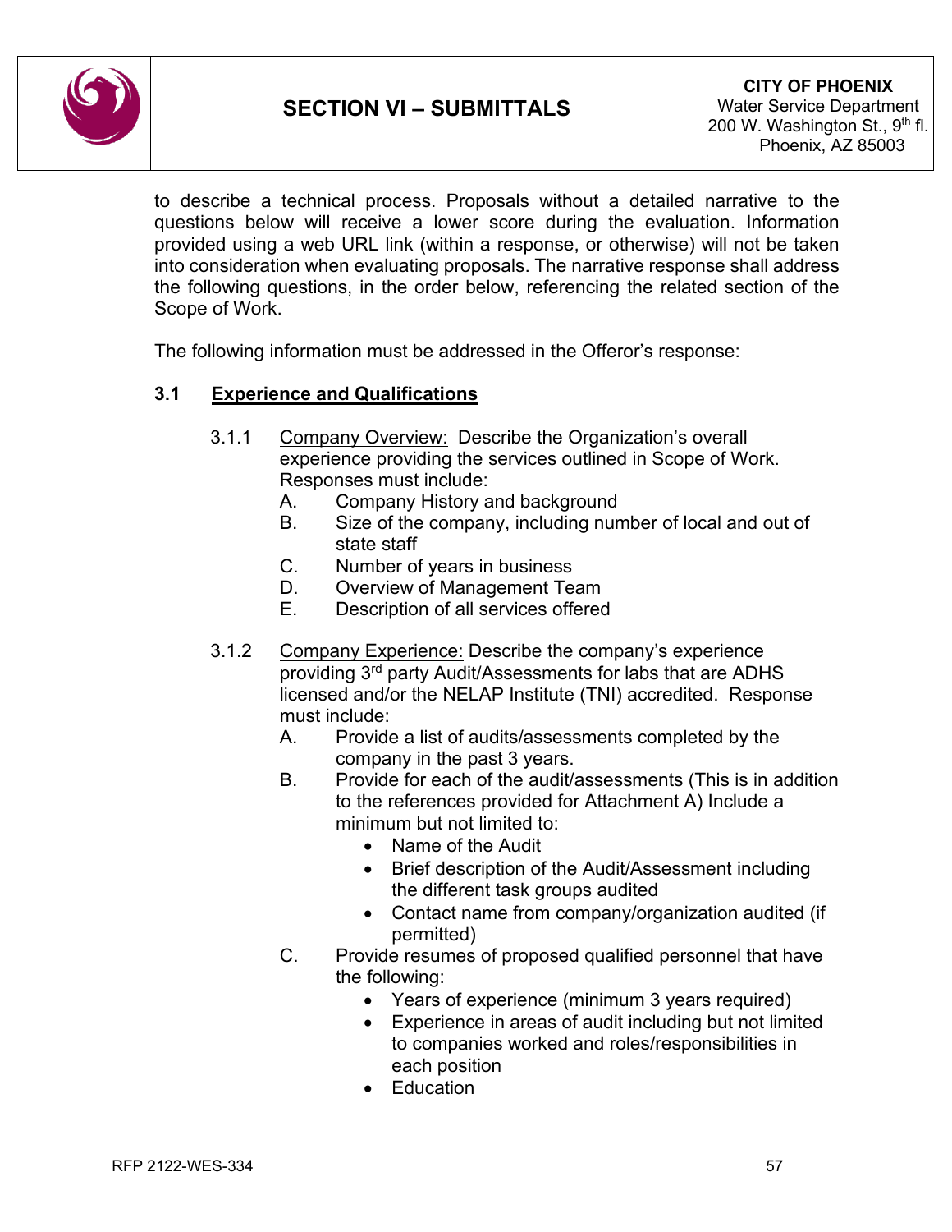to describe a technical process. Proposals without a detailed narrative to the questions below will receive a lower score during the evaluation. Information provided using a web URL link (within a response, or otherwise) will not be taken into consideration when evaluating proposals. The narrative response shall address the following questions, in the order below, referencing the related section of the Scope of Work.

The following information must be addressed in the Offeror's response:

### 3.1 Experience and Qualifications

3.1.1 Company Overview: Describe the Organization's overall experience providing the services outlined in Scope of Work. Responses must include:

- A. Company History and background
- B. Size of the company, including number of local and out of state staff
- C. Number of years in business
- D. Overview of Management Team
- E. Description of all services offered

3.1.2 Company Experience: Describe the company's experience providing 3rd party Audit/Assessments for labs that are ADHS licensed and/or the NELAP Institute (TNI) accredited. Response must include:

- A. Provide a list of audits/assessments completed by the company in the past 3 years.
- B. Provide for each of the audit/assessments (This is in addition to the references provided for Attachment A) Include a minimum but not limited to:
  - Name of the Audit
  - Brief description of the Audit/Assessment including the different task groups audited
  - Contact name from company/organization audited (if permitted)
- C. Provide resumes of proposed qualified personnel that have the following:
  - Years of experience (minimum 3 years required)
  - Experience in areas of audit including but not limited to companies worked and roles/responsibilities in each position
  - Education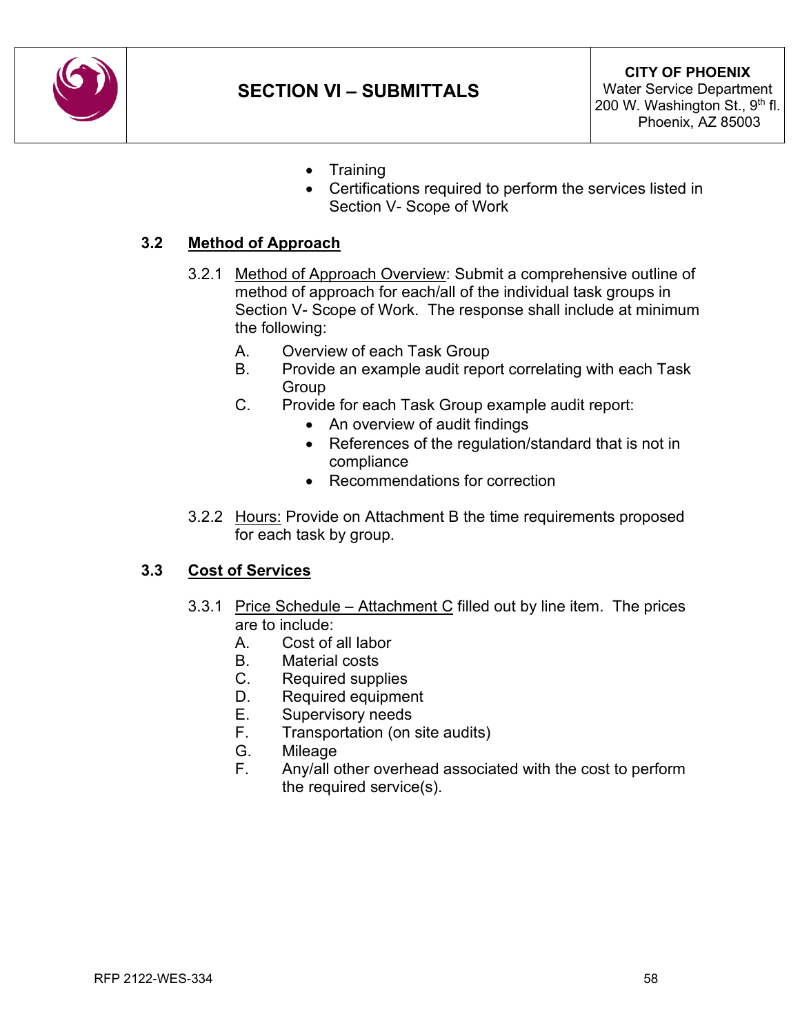- Training
- Certifications required to perform the services listed in Section V- Scope of Work

### 3.2 Method of Approach

3.2.1 Method of Approach Overview: Submit a comprehensive outline of method of approach for each/all of the individual task groups in Section V- Scope of Work. The response shall include at minimum the following:

A. Overview of each Task Group

B. Provide an example audit report correlating with each Task Group

C. Provide for each Task Group example audit report:
   - An overview of audit findings
   - References of the regulation/standard that is not in compliance
   - Recommendations for correction

3.2.2 Hours: Provide on Attachment B the time requirements proposed for each task by group.

### 3.3 Cost of Services

3.3.1 Price Schedule – Attachment C filled out by line item. The prices are to include:

A. Cost of all labor

B. Material costs

C. Required supplies

D. Required equipment

E. Supervisory needs

F. Transportation (on site audits)

G. Mileage

F. Any/all other overhead associated with the cost to perform the required service(s).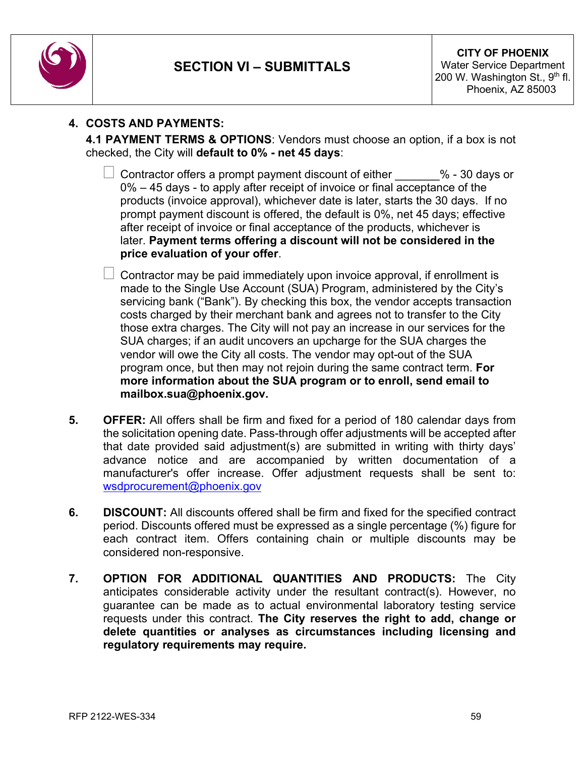| | SECTION VI – SUBMITTALS | CITY OF PHOENIX<br>Water Service Department<br>200 W. Washington St., 9th fl.<br>Phoenix, AZ 85003 |
|---|---|---|

## 4. COSTS AND PAYMENTS:

**4.1 PAYMENT TERMS & OPTIONS**: Vendors must choose an option, if a box is not checked, the City will **default to 0% - net 45 days**:

- ☐ Contractor offers a prompt payment discount of either _______% - 30 days or 0% – 45 days - to apply after receipt of invoice or final acceptance of the products (invoice approval), whichever date is later, starts the 30 days. If no prompt payment discount is offered, the default is 0%, net 45 days; effective after receipt of invoice or final acceptance of the products, whichever is later. **Payment terms offering a discount will not be considered in the price evaluation of your offer**.

- ☐ Contractor may be paid immediately upon invoice approval, if enrollment is made to the Single Use Account (SUA) Program, administered by the City's servicing bank ("Bank"). By checking this box, the vendor accepts transaction costs charged by their merchant bank and agrees not to transfer to the City those extra charges. The City will not pay an increase in our services for the SUA charges; if an audit uncovers an upcharge for the SUA charges the vendor will owe the City all costs. The vendor may opt-out of the SUA program once, but then may not rejoin during the same contract term. **For more information about the SUA program or to enroll, send email to mailbox.sua@phoenix.gov.**

5. **OFFER:** All offers shall be firm and fixed for a period of 180 calendar days from the solicitation opening date. Pass-through offer adjustments will be accepted after that date provided said adjustment(s) are submitted in writing with thirty days' advance notice and are accompanied by written documentation of a manufacturer's offer increase. Offer adjustment requests shall be sent to: wsdprocurement@phoenix.gov

6. **DISCOUNT:** All discounts offered shall be firm and fixed for the specified contract period. Discounts offered must be expressed as a single percentage (%) figure for each contract item. Offers containing chain or multiple discounts may be considered non-responsive.

7. **OPTION FOR ADDITIONAL QUANTITIES AND PRODUCTS:** The City anticipates considerable activity under the resultant contract(s). However, no guarantee can be made as to actual environmental laboratory testing service requests under this contract. **The City reserves the right to add, change or delete quantities or analyses as circumstances including licensing and regulatory requirements may require.**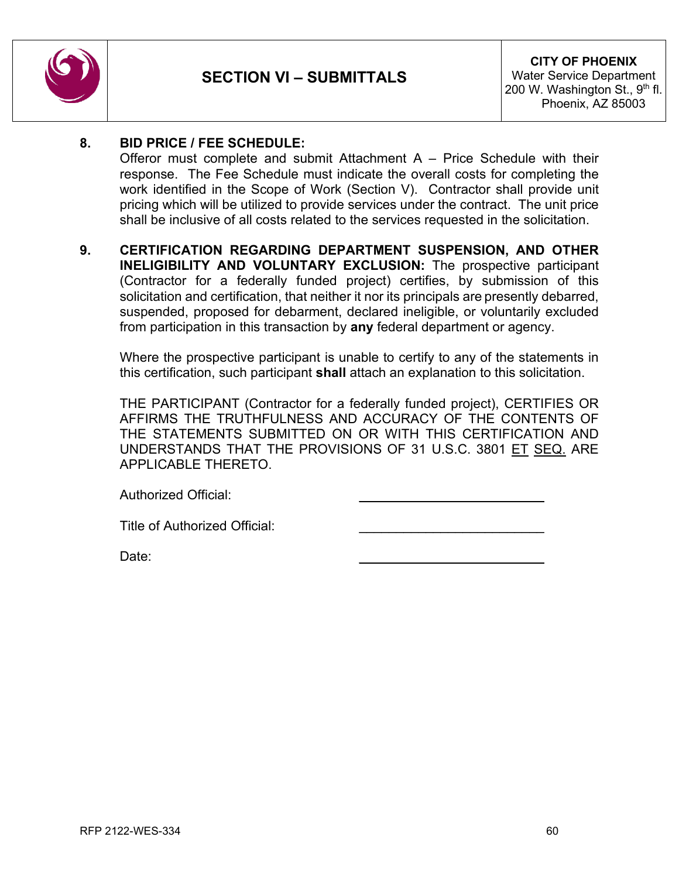# SECTION VI – SUBMITTALS

**CITY OF PHOENIX**
Water Service Department
200 W. Washington St., 9th fl.
Phoenix, AZ 85003

**8. BID PRICE / FEE SCHEDULE:**
Offeror must complete and submit Attachment A – Price Schedule with their response. The Fee Schedule must indicate the overall costs for completing the work identified in the Scope of Work (Section V). Contractor shall provide unit pricing which will be utilized to provide services under the contract. The unit price shall be inclusive of all costs related to the services requested in the solicitation.

**9. CERTIFICATION REGARDING DEPARTMENT SUSPENSION, AND OTHER INELIGIBILITY AND VOLUNTARY EXCLUSION:** The prospective participant (Contractor for a federally funded project) certifies, by submission of this solicitation and certification, that neither it nor its principals are presently debarred, suspended, proposed for debarment, declared ineligible, or voluntarily excluded from participation in this transaction by **any** federal department or agency.

Where the prospective participant is unable to certify to any of the statements in this certification, such participant **shall** attach an explanation to this solicitation.

THE PARTICIPANT (Contractor for a federally funded project), CERTIFIES OR AFFIRMS THE TRUTHFULNESS AND ACCURACY OF THE CONTENTS OF THE STATEMENTS SUBMITTED ON OR WITH THIS CERTIFICATION AND UNDERSTANDS THAT THE PROVISIONS OF 31 U.S.C. 3801 ET SEQ. ARE APPLICABLE THERETO.

Authorized Official: ____________________________

Title of Authorized Official: ____________________________

Date: ____________________________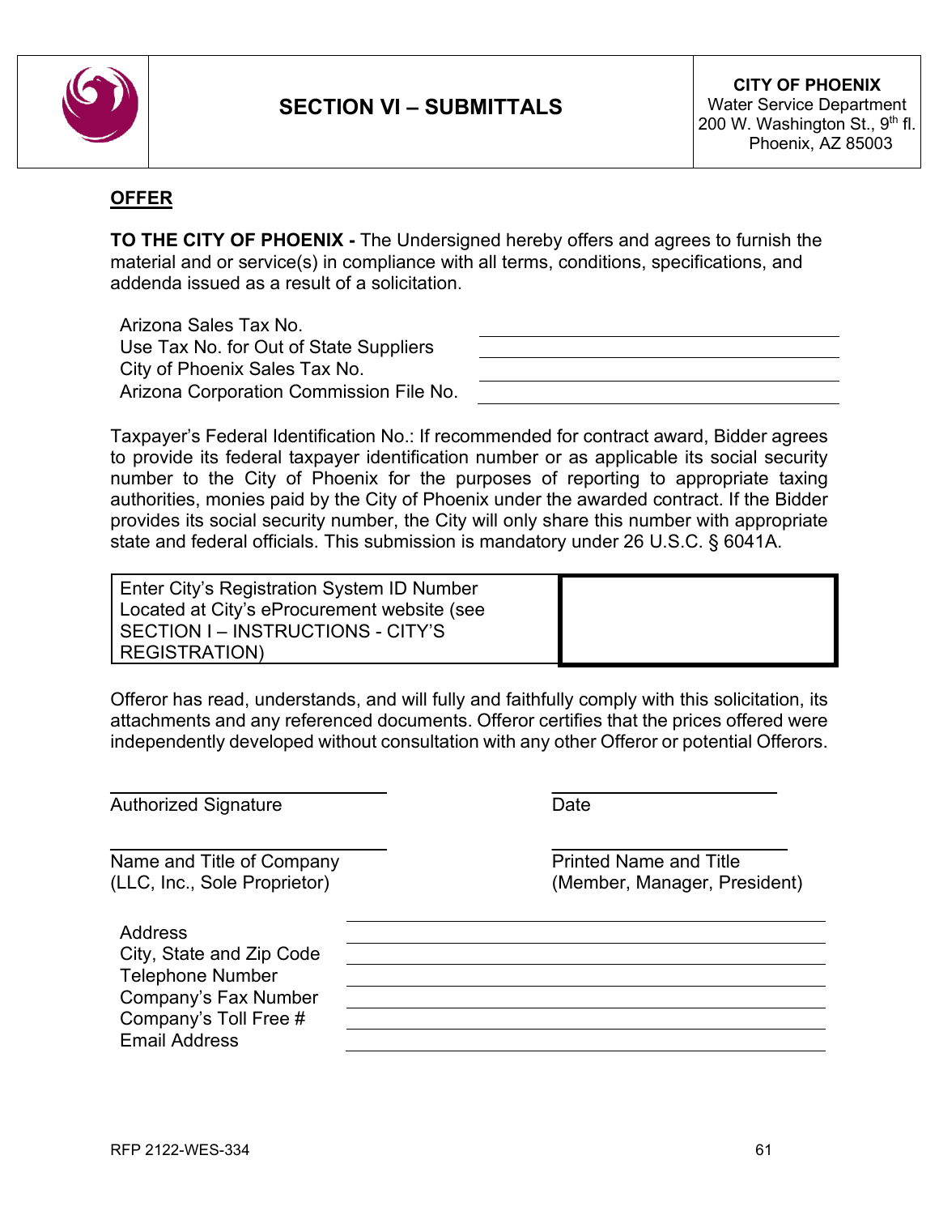| | SECTION VI – SUBMITTALS | **CITY OF PHOENIX** Water Service Department 200 W. Washington St., 9th fl. Phoenix, AZ 85003 |
|---|---|---|

**OFFER**

**TO THE CITY OF PHOENIX -** The Undersigned hereby offers and agrees to furnish the material and or service(s) in compliance with all terms, conditions, specifications, and addenda issued as a result of a solicitation.

Arizona Sales Tax No. \_\_\_\_\_\_\_\_\_\_\_\_\_\_\_\_\_\_\_\_\_\_\_\_\_\_\_\_\_\_\_\_\_\_

Use Tax No. for Out of State Suppliers \_\_\_\_\_\_\_\_\_\_\_\_\_\_\_\_\_\_\_\_\_\_\_\_\_\_\_\_\_\_\_\_\_\_

City of Phoenix Sales Tax No. \_\_\_\_\_\_\_\_\_\_\_\_\_\_\_\_\_\_\_\_\_\_\_\_\_\_\_\_\_\_\_\_\_\_

Arizona Corporation Commission File No. \_\_\_\_\_\_\_\_\_\_\_\_\_\_\_\_\_\_\_\_\_\_\_\_\_\_\_\_\_\_\_\_\_\_

Taxpayer's Federal Identification No.: If recommended for contract award, Bidder agrees to provide its federal taxpayer identification number or as applicable its social security number to the City of Phoenix for the purposes of reporting to appropriate taxing authorities, monies paid by the City of Phoenix under the awarded contract. If the Bidder provides its social security number, the City will only share this number with appropriate state and federal officials. This submission is mandatory under 26 U.S.C. § 6041A.

| Enter City's Registration System ID Number Located at City's eProcurement website (see SECTION I – INSTRUCTIONS - CITY'S REGISTRATION) | |
|---|---|

Offeror has read, understands, and will fully and faithfully comply with this solicitation, its attachments and any referenced documents. Offeror certifies that the prices offered were independently developed without consultation with any other Offeror or potential Offerors.

\_\_\_\_\_\_\_\_\_\_\_\_\_\_\_\_\_\_\_\_\_\_\_\_\_\_\_\_ &nbsp;&nbsp;&nbsp;&nbsp; \_\_\_\_\_\_\_\_\_\_\_\_\_\_\_\_\_\_\_\_\_\_\_\_
Authorized Signature &nbsp;&nbsp;&nbsp;&nbsp; Date

\_\_\_\_\_\_\_\_\_\_\_\_\_\_\_\_\_\_\_\_\_\_\_\_\_\_\_\_ &nbsp;&nbsp;&nbsp;&nbsp; \_\_\_\_\_\_\_\_\_\_\_\_\_\_\_\_\_\_\_\_\_\_\_\_
Name and Title of Company (LLC, Inc., Sole Proprietor) &nbsp;&nbsp;&nbsp;&nbsp; Printed Name and Title (Member, Manager, President)

Address \_\_\_\_\_\_\_\_\_\_\_\_\_\_\_\_\_\_\_\_\_\_\_\_\_\_\_\_\_\_\_\_\_\_\_\_\_\_\_\_

City, State and Zip Code \_\_\_\_\_\_\_\_\_\_\_\_\_\_\_\_\_\_\_\_\_\_\_\_\_\_\_\_\_\_\_\_\_\_\_\_\_\_\_\_

Telephone Number \_\_\_\_\_\_\_\_\_\_\_\_\_\_\_\_\_\_\_\_\_\_\_\_\_\_\_\_\_\_\_\_\_\_\_\_\_\_\_\_

Company's Fax Number \_\_\_\_\_\_\_\_\_\_\_\_\_\_\_\_\_\_\_\_\_\_\_\_\_\_\_\_\_\_\_\_\_\_\_\_\_\_\_\_

Company's Toll Free # \_\_\_\_\_\_\_\_\_\_\_\_\_\_\_\_\_\_\_\_\_\_\_\_\_\_\_\_\_\_\_\_\_\_\_\_\_\_\_\_

Email Address \_\_\_\_\_\_\_\_\_\_\_\_\_\_\_\_\_\_\_\_\_\_\_\_\_\_\_\_\_\_\_\_\_\_\_\_\_\_\_\_

RFP 2122-WES-334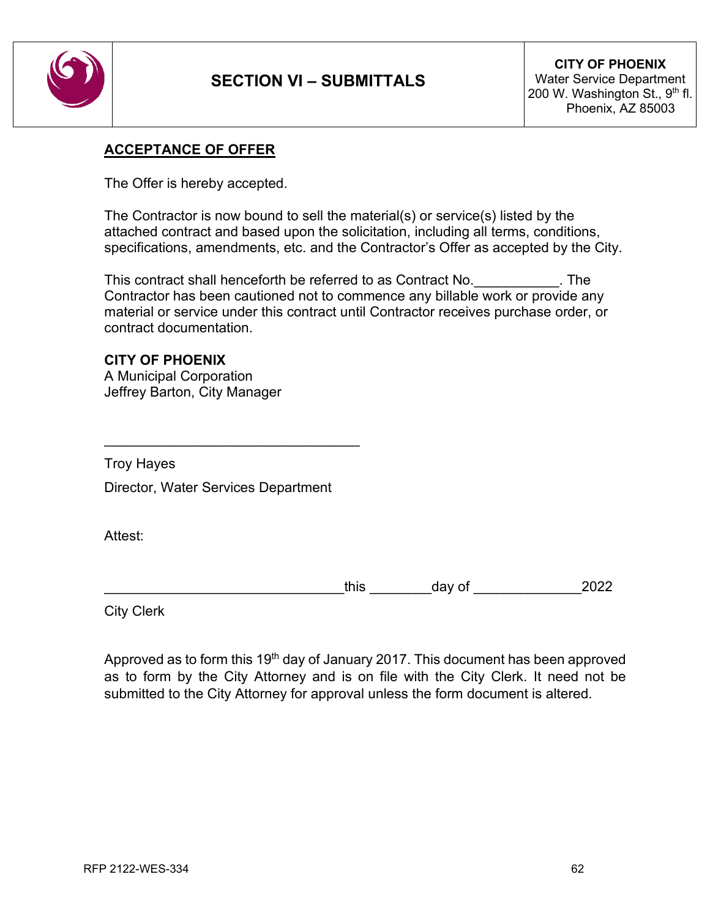| | SECTION VI – SUBMITTALS | **CITY OF PHOENIX**<br>Water Service Department<br>200 W. Washington St., 9th fl.<br>Phoenix, AZ 85003 |
|---|---|---|

## ACCEPTANCE OF OFFER

The Offer is hereby accepted.

The Contractor is now bound to sell the material(s) or service(s) listed by the attached contract and based upon the solicitation, including all terms, conditions, specifications, amendments, etc. and the Contractor's Offer as accepted by the City.

This contract shall henceforth be referred to as Contract No.___________. The Contractor has been cautioned not to commence any billable work or provide any material or service under this contract until Contractor receives purchase order, or contract documentation.

**CITY OF PHOENIX**
A Municipal Corporation
Jeffrey Barton, City Manager

_________________________________

Troy Hayes

Director, Water Services Department

Attest:

______________________________this ________day of _____________2022

City Clerk

Approved as to form this 19th day of January 2017. This document has been approved as to form by the City Attorney and is on file with the City Clerk. It need not be submitted to the City Attorney for approval unless the form document is altered.

RFP 2122-WES-334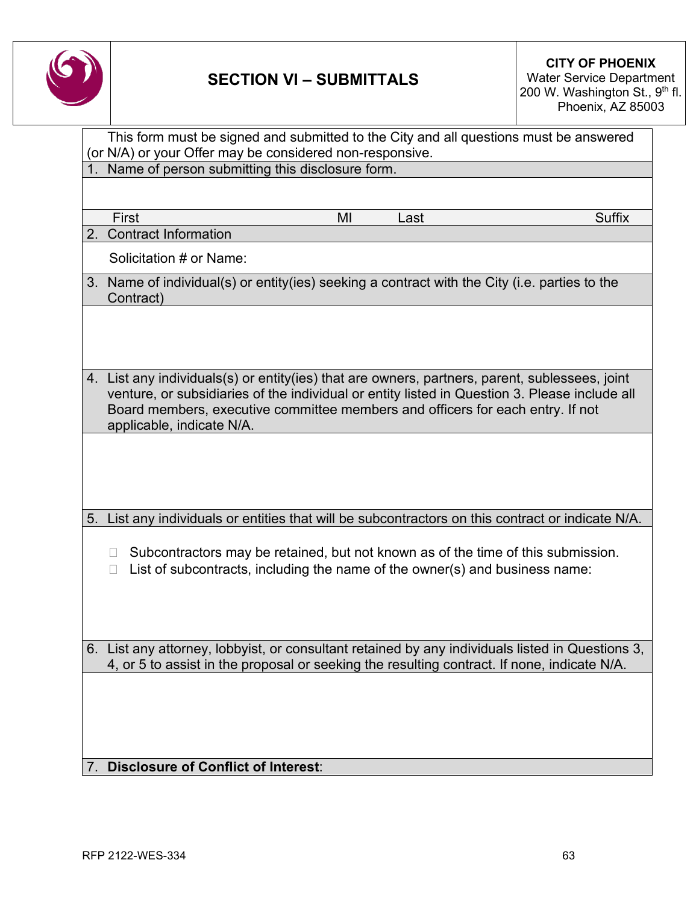# SECTION VI – SUBMITTALS

**CITY OF PHOENIX**
Water Service Department
200 W. Washington St., 9th fl.
Phoenix, AZ 85003

This form must be signed and submitted to the City and all questions must be answered (or N/A) or your Offer may be considered non-responsive.

1. Name of person submitting this disclosure form.

| First | MI | Last | Suffix |
|---|---|---|---|
| | | | |

2. Contract Information

   Solicitation # or Name:

3. Name of individual(s) or entity(ies) seeking a contract with the City (i.e. parties to the Contract)

4. List any individuals(s) or entity(ies) that are owners, partners, parent, sublessees, joint venture, or subsidiaries of the individual or entity listed in Question 3. Please include all Board members, executive committee members and officers for each entry. If not applicable, indicate N/A.

5. List any individuals or entities that will be subcontractors on this contract or indicate N/A.

   - ☐ Subcontractors may be retained, but not known as of the time of this submission.
   - ☐ List of subcontracts, including the name of the owner(s) and business name:

6. List any attorney, lobbyist, or consultant retained by any individuals listed in Questions 3, 4, or 5 to assist in the proposal or seeking the resulting contract. If none, indicate N/A.

7. **Disclosure of Conflict of Interest**: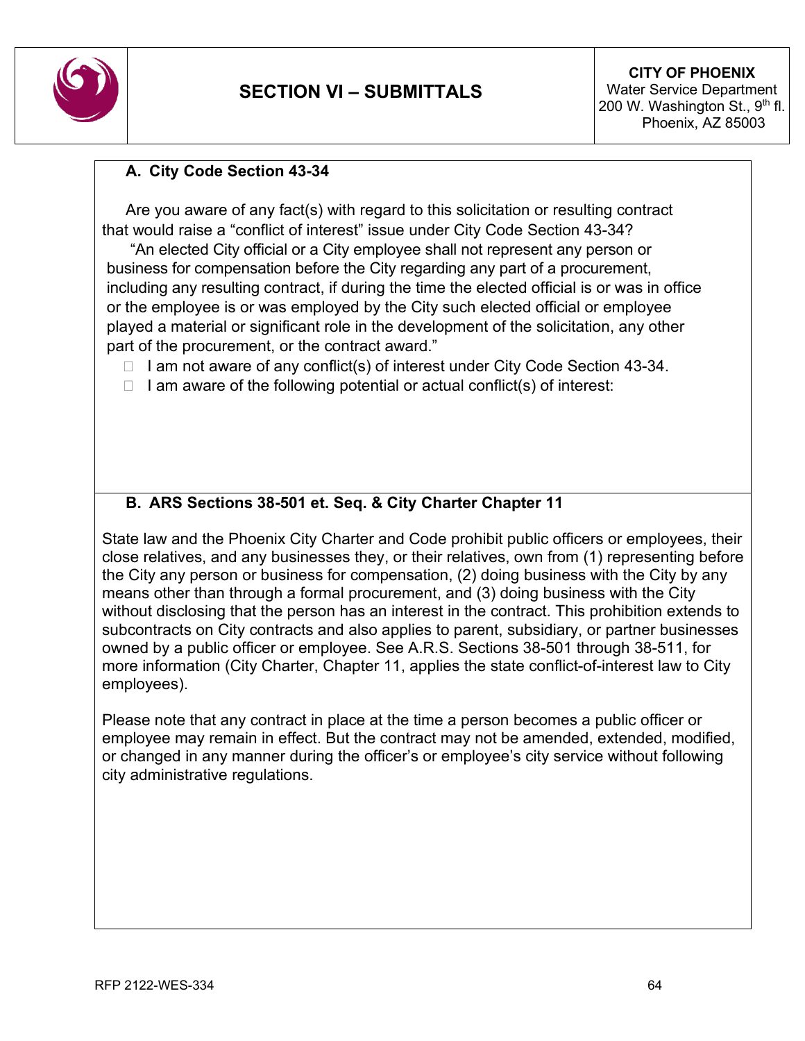# SECTION VI – SUBMITTALS

**CITY OF PHOENIX**
Water Service Department
200 W. Washington St., 9th fl.
Phoenix, AZ 85003

## A. City Code Section 43-34

Are you aware of any fact(s) with regard to this solicitation or resulting contract that would raise a "conflict of interest" issue under City Code Section 43-34?

"An elected City official or a City employee shall not represent any person or business for compensation before the City regarding any part of a procurement, including any resulting contract, if during the time the elected official is or was in office or the employee is or was employed by the City such elected official or employee played a material or significant role in the development of the solicitation, any other part of the procurement, or the contract award."

- ☐ I am not aware of any conflict(s) of interest under City Code Section 43-34.
- ☐ I am aware of the following potential or actual conflict(s) of interest:

## B. ARS Sections 38-501 et. Seq. & City Charter Chapter 11

State law and the Phoenix City Charter and Code prohibit public officers or employees, their close relatives, and any businesses they, or their relatives, own from (1) representing before the City any person or business for compensation, (2) doing business with the City by any means other than through a formal procurement, and (3) doing business with the City without disclosing that the person has an interest in the contract. This prohibition extends to subcontracts on City contracts and also applies to parent, subsidiary, or partner businesses owned by a public officer or employee. See A.R.S. Sections 38-501 through 38-511, for more information (City Charter, Chapter 11, applies the state conflict-of-interest law to City employees).

Please note that any contract in place at the time a person becomes a public officer or employee may remain in effect. But the contract may not be amended, extended, modified, or changed in any manner during the officer's or employee's city service without following city administrative regulations.

RFP 2122-WES-334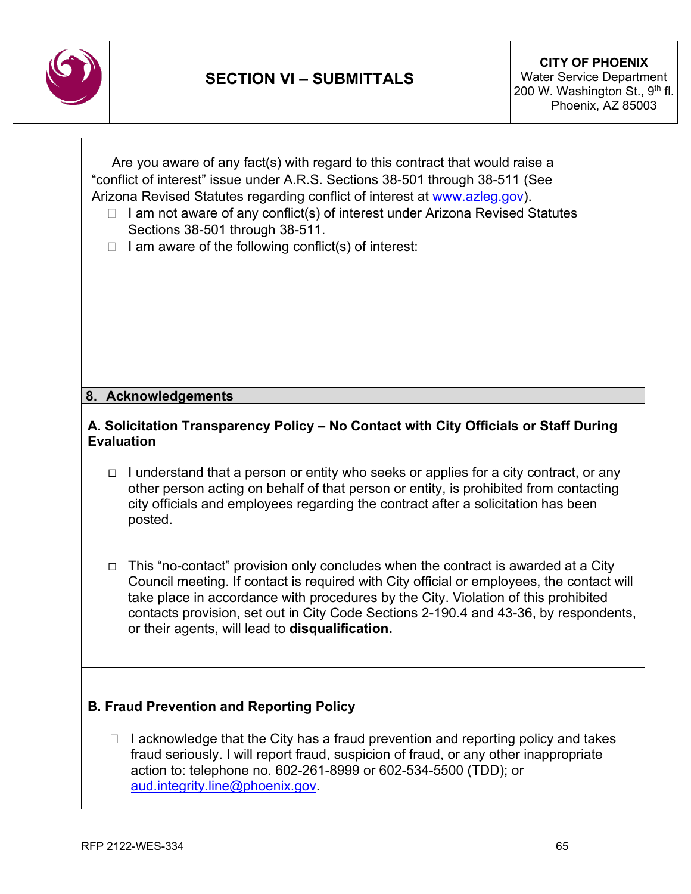Are you aware of any fact(s) with regard to this contract that would raise a "conflict of interest" issue under A.R.S. Sections 38-501 through 38-511 (See Arizona Revised Statutes regarding conflict of interest at www.azleg.gov).

- ☐ I am not aware of any conflict(s) of interest under Arizona Revised Statutes Sections 38-501 through 38-511.
- ☐ I am aware of the following conflict(s) of interest:

## 8. Acknowledgements

### A. Solicitation Transparency Policy – No Contact with City Officials or Staff During Evaluation

- ☐ I understand that a person or entity who seeks or applies for a city contract, or any other person acting on behalf of that person or entity, is prohibited from contacting city officials and employees regarding the contract after a solicitation has been posted.

- ☐ This "no-contact" provision only concludes when the contract is awarded at a City Council meeting. If contact is required with City official or employees, the contact will take place in accordance with procedures by the City. Violation of this prohibited contacts provision, set out in City Code Sections 2-190.4 and 43-36, by respondents, or their agents, will lead to **disqualification.**

### B. Fraud Prevention and Reporting Policy

- ☐ I acknowledge that the City has a fraud prevention and reporting policy and takes fraud seriously. I will report fraud, suspicion of fraud, or any other inappropriate action to: telephone no. 602-261-8999 or 602-534-5500 (TDD); or aud.integrity.line@phoenix.gov.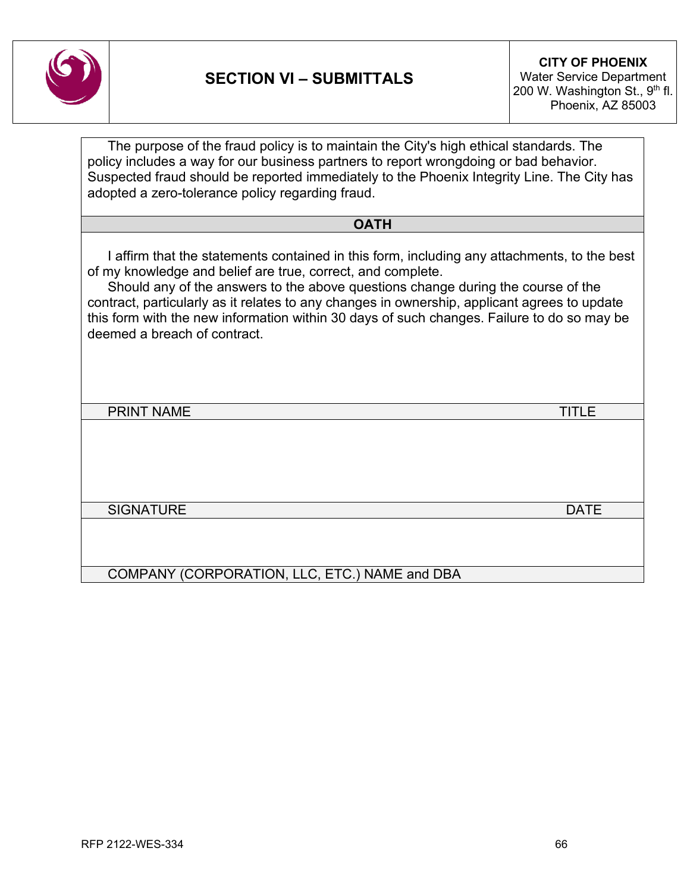# SECTION VI – SUBMITTALS

**CITY OF PHOENIX**
Water Service Department
200 W. Washington St., 9th fl.
Phoenix, AZ 85003

The purpose of the fraud policy is to maintain the City's high ethical standards. The policy includes a way for our business partners to report wrongdoing or bad behavior. Suspected fraud should be reported immediately to the Phoenix Integrity Line. The City has adopted a zero-tolerance policy regarding fraud.

## OATH

I affirm that the statements contained in this form, including any attachments, to the best of my knowledge and belief are true, correct, and complete.

Should any of the answers to the above questions change during the course of the contract, particularly as it relates to any changes in ownership, applicant agrees to update this form with the new information within 30 days of such changes. Failure to do so may be deemed a breach of contract.

| | |
|---|---|
| PRINT NAME | TITLE |
| | |
| SIGNATURE | DATE |
| | |
| COMPANY (CORPORATION, LLC, ETC.) NAME and DBA | |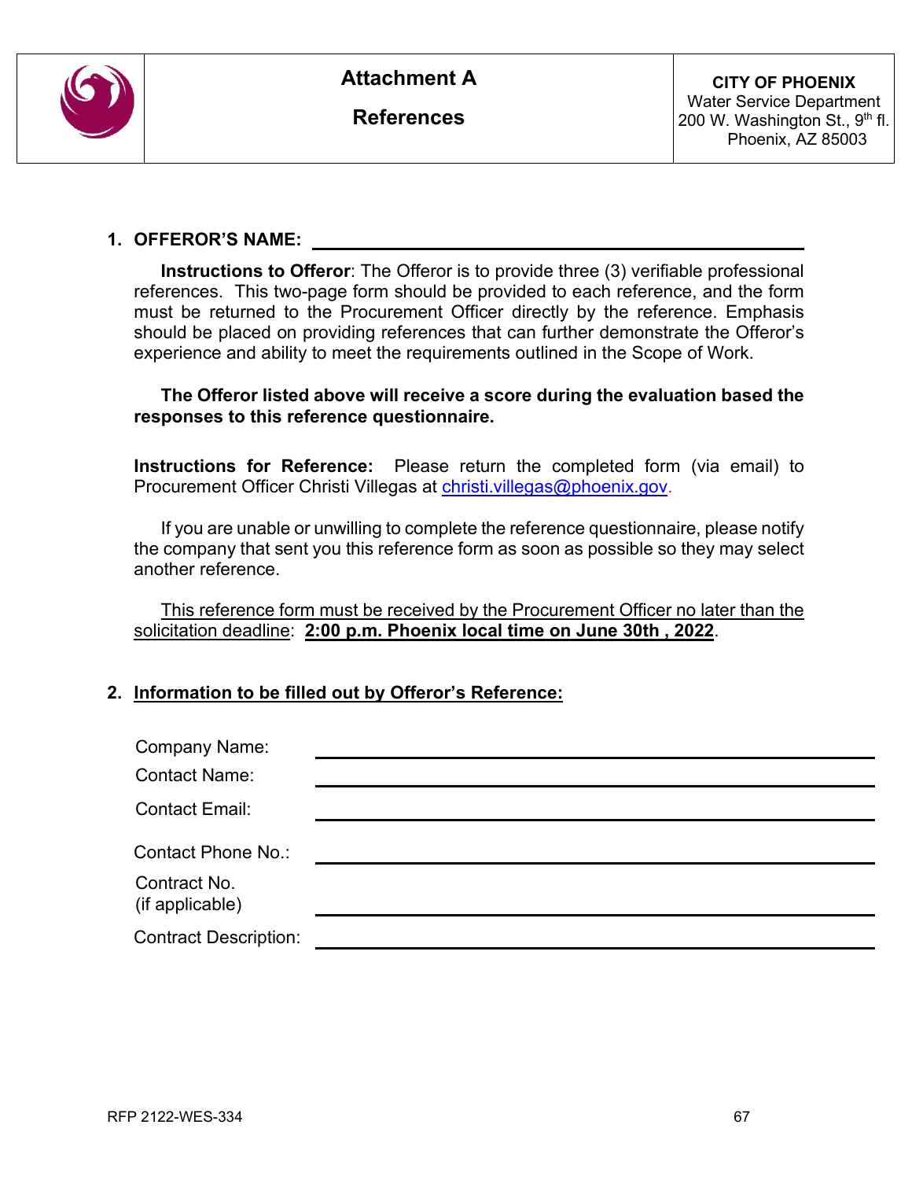| | **Attachment A**<br><br>**References** | **CITY OF PHOENIX**<br>Water Service Department<br>200 W. Washington St., 9th fl.<br>Phoenix, AZ 85003 |
|---|---|---|

**1. OFFEROR'S NAME:** ______________________________________________

**Instructions to Offeror**: The Offeror is to provide three (3) verifiable professional references. This two-page form should be provided to each reference, and the form must be returned to the Procurement Officer directly by the reference. Emphasis should be placed on providing references that can further demonstrate the Offeror's experience and ability to meet the requirements outlined in the Scope of Work.

**The Offeror listed above will receive a score during the evaluation based the responses to this reference questionnaire.**

**Instructions for Reference:** Please return the completed form (via email) to Procurement Officer Christi Villegas at christi.villegas@phoenix.gov.

If you are unable or unwilling to complete the reference questionnaire, please notify the company that sent you this reference form as soon as possible so they may select another reference.

This reference form must be received by the Procurement Officer no later than the solicitation deadline: **2:00 p.m. Phoenix local time on June 30th , 2022**.

**2. Information to be filled out by Offeror's Reference:**

Company Name: ______________________________________________

Contact Name: ______________________________________________

Contact Email: ______________________________________________

Contact Phone No.: ______________________________________________

Contract No. (if applicable) ______________________________________________

Contract Description: ______________________________________________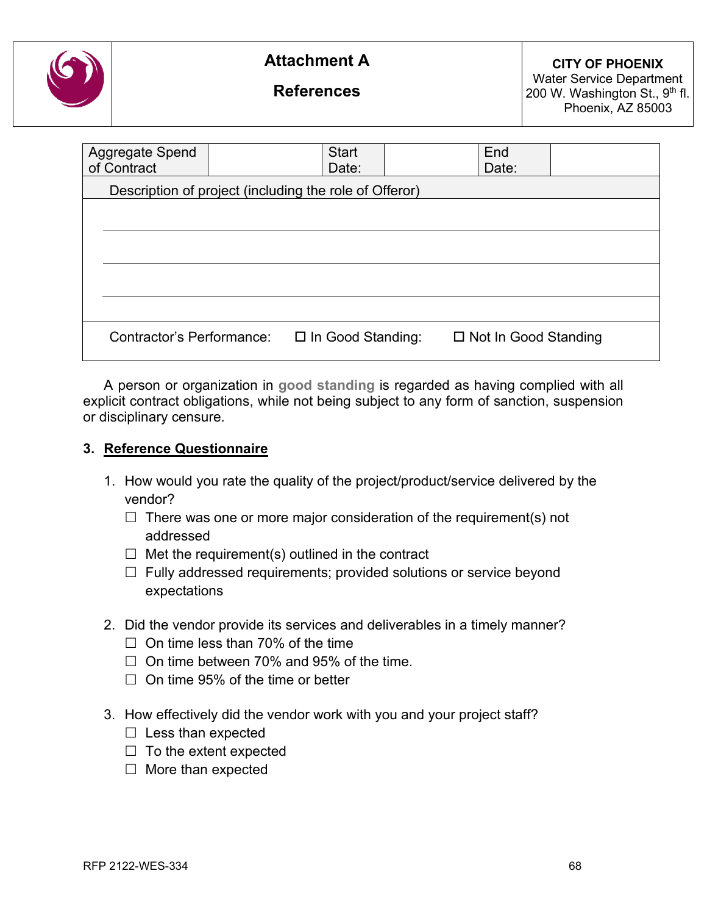| | Attachment A<br><br>References | CITY OF PHOENIX<br>Water Service Department<br>200 W. Washington St., 9th fl.<br>Phoenix, AZ 85003 |
|---|---|---|

| Aggregate Spend of Contract | | Start Date: | | End Date: | |
|---|---|---|---|---|---|
| Description of project (including the role of Offeror) | | | | | |
| | | | | | |
| | | | | | |
| | | | | | |
| | | | | | |
| Contractor's Performance: | ☐ In Good Standing: | | ☐ Not In Good Standing | | |

A person or organization in **good standing** is regarded as having complied with all explicit contract obligations, while not being subject to any form of sanction, suspension or disciplinary censure.

## 3. Reference Questionnaire

1. How would you rate the quality of the project/product/service delivered by the vendor?
   - ☐ There was one or more major consideration of the requirement(s) not addressed
   - ☐ Met the requirement(s) outlined in the contract
   - ☐ Fully addressed requirements; provided solutions or service beyond expectations

2. Did the vendor provide its services and deliverables in a timely manner?
   - ☐ On time less than 70% of the time
   - ☐ On time between 70% and 95% of the time.
   - ☐ On time 95% of the time or better

3. How effectively did the vendor work with you and your project staff?
   - ☐ Less than expected
   - ☐ To the extent expected
   - ☐ More than expected

RFP 2122-WES-334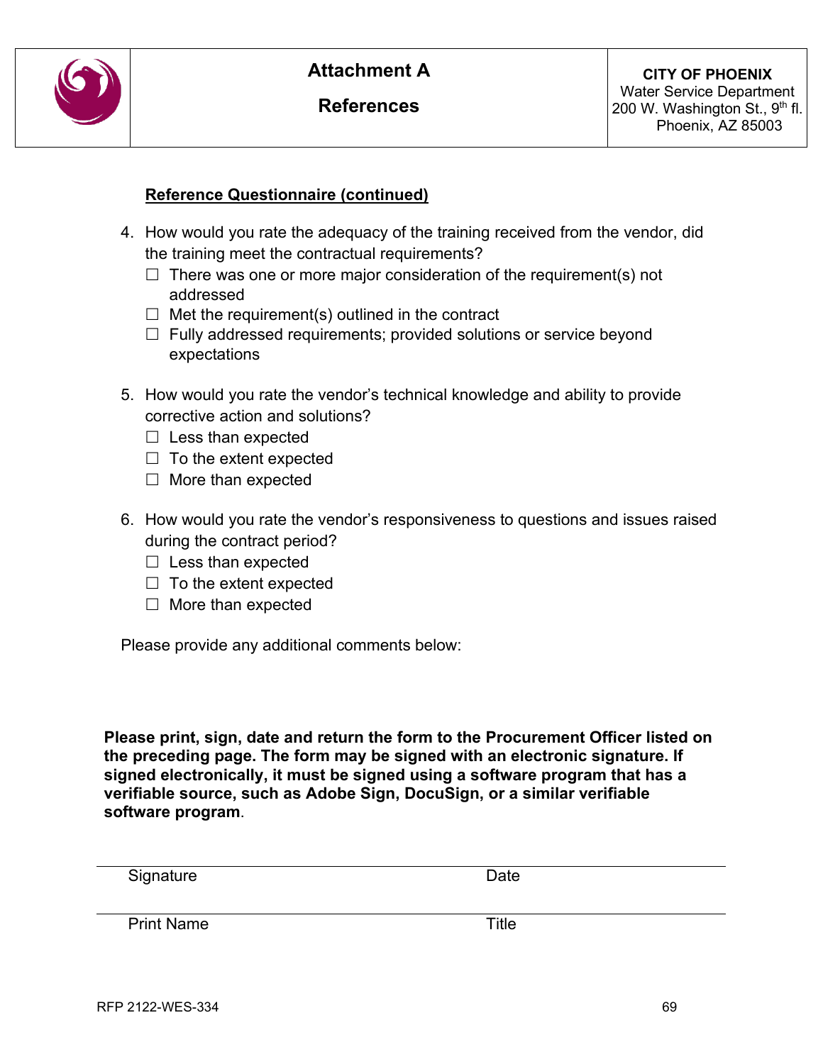| | Attachment A<br><br>References | **CITY OF PHOENIX**<br>Water Service Department<br>200 W. Washington St., 9th fl.<br>Phoenix, AZ 85003 |
|---|---|---|

**Reference Questionnaire (continued)**

4. How would you rate the adequacy of the training received from the vendor, did the training meet the contractual requirements?
   - ☐ There was one or more major consideration of the requirement(s) not addressed
   - ☐ Met the requirement(s) outlined in the contract
   - ☐ Fully addressed requirements; provided solutions or service beyond expectations

5. How would you rate the vendor's technical knowledge and ability to provide corrective action and solutions?
   - ☐ Less than expected
   - ☐ To the extent expected
   - ☐ More than expected

6. How would you rate the vendor's responsiveness to questions and issues raised during the contract period?
   - ☐ Less than expected
   - ☐ To the extent expected
   - ☐ More than expected

Please provide any additional comments below:

**Please print, sign, date and return the form to the Procurement Officer listed on the preceding page. The form may be signed with an electronic signature. If signed electronically, it must be signed using a software program that has a verifiable source, such as Adobe Sign, DocuSign, or a similar verifiable software program**.

Signature &emsp;&emsp;&emsp;&emsp;&emsp;&emsp;&emsp;&emsp;&emsp;&emsp; Date

Print Name &emsp;&emsp;&emsp;&emsp;&emsp;&emsp;&emsp;&emsp;&emsp;&emsp; Title

RFP 2122-WES-334